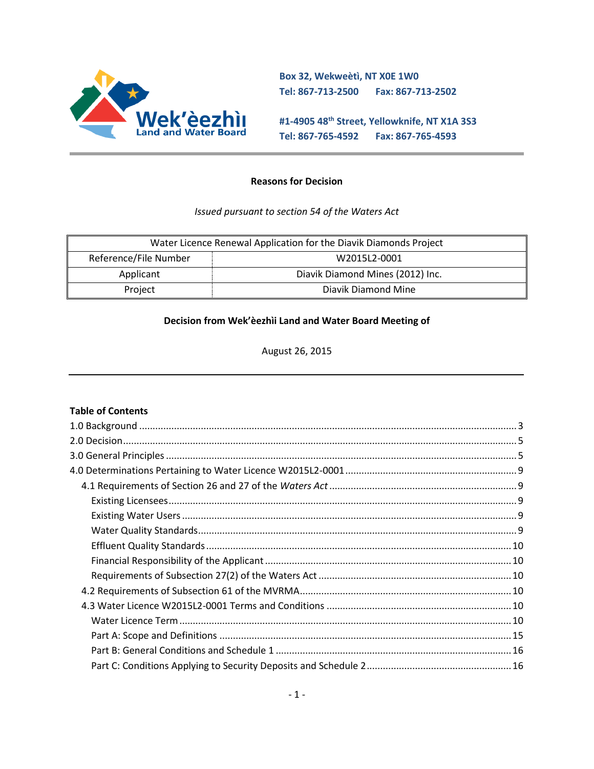Wek'èezhìı Land and Water Board

Box 32, Wekweètì, NT X0E 1W0
Tel: 867-713-2500 Fax: 867-713-2502

#1-4905 48th Street, Yellowknife, NT X1A 3S3
Tel: 867-765-4592 Fax: 867-765-4593

**Reasons for Decision**

*Issued pursuant to section 54 of the Waters Act*

| Water Licence Renewal Application for the Diavik Diamonds Project | |
|---|---|
| Reference/File Number | W2015L2-0001 |
| Applicant | Diavik Diamond Mines (2012) Inc. |
| Project | Diavik Diamond Mine |

**Decision from Wek'èezhìı Land and Water Board Meeting of**

August 26, 2015

---

**Table of Contents**

1.0 Background ..... 3
2.0 Decision ..... 5
3.0 General Principles ..... 5
4.0 Determinations Pertaining to Water Licence W2015L2-0001 ..... 9
- 4.1 Requirements of Section 26 and 27 of the *Waters Act* ..... 9
  - Existing Licensees ..... 9
  - Existing Water Users ..... 9
  - Water Quality Standards ..... 9
  - Effluent Quality Standards ..... 10
  - Financial Responsibility of the Applicant ..... 10
  - Requirements of Subsection 27(2) of the Waters Act ..... 10
- 4.2 Requirements of Subsection 61 of the MVRMA ..... 10
- 4.3 Water Licence W2015L2-0001 Terms and Conditions ..... 10
  - Water Licence Term ..... 10
  - Part A: Scope and Definitions ..... 15
  - Part B: General Conditions and Schedule 1 ..... 16
  - Part C: Conditions Applying to Security Deposits and Schedule 2 ..... 16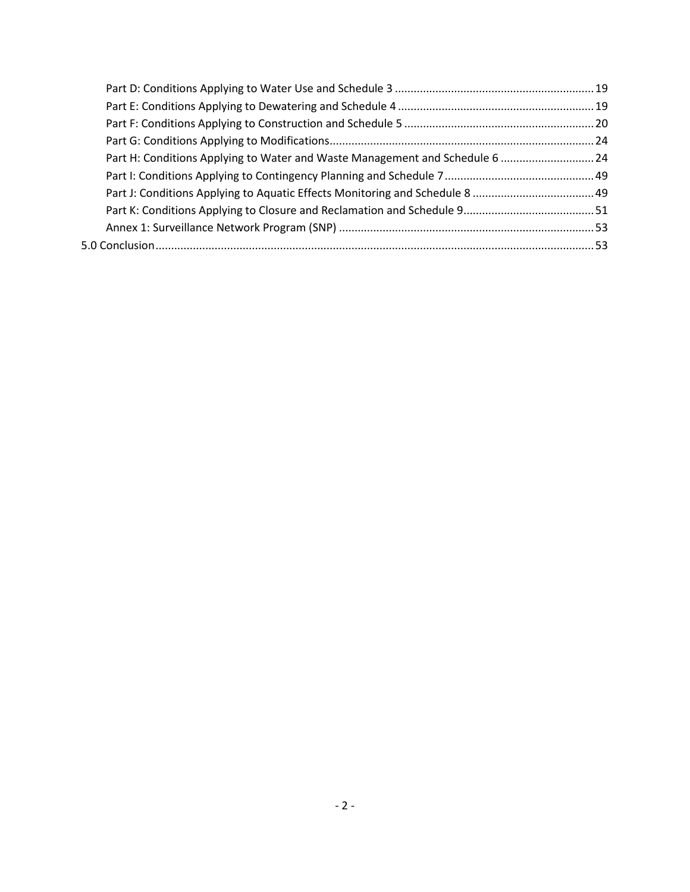- Part D: Conditions Applying to Water Use and Schedule 3 ........................................................................ 19
- Part E: Conditions Applying to Dewatering and Schedule 4 ........................................................................ 19
- Part F: Conditions Applying to Construction and Schedule 5 ........................................................................ 20
- Part G: Conditions Applying to Modifications........................................................................................... 24
- Part H: Conditions Applying to Water and Waste Management and Schedule 6 .......................................... 24
- Part I: Conditions Applying to Contingency Planning and Schedule 7........................................................ 49
- Part J: Conditions Applying to Aquatic Effects Monitoring and Schedule 8 .................................................. 49
- Part K: Conditions Applying to Closure and Reclamation and Schedule 9..................................................... 51
- Annex 1: Surveillance Network Program (SNP) ........................................................................................ 53

5.0 Conclusion........................................................................................................................................ 53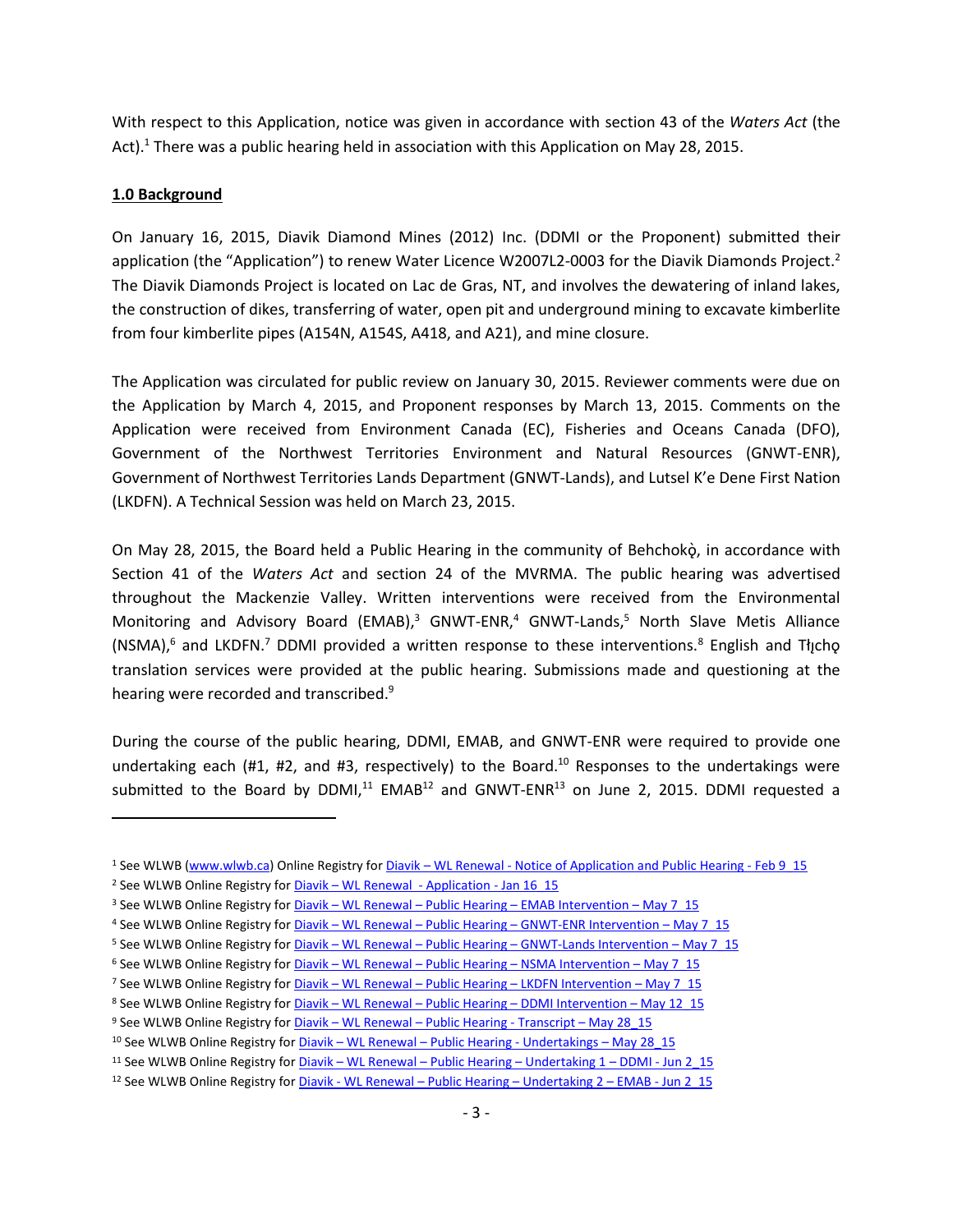With respect to this Application, notice was given in accordance with section 43 of the *Waters Act* (the Act).[1] There was a public hearing held in association with this Application on May 28, 2015.

**1.0 Background**

On January 16, 2015, Diavik Diamond Mines (2012) Inc. (DDMI or the Proponent) submitted their application (the "Application") to renew Water Licence W2007L2-0003 for the Diavik Diamonds Project.[2] The Diavik Diamonds Project is located on Lac de Gras, NT, and involves the dewatering of inland lakes, the construction of dikes, transferring of water, open pit and underground mining to excavate kimberlite from four kimberlite pipes (A154N, A154S, A418, and A21), and mine closure.

The Application was circulated for public review on January 30, 2015. Reviewer comments were due on the Application by March 4, 2015, and Proponent responses by March 13, 2015. Comments on the Application were received from Environment Canada (EC), Fisheries and Oceans Canada (DFO), Government of the Northwest Territories Environment and Natural Resources (GNWT-ENR), Government of Northwest Territories Lands Department (GNWT-Lands), and Lutsel K'e Dene First Nation (LKDFN). A Technical Session was held on March 23, 2015.

On May 28, 2015, the Board held a Public Hearing in the community of Behchokǫ̀, in accordance with Section 41 of the *Waters Act* and section 24 of the MVRMA. The public hearing was advertised throughout the Mackenzie Valley. Written interventions were received from the Environmental Monitoring and Advisory Board (EMAB),[3] GNWT-ENR,[4] GNWT-Lands,[5] North Slave Metis Alliance (NSMA),[6] and LKDFN.[7] DDMI provided a written response to these interventions.[8] English and Tłı̨chǫ translation services were provided at the public hearing. Submissions made and questioning at the hearing were recorded and transcribed.[9]

During the course of the public hearing, DDMI, EMAB, and GNWT-ENR were required to provide one undertaking each (#1, #2, and #3, respectively) to the Board.[10] Responses to the undertakings were submitted to the Board by DDMI,[11] EMAB[12] and GNWT-ENR[13] on June 2, 2015. DDMI requested a

---

[1] See WLWB (www.wlwb.ca) Online Registry for Diavik – WL Renewal - Notice of Application and Public Hearing - Feb 9_15

[2] See WLWB Online Registry for Diavik – WL Renewal - Application - Jan 16_15

[3] See WLWB Online Registry for Diavik – WL Renewal – Public Hearing – EMAB Intervention – May 7_15

[4] See WLWB Online Registry for Diavik – WL Renewal – Public Hearing – GNWT-ENR Intervention – May 7_15

[5] See WLWB Online Registry for Diavik – WL Renewal – Public Hearing – GNWT-Lands Intervention – May 7_15

[6] See WLWB Online Registry for Diavik – WL Renewal – Public Hearing – NSMA Intervention – May 7_15

[7] See WLWB Online Registry for Diavik – WL Renewal – Public Hearing – LKDFN Intervention – May 7_15

[8] See WLWB Online Registry for Diavik – WL Renewal – Public Hearing – DDMI Intervention – May 12_15

[9] See WLWB Online Registry for Diavik – WL Renewal – Public Hearing - Transcript – May 28_15

[10] See WLWB Online Registry for Diavik – WL Renewal – Public Hearing - Undertakings – May 28_15

[11] See WLWB Online Registry for Diavik – WL Renewal – Public Hearing – Undertaking 1 – DDMI - Jun 2_15

[12] See WLWB Online Registry for Diavik - WL Renewal – Public Hearing – Undertaking 2 – EMAB - Jun 2_15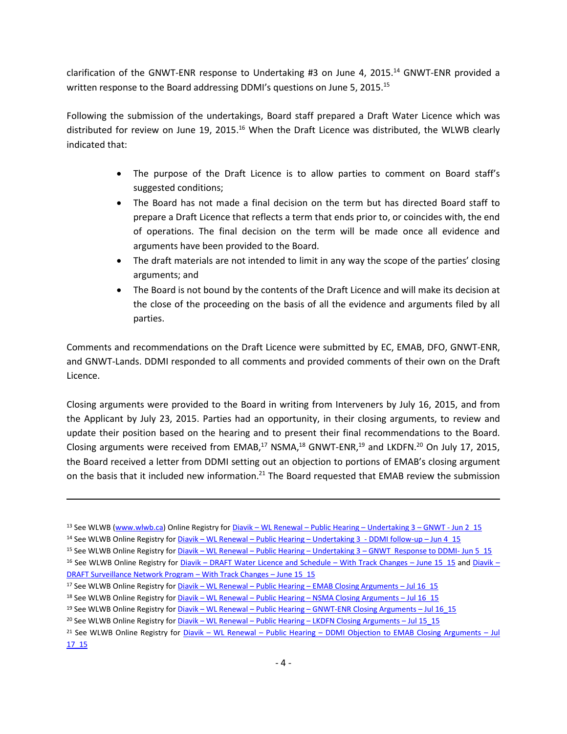clarification of the GNWT-ENR response to Undertaking #3 on June 4, 2015.[14] GNWT-ENR provided a written response to the Board addressing DDMI's questions on June 5, 2015.[15]

Following the submission of the undertakings, Board staff prepared a Draft Water Licence which was distributed for review on June 19, 2015.[16] When the Draft Licence was distributed, the WLWB clearly indicated that:

- The purpose of the Draft Licence is to allow parties to comment on Board staff's suggested conditions;
- The Board has not made a final decision on the term but has directed Board staff to prepare a Draft Licence that reflects a term that ends prior to, or coincides with, the end of operations. The final decision on the term will be made once all evidence and arguments have been provided to the Board.
- The draft materials are not intended to limit in any way the scope of the parties' closing arguments; and
- The Board is not bound by the contents of the Draft Licence and will make its decision at the close of the proceeding on the basis of all the evidence and arguments filed by all parties.

Comments and recommendations on the Draft Licence were submitted by EC, EMAB, DFO, GNWT-ENR, and GNWT-Lands. DDMI responded to all comments and provided comments of their own on the Draft Licence.

Closing arguments were provided to the Board in writing from Interveners by July 16, 2015, and from the Applicant by July 23, 2015. Parties had an opportunity, in their closing arguments, to review and update their position based on the hearing and to present their final recommendations to the Board. Closing arguments were received from EMAB,[17] NSMA,[18] GNWT-ENR,[19] and LKDFN.[20] On July 17, 2015, the Board received a letter from DDMI setting out an objection to portions of EMAB's closing argument on the basis that it included new information.[21] The Board requested that EMAB review the submission

---

[13] See WLWB (www.wlwb.ca) Online Registry for Diavik – WL Renewal – Public Hearing – Undertaking 3 – GNWT - Jun 2_15

[14] See WLWB Online Registry for Diavik – WL Renewal – Public Hearing – Undertaking 3 - DDMI follow-up – Jun 4_15

[15] See WLWB Online Registry for Diavik – WL Renewal – Public Hearing – Undertaking 3 – GNWT_Response to DDMI- Jun 5_15

[16] See WLWB Online Registry for Diavik – DRAFT Water Licence and Schedule – With Track Changes – June 15_15 and Diavik – DRAFT Surveillance Network Program – With Track Changes – June 15_15

[17] See WLWB Online Registry for Diavik – WL Renewal – Public Hearing – EMAB Closing Arguments – Jul 16_15

[18] See WLWB Online Registry for Diavik – WL Renewal – Public Hearing – NSMA Closing Arguments – Jul 16_15

[19] See WLWB Online Registry for Diavik – WL Renewal – Public Hearing – GNWT-ENR Closing Arguments – Jul 16_15

[20] See WLWB Online Registry for Diavik – WL Renewal – Public Hearing – LKDFN Closing Arguments – Jul 15_15

[21] See WLWB Online Registry for Diavik – WL Renewal – Public Hearing – DDMI Objection to EMAB Closing Arguments – Jul 17_15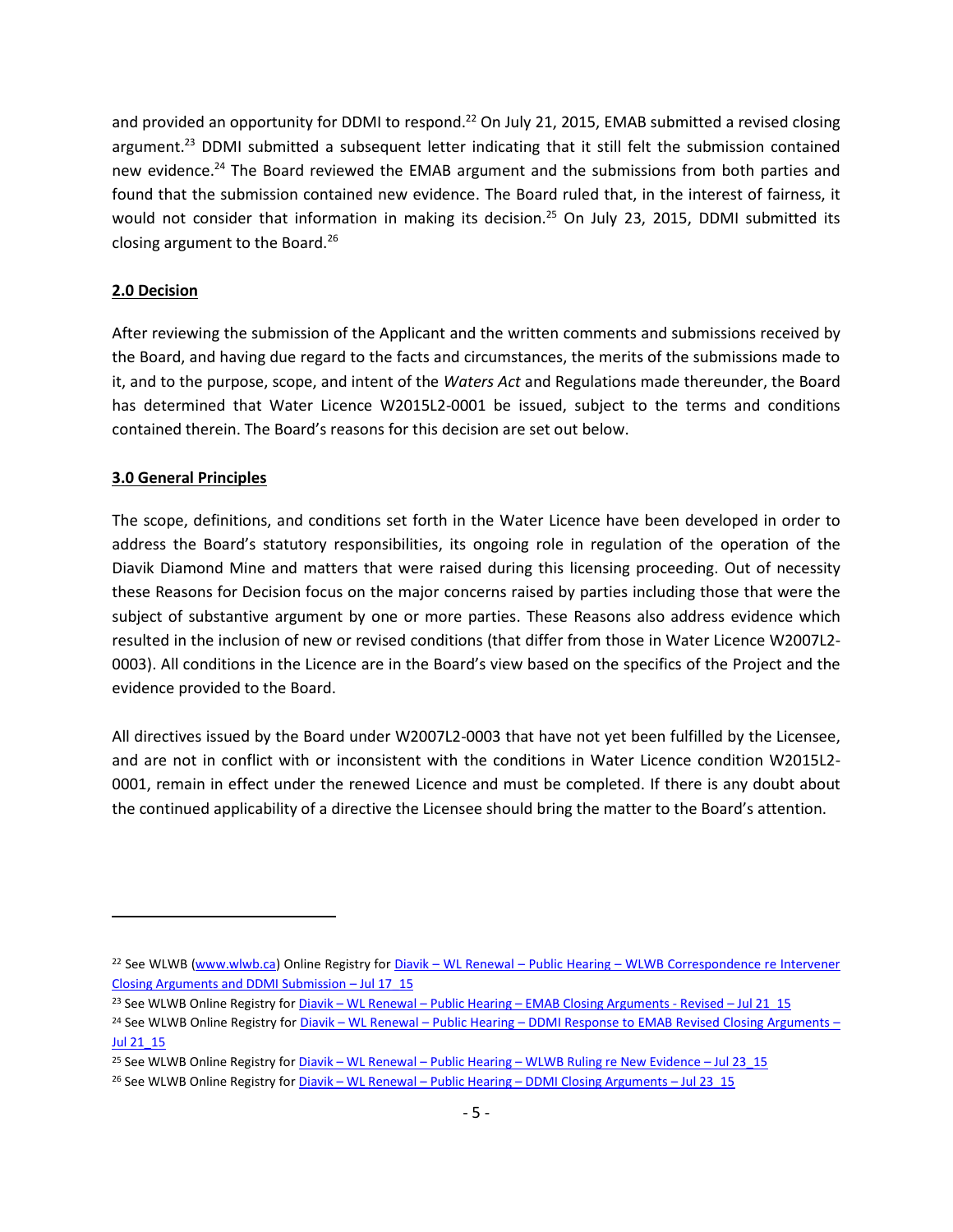and provided an opportunity for DDMI to respond.[22] On July 21, 2015, EMAB submitted a revised closing argument.[23] DDMI submitted a subsequent letter indicating that it still felt the submission contained new evidence.[24] The Board reviewed the EMAB argument and the submissions from both parties and found that the submission contained new evidence. The Board ruled that, in the interest of fairness, it would not consider that information in making its decision.[25] On July 23, 2015, DDMI submitted its closing argument to the Board.[26]

## 2.0 Decision

After reviewing the submission of the Applicant and the written comments and submissions received by the Board, and having due regard to the facts and circumstances, the merits of the submissions made to it, and to the purpose, scope, and intent of the *Waters Act* and Regulations made thereunder, the Board has determined that Water Licence W2015L2-0001 be issued, subject to the terms and conditions contained therein. The Board's reasons for this decision are set out below.

## 3.0 General Principles

The scope, definitions, and conditions set forth in the Water Licence have been developed in order to address the Board's statutory responsibilities, its ongoing role in regulation of the operation of the Diavik Diamond Mine and matters that were raised during this licensing proceeding. Out of necessity these Reasons for Decision focus on the major concerns raised by parties including those that were the subject of substantive argument by one or more parties. These Reasons also address evidence which resulted in the inclusion of new or revised conditions (that differ from those in Water Licence W2007L2-0003). All conditions in the Licence are in the Board's view based on the specifics of the Project and the evidence provided to the Board.

All directives issued by the Board under W2007L2-0003 that have not yet been fulfilled by the Licensee, and are not in conflict with or inconsistent with the conditions in Water Licence condition W2015L2-0001, remain in effect under the renewed Licence and must be completed. If there is any doubt about the continued applicability of a directive the Licensee should bring the matter to the Board's attention.

---

[22] See WLWB (www.wlwb.ca) Online Registry for Diavik – WL Renewal – Public Hearing – WLWB Correspondence re Intervener Closing Arguments and DDMI Submission – Jul 17_15

[23] See WLWB Online Registry for Diavik – WL Renewal – Public Hearing – EMAB Closing Arguments - Revised – Jul 21_15

[24] See WLWB Online Registry for Diavik – WL Renewal – Public Hearing – DDMI Response to EMAB Revised Closing Arguments – Jul 21_15

[25] See WLWB Online Registry for Diavik – WL Renewal – Public Hearing – WLWB Ruling re New Evidence – Jul 23_15

[26] See WLWB Online Registry for Diavik – WL Renewal – Public Hearing – DDMI Closing Arguments – Jul 23_15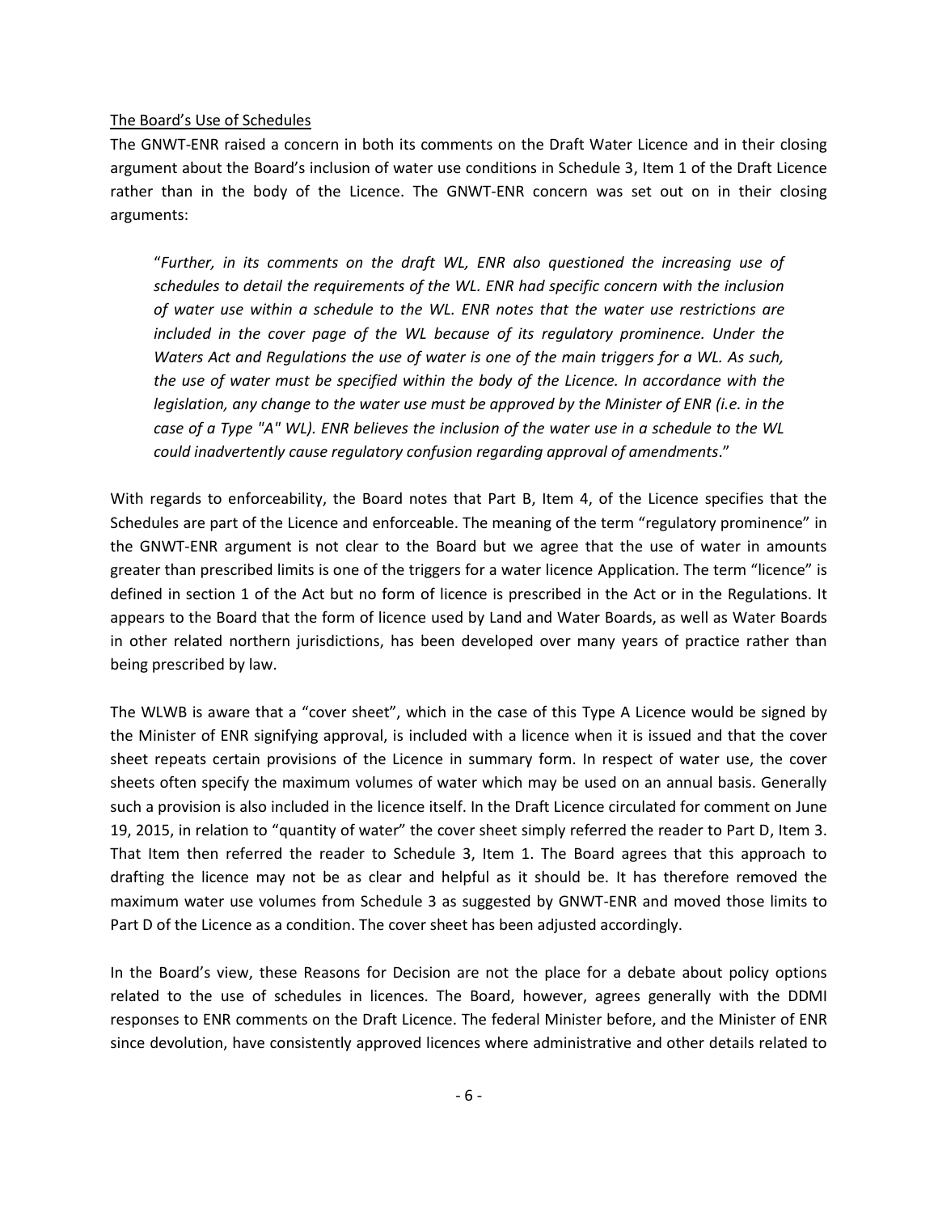The Board's Use of Schedules

The GNWT-ENR raised a concern in both its comments on the Draft Water Licence and in their closing argument about the Board's inclusion of water use conditions in Schedule 3, Item 1 of the Draft Licence rather than in the body of the Licence. The GNWT-ENR concern was set out on in their closing arguments:

> "*Further, in its comments on the draft WL, ENR also questioned the increasing use of schedules to detail the requirements of the WL. ENR had specific concern with the inclusion of water use within a schedule to the WL. ENR notes that the water use restrictions are included in the cover page of the WL because of its regulatory prominence. Under the Waters Act and Regulations the use of water is one of the main triggers for a WL. As such, the use of water must be specified within the body of the Licence. In accordance with the legislation, any change to the water use must be approved by the Minister of ENR (i.e. in the case of a Type "A" WL). ENR believes the inclusion of the water use in a schedule to the WL could inadvertently cause regulatory confusion regarding approval of amendments*."

With regards to enforceability, the Board notes that Part B, Item 4, of the Licence specifies that the Schedules are part of the Licence and enforceable. The meaning of the term "regulatory prominence" in the GNWT-ENR argument is not clear to the Board but we agree that the use of water in amounts greater than prescribed limits is one of the triggers for a water licence Application. The term "licence" is defined in section 1 of the Act but no form of licence is prescribed in the Act or in the Regulations. It appears to the Board that the form of licence used by Land and Water Boards, as well as Water Boards in other related northern jurisdictions, has been developed over many years of practice rather than being prescribed by law.

The WLWB is aware that a "cover sheet", which in the case of this Type A Licence would be signed by the Minister of ENR signifying approval, is included with a licence when it is issued and that the cover sheet repeats certain provisions of the Licence in summary form. In respect of water use, the cover sheets often specify the maximum volumes of water which may be used on an annual basis. Generally such a provision is also included in the licence itself. In the Draft Licence circulated for comment on June 19, 2015, in relation to "quantity of water" the cover sheet simply referred the reader to Part D, Item 3. That Item then referred the reader to Schedule 3, Item 1. The Board agrees that this approach to drafting the licence may not be as clear and helpful as it should be. It has therefore removed the maximum water use volumes from Schedule 3 as suggested by GNWT-ENR and moved those limits to Part D of the Licence as a condition. The cover sheet has been adjusted accordingly.

In the Board's view, these Reasons for Decision are not the place for a debate about policy options related to the use of schedules in licences. The Board, however, agrees generally with the DDMI responses to ENR comments on the Draft Licence. The federal Minister before, and the Minister of ENR since devolution, have consistently approved licences where administrative and other details related to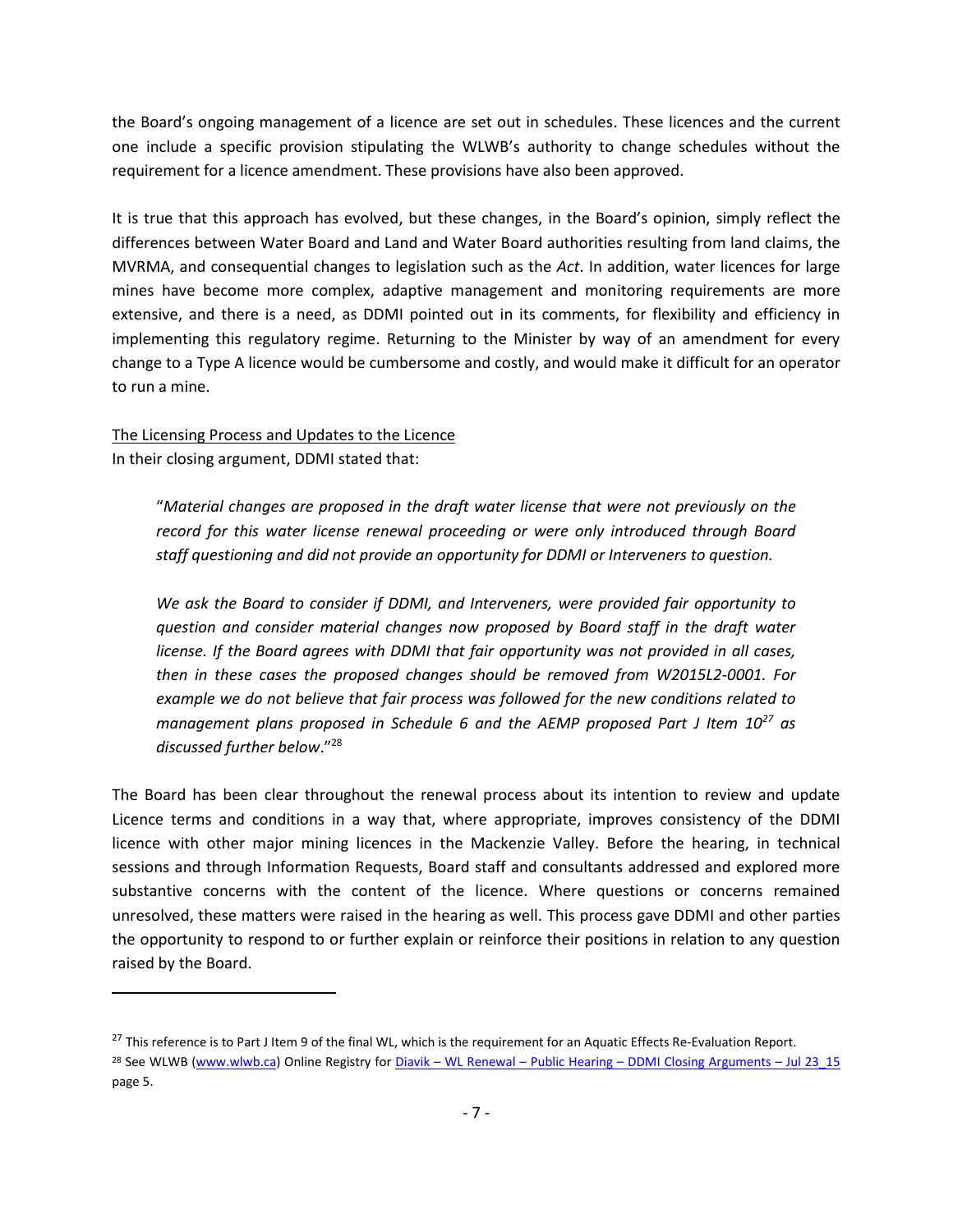the Board's ongoing management of a licence are set out in schedules. These licences and the current one include a specific provision stipulating the WLWB's authority to change schedules without the requirement for a licence amendment. These provisions have also been approved.

It is true that this approach has evolved, but these changes, in the Board's opinion, simply reflect the differences between Water Board and Land and Water Board authorities resulting from land claims, the MVRMA, and consequential changes to legislation such as the *Act*. In addition, water licences for large mines have become more complex, adaptive management and monitoring requirements are more extensive, and there is a need, as DDMI pointed out in its comments, for flexibility and efficiency in implementing this regulatory regime. Returning to the Minister by way of an amendment for every change to a Type A licence would be cumbersome and costly, and would make it difficult for an operator to run a mine.

<u>The Licensing Process and Updates to the Licence</u>
In their closing argument, DDMI stated that:

> "*Material changes are proposed in the draft water license that were not previously on the record for this water license renewal proceeding or were only introduced through Board staff questioning and did not provide an opportunity for DDMI or Interveners to question.*
>
> *We ask the Board to consider if DDMI, and Interveners, were provided fair opportunity to question and consider material changes now proposed by Board staff in the draft water license. If the Board agrees with DDMI that fair opportunity was not provided in all cases, then in these cases the proposed changes should be removed from W2015L2-0001. For example we do not believe that fair process was followed for the new conditions related to management plans proposed in Schedule 6 and the AEMP proposed Part J Item 10*[27] *as discussed further below*."[28]

The Board has been clear throughout the renewal process about its intention to review and update Licence terms and conditions in a way that, where appropriate, improves consistency of the DDMI licence with other major mining licences in the Mackenzie Valley. Before the hearing, in technical sessions and through Information Requests, Board staff and consultants addressed and explored more substantive concerns with the content of the licence. Where questions or concerns remained unresolved, these matters were raised in the hearing as well. This process gave DDMI and other parties the opportunity to respond to or further explain or reinforce their positions in relation to any question raised by the Board.

---

[27] This reference is to Part J Item 9 of the final WL, which is the requirement for an Aquatic Effects Re-Evaluation Report.

[28] See WLWB (www.wlwb.ca) Online Registry for Diavik – WL Renewal – Public Hearing – DDMI Closing Arguments – Jul 23_15 page 5.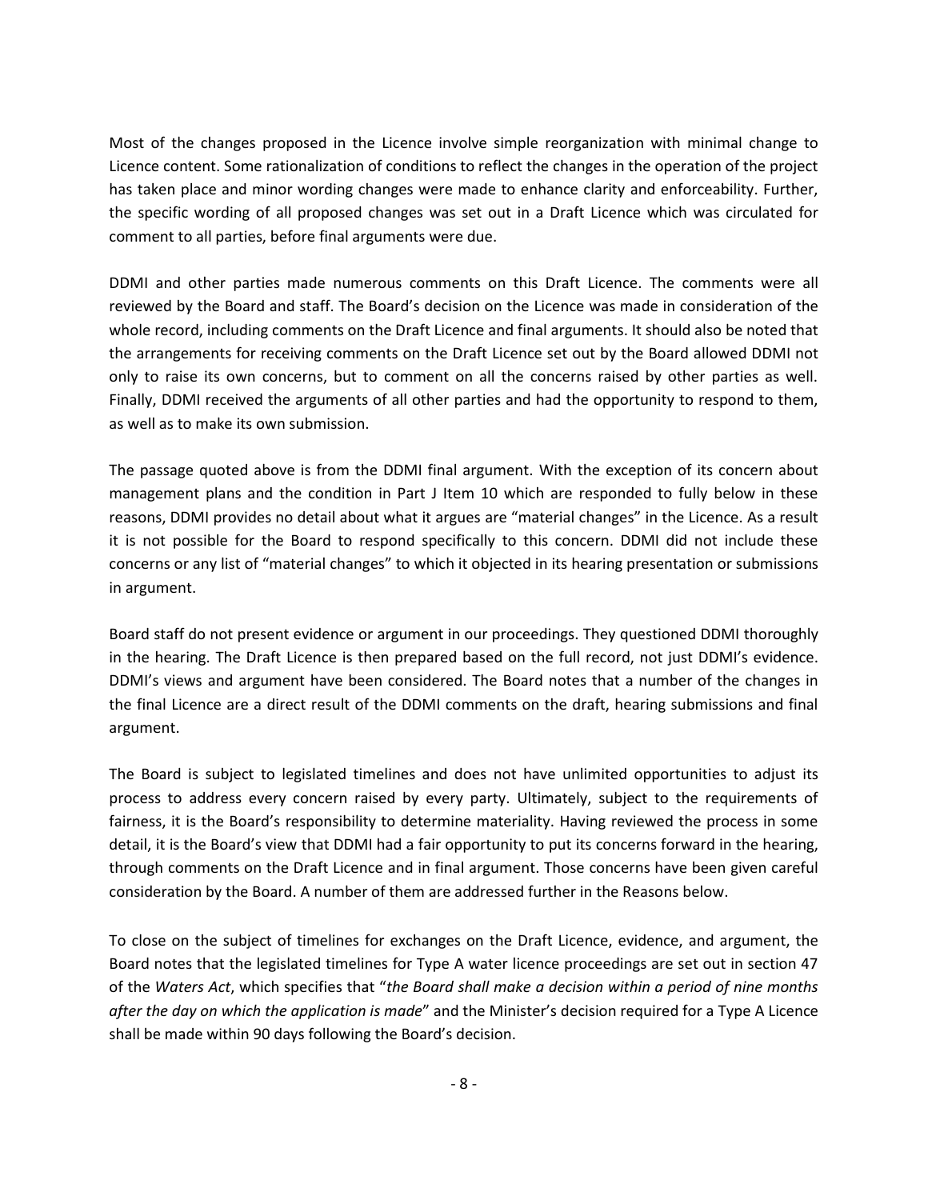Most of the changes proposed in the Licence involve simple reorganization with minimal change to Licence content. Some rationalization of conditions to reflect the changes in the operation of the project has taken place and minor wording changes were made to enhance clarity and enforceability. Further, the specific wording of all proposed changes was set out in a Draft Licence which was circulated for comment to all parties, before final arguments were due.

DDMI and other parties made numerous comments on this Draft Licence. The comments were all reviewed by the Board and staff. The Board's decision on the Licence was made in consideration of the whole record, including comments on the Draft Licence and final arguments. It should also be noted that the arrangements for receiving comments on the Draft Licence set out by the Board allowed DDMI not only to raise its own concerns, but to comment on all the concerns raised by other parties as well. Finally, DDMI received the arguments of all other parties and had the opportunity to respond to them, as well as to make its own submission.

The passage quoted above is from the DDMI final argument. With the exception of its concern about management plans and the condition in Part J Item 10 which are responded to fully below in these reasons, DDMI provides no detail about what it argues are "material changes" in the Licence. As a result it is not possible for the Board to respond specifically to this concern. DDMI did not include these concerns or any list of "material changes" to which it objected in its hearing presentation or submissions in argument.

Board staff do not present evidence or argument in our proceedings. They questioned DDMI thoroughly in the hearing. The Draft Licence is then prepared based on the full record, not just DDMI's evidence. DDMI's views and argument have been considered. The Board notes that a number of the changes in the final Licence are a direct result of the DDMI comments on the draft, hearing submissions and final argument.

The Board is subject to legislated timelines and does not have unlimited opportunities to adjust its process to address every concern raised by every party. Ultimately, subject to the requirements of fairness, it is the Board's responsibility to determine materiality. Having reviewed the process in some detail, it is the Board's view that DDMI had a fair opportunity to put its concerns forward in the hearing, through comments on the Draft Licence and in final argument. Those concerns have been given careful consideration by the Board. A number of them are addressed further in the Reasons below.

To close on the subject of timelines for exchanges on the Draft Licence, evidence, and argument, the Board notes that the legislated timelines for Type A water licence proceedings are set out in section 47 of the *Waters Act*, which specifies that "*the Board shall make a decision within a period of nine months after the day on which the application is made*" and the Minister's decision required for a Type A Licence shall be made within 90 days following the Board's decision.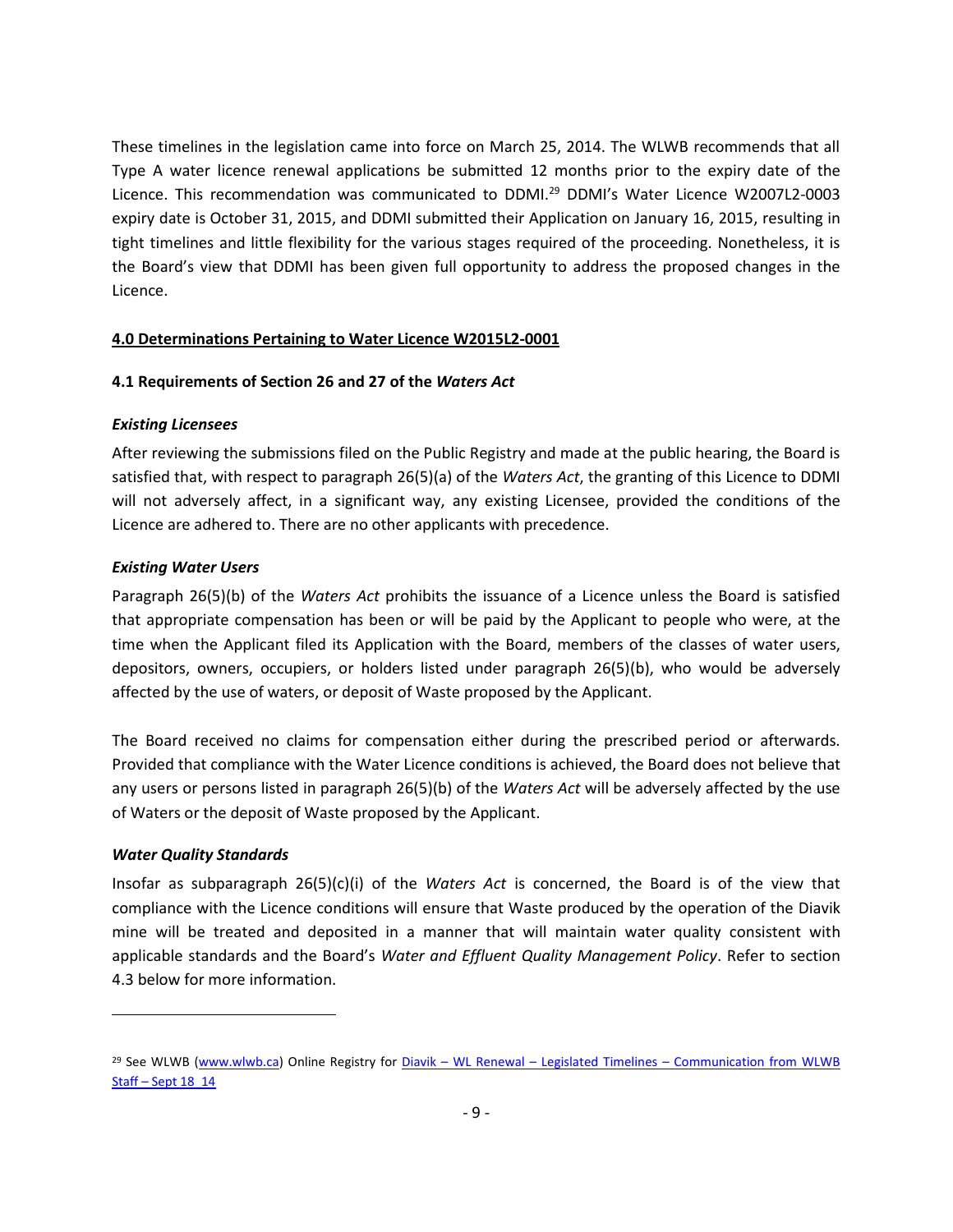These timelines in the legislation came into force on March 25, 2014. The WLWB recommends that all Type A water licence renewal applications be submitted 12 months prior to the expiry date of the Licence. This recommendation was communicated to DDMI.[29] DDMI's Water Licence W2007L2-0003 expiry date is October 31, 2015, and DDMI submitted their Application on January 16, 2015, resulting in tight timelines and little flexibility for the various stages required of the proceeding. Nonetheless, it is the Board's view that DDMI has been given full opportunity to address the proposed changes in the Licence.

## 4.0 Determinations Pertaining to Water Licence W2015L2-0001

### 4.1 Requirements of Section 26 and 27 of the *Waters Act*

#### *Existing Licensees*

After reviewing the submissions filed on the Public Registry and made at the public hearing, the Board is satisfied that, with respect to paragraph 26(5)(a) of the *Waters Act*, the granting of this Licence to DDMI will not adversely affect, in a significant way, any existing Licensee, provided the conditions of the Licence are adhered to. There are no other applicants with precedence.

#### *Existing Water Users*

Paragraph 26(5)(b) of the *Waters Act* prohibits the issuance of a Licence unless the Board is satisfied that appropriate compensation has been or will be paid by the Applicant to people who were, at the time when the Applicant filed its Application with the Board, members of the classes of water users, depositors, owners, occupiers, or holders listed under paragraph 26(5)(b), who would be adversely affected by the use of waters, or deposit of Waste proposed by the Applicant.

The Board received no claims for compensation either during the prescribed period or afterwards. Provided that compliance with the Water Licence conditions is achieved, the Board does not believe that any users or persons listed in paragraph 26(5)(b) of the *Waters Act* will be adversely affected by the use of Waters or the deposit of Waste proposed by the Applicant.

#### *Water Quality Standards*

Insofar as subparagraph 26(5)(c)(i) of the *Waters Act* is concerned, the Board is of the view that compliance with the Licence conditions will ensure that Waste produced by the operation of the Diavik mine will be treated and deposited in a manner that will maintain water quality consistent with applicable standards and the Board's *Water and Effluent Quality Management Policy*. Refer to section 4.3 below for more information.

---

[29] See WLWB (www.wlwb.ca) Online Registry for Diavik – WL Renewal – Legislated Timelines – Communication from WLWB Staff – Sept 18_14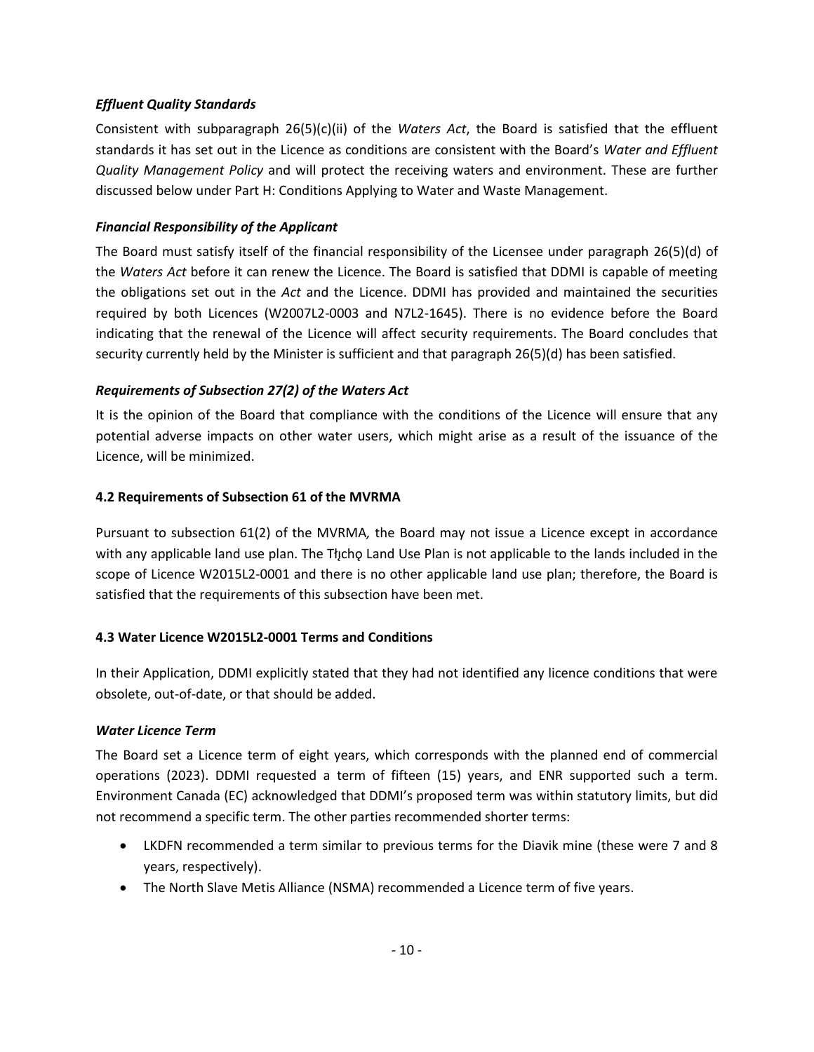### *Effluent Quality Standards*

Consistent with subparagraph 26(5)(c)(ii) of the *Waters Act*, the Board is satisfied that the effluent standards it has set out in the Licence as conditions are consistent with the Board's *Water and Effluent Quality Management Policy* and will protect the receiving waters and environment. These are further discussed below under Part H: Conditions Applying to Water and Waste Management.

### *Financial Responsibility of the Applicant*

The Board must satisfy itself of the financial responsibility of the Licensee under paragraph 26(5)(d) of the *Waters Act* before it can renew the Licence. The Board is satisfied that DDMI is capable of meeting the obligations set out in the *Act* and the Licence. DDMI has provided and maintained the securities required by both Licences (W2007L2-0003 and N7L2-1645). There is no evidence before the Board indicating that the renewal of the Licence will affect security requirements. The Board concludes that security currently held by the Minister is sufficient and that paragraph 26(5)(d) has been satisfied.

### *Requirements of Subsection 27(2) of the Waters Act*

It is the opinion of the Board that compliance with the conditions of the Licence will ensure that any potential adverse impacts on other water users, which might arise as a result of the issuance of the Licence, will be minimized.

## 4.2 Requirements of Subsection 61 of the MVRMA

Pursuant to subsection 61(2) of the MVRMA*,* the Board may not issue a Licence except in accordance with any applicable land use plan. The Tłı̨chǫ Land Use Plan is not applicable to the lands included in the scope of Licence W2015L2-0001 and there is no other applicable land use plan; therefore, the Board is satisfied that the requirements of this subsection have been met.

## 4.3 Water Licence W2015L2-0001 Terms and Conditions

In their Application, DDMI explicitly stated that they had not identified any licence conditions that were obsolete, out-of-date, or that should be added.

### *Water Licence Term*

The Board set a Licence term of eight years, which corresponds with the planned end of commercial operations (2023). DDMI requested a term of fifteen (15) years, and ENR supported such a term. Environment Canada (EC) acknowledged that DDMI's proposed term was within statutory limits, but did not recommend a specific term. The other parties recommended shorter terms:

- LKDFN recommended a term similar to previous terms for the Diavik mine (these were 7 and 8 years, respectively).
- The North Slave Metis Alliance (NSMA) recommended a Licence term of five years.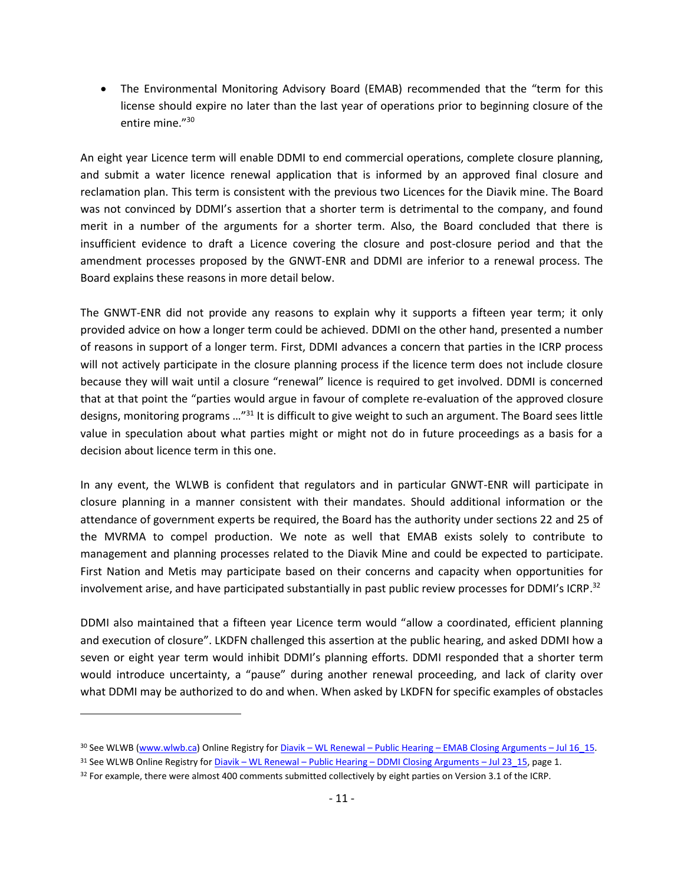- The Environmental Monitoring Advisory Board (EMAB) recommended that the "term for this license should expire no later than the last year of operations prior to beginning closure of the entire mine."[30]

An eight year Licence term will enable DDMI to end commercial operations, complete closure planning, and submit a water licence renewal application that is informed by an approved final closure and reclamation plan. This term is consistent with the previous two Licences for the Diavik mine. The Board was not convinced by DDMI's assertion that a shorter term is detrimental to the company, and found merit in a number of the arguments for a shorter term. Also, the Board concluded that there is insufficient evidence to draft a Licence covering the closure and post-closure period and that the amendment processes proposed by the GNWT-ENR and DDMI are inferior to a renewal process. The Board explains these reasons in more detail below.

The GNWT-ENR did not provide any reasons to explain why it supports a fifteen year term; it only provided advice on how a longer term could be achieved. DDMI on the other hand, presented a number of reasons in support of a longer term. First, DDMI advances a concern that parties in the ICRP process will not actively participate in the closure planning process if the licence term does not include closure because they will wait until a closure "renewal" licence is required to get involved. DDMI is concerned that at that point the "parties would argue in favour of complete re-evaluation of the approved closure designs, monitoring programs …"[31] It is difficult to give weight to such an argument. The Board sees little value in speculation about what parties might or might not do in future proceedings as a basis for a decision about licence term in this one.

In any event, the WLWB is confident that regulators and in particular GNWT-ENR will participate in closure planning in a manner consistent with their mandates. Should additional information or the attendance of government experts be required, the Board has the authority under sections 22 and 25 of the MVRMA to compel production. We note as well that EMAB exists solely to contribute to management and planning processes related to the Diavik Mine and could be expected to participate. First Nation and Metis may participate based on their concerns and capacity when opportunities for involvement arise, and have participated substantially in past public review processes for DDMI's ICRP.[32]

DDMI also maintained that a fifteen year Licence term would "allow a coordinated, efficient planning and execution of closure". LKDFN challenged this assertion at the public hearing, and asked DDMI how a seven or eight year term would inhibit DDMI's planning efforts. DDMI responded that a shorter term would introduce uncertainty, a "pause" during another renewal proceeding, and lack of clarity over what DDMI may be authorized to do and when. When asked by LKDFN for specific examples of obstacles

---

[30] See WLWB (www.wlwb.ca) Online Registry for Diavik – WL Renewal – Public Hearing – EMAB Closing Arguments – Jul 16_15.

[31] See WLWB Online Registry for Diavik – WL Renewal – Public Hearing – DDMI Closing Arguments – Jul 23_15, page 1.

[32] For example, there were almost 400 comments submitted collectively by eight parties on Version 3.1 of the ICRP.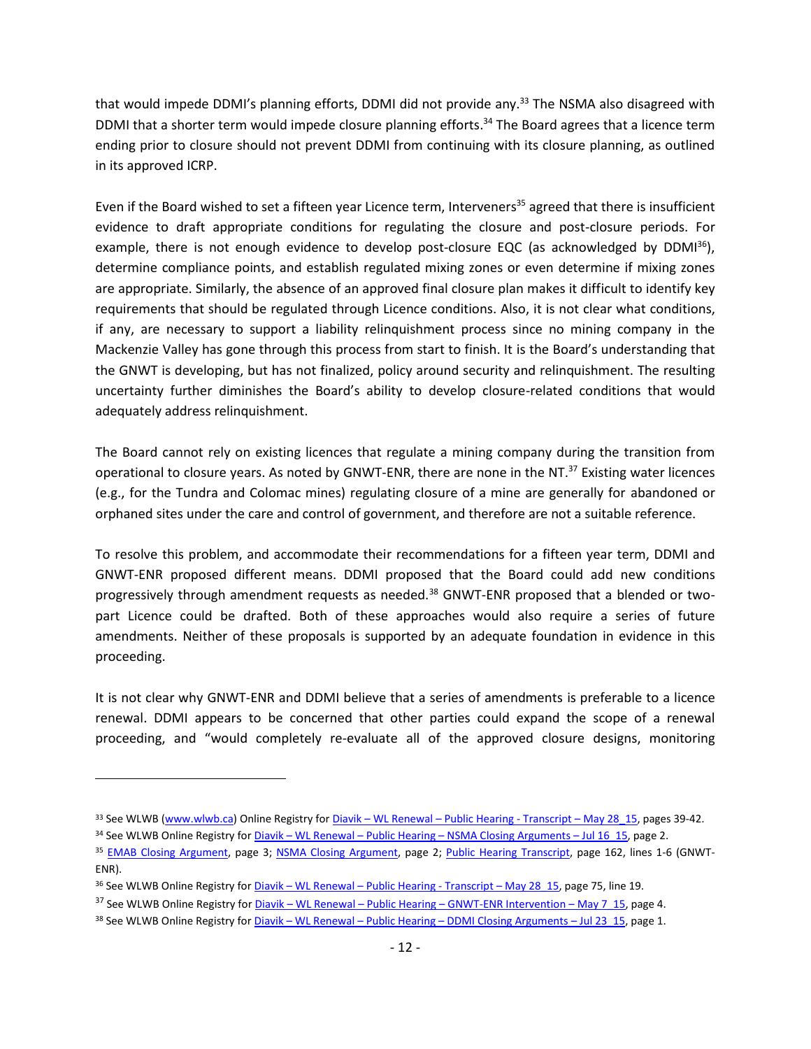that would impede DDMI's planning efforts, DDMI did not provide any.[33] The NSMA also disagreed with DDMI that a shorter term would impede closure planning efforts.[34] The Board agrees that a licence term ending prior to closure should not prevent DDMI from continuing with its closure planning, as outlined in its approved ICRP.

Even if the Board wished to set a fifteen year Licence term, Interveners[35] agreed that there is insufficient evidence to draft appropriate conditions for regulating the closure and post-closure periods. For example, there is not enough evidence to develop post-closure EQC (as acknowledged by DDMI[36]), determine compliance points, and establish regulated mixing zones or even determine if mixing zones are appropriate. Similarly, the absence of an approved final closure plan makes it difficult to identify key requirements that should be regulated through Licence conditions. Also, it is not clear what conditions, if any, are necessary to support a liability relinquishment process since no mining company in the Mackenzie Valley has gone through this process from start to finish. It is the Board's understanding that the GNWT is developing, but has not finalized, policy around security and relinquishment. The resulting uncertainty further diminishes the Board's ability to develop closure-related conditions that would adequately address relinquishment.

The Board cannot rely on existing licences that regulate a mining company during the transition from operational to closure years. As noted by GNWT-ENR, there are none in the NT.[37] Existing water licences (e.g., for the Tundra and Colomac mines) regulating closure of a mine are generally for abandoned or orphaned sites under the care and control of government, and therefore are not a suitable reference.

To resolve this problem, and accommodate their recommendations for a fifteen year term, DDMI and GNWT-ENR proposed different means. DDMI proposed that the Board could add new conditions progressively through amendment requests as needed.[38] GNWT-ENR proposed that a blended or two-part Licence could be drafted. Both of these approaches would also require a series of future amendments. Neither of these proposals is supported by an adequate foundation in evidence in this proceeding.

It is not clear why GNWT-ENR and DDMI believe that a series of amendments is preferable to a licence renewal. DDMI appears to be concerned that other parties could expand the scope of a renewal proceeding, and "would completely re-evaluate all of the approved closure designs, monitoring

---

[33] See WLWB (www.wlwb.ca) Online Registry for Diavik – WL Renewal – Public Hearing - Transcript – May 28_15, pages 39-42.

[34] See WLWB Online Registry for Diavik – WL Renewal – Public Hearing – NSMA Closing Arguments – Jul 16_15, page 2.

[35] EMAB Closing Argument, page 3; NSMA Closing Argument, page 2; Public Hearing Transcript, page 162, lines 1-6 (GNWT-ENR).

[36] See WLWB Online Registry for Diavik – WL Renewal – Public Hearing - Transcript – May 28_15, page 75, line 19.

[37] See WLWB Online Registry for Diavik – WL Renewal – Public Hearing – GNWT-ENR Intervention – May 7_15, page 4.

[38] See WLWB Online Registry for Diavik – WL Renewal – Public Hearing – DDMI Closing Arguments – Jul 23_15, page 1.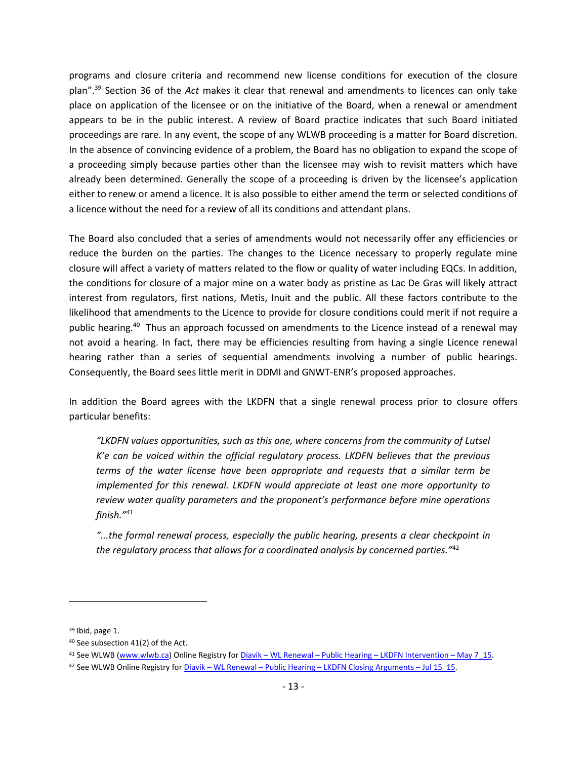programs and closure criteria and recommend new license conditions for execution of the closure plan".[39] Section 36 of the *Act* makes it clear that renewal and amendments to licences can only take place on application of the licensee or on the initiative of the Board, when a renewal or amendment appears to be in the public interest. A review of Board practice indicates that such Board initiated proceedings are rare. In any event, the scope of any WLWB proceeding is a matter for Board discretion. In the absence of convincing evidence of a problem, the Board has no obligation to expand the scope of a proceeding simply because parties other than the licensee may wish to revisit matters which have already been determined. Generally the scope of a proceeding is driven by the licensee's application either to renew or amend a licence. It is also possible to either amend the term or selected conditions of a licence without the need for a review of all its conditions and attendant plans.

The Board also concluded that a series of amendments would not necessarily offer any efficiencies or reduce the burden on the parties. The changes to the Licence necessary to properly regulate mine closure will affect a variety of matters related to the flow or quality of water including EQCs. In addition, the conditions for closure of a major mine on a water body as pristine as Lac De Gras will likely attract interest from regulators, first nations, Metis, Inuit and the public. All these factors contribute to the likelihood that amendments to the Licence to provide for closure conditions could merit if not require a public hearing.[40] Thus an approach focussed on amendments to the Licence instead of a renewal may not avoid a hearing. In fact, there may be efficiencies resulting from having a single Licence renewal hearing rather than a series of sequential amendments involving a number of public hearings. Consequently, the Board sees little merit in DDMI and GNWT-ENR's proposed approaches.

In addition the Board agrees with the LKDFN that a single renewal process prior to closure offers particular benefits:

> *"LKDFN values opportunities, such as this one, where concerns from the community of Lutsel K'e can be voiced within the official regulatory process. LKDFN believes that the previous terms of the water license have been appropriate and requests that a similar term be implemented for this renewal. LKDFN would appreciate at least one more opportunity to review water quality parameters and the proponent's performance before mine operations finish."*[41]
>
> *"...the formal renewal process, especially the public hearing, presents a clear checkpoint in the regulatory process that allows for a coordinated analysis by concerned parties."*[42]

---

[39] Ibid, page 1.

[40] See subsection 41(2) of the Act.

[41] See WLWB (www.wlwb.ca) Online Registry for Diavik – WL Renewal – Public Hearing – LKDFN Intervention – May 7_15.

[42] See WLWB Online Registry for Diavik – WL Renewal – Public Hearing – LKDFN Closing Arguments – Jul 15_15.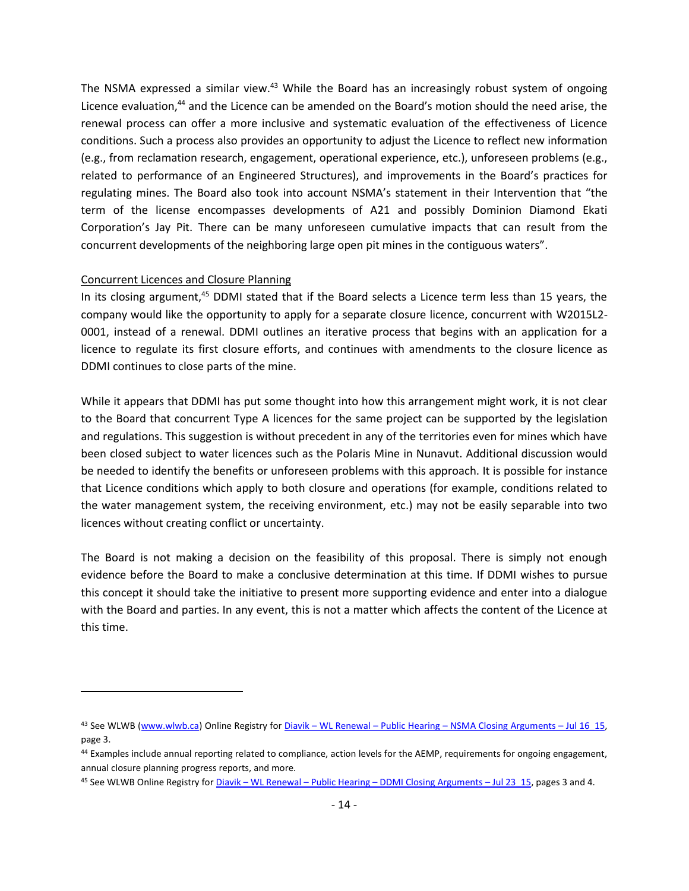The NSMA expressed a similar view.[43] While the Board has an increasingly robust system of ongoing Licence evaluation,[44] and the Licence can be amended on the Board's motion should the need arise, the renewal process can offer a more inclusive and systematic evaluation of the effectiveness of Licence conditions. Such a process also provides an opportunity to adjust the Licence to reflect new information (e.g., from reclamation research, engagement, operational experience, etc.), unforeseen problems (e.g., related to performance of an Engineered Structures), and improvements in the Board's practices for regulating mines. The Board also took into account NSMA's statement in their Intervention that "the term of the license encompasses developments of A21 and possibly Dominion Diamond Ekati Corporation's Jay Pit. There can be many unforeseen cumulative impacts that can result from the concurrent developments of the neighboring large open pit mines in the contiguous waters".

Concurrent Licences and Closure Planning

In its closing argument,[45] DDMI stated that if the Board selects a Licence term less than 15 years, the company would like the opportunity to apply for a separate closure licence, concurrent with W2015L2-0001, instead of a renewal. DDMI outlines an iterative process that begins with an application for a licence to regulate its first closure efforts, and continues with amendments to the closure licence as DDMI continues to close parts of the mine.

While it appears that DDMI has put some thought into how this arrangement might work, it is not clear to the Board that concurrent Type A licences for the same project can be supported by the legislation and regulations. This suggestion is without precedent in any of the territories even for mines which have been closed subject to water licences such as the Polaris Mine in Nunavut. Additional discussion would be needed to identify the benefits or unforeseen problems with this approach. It is possible for instance that Licence conditions which apply to both closure and operations (for example, conditions related to the water management system, the receiving environment, etc.) may not be easily separable into two licences without creating conflict or uncertainty.

The Board is not making a decision on the feasibility of this proposal. There is simply not enough evidence before the Board to make a conclusive determination at this time. If DDMI wishes to pursue this concept it should take the initiative to present more supporting evidence and enter into a dialogue with the Board and parties. In any event, this is not a matter which affects the content of the Licence at this time.

---

[43] See WLWB (www.wlwb.ca) Online Registry for Diavik – WL Renewal – Public Hearing – NSMA Closing Arguments – Jul 16_15, page 3.

[44] Examples include annual reporting related to compliance, action levels for the AEMP, requirements for ongoing engagement, annual closure planning progress reports, and more.

[45] See WLWB Online Registry for Diavik – WL Renewal – Public Hearing – DDMI Closing Arguments – Jul 23_15, pages 3 and 4.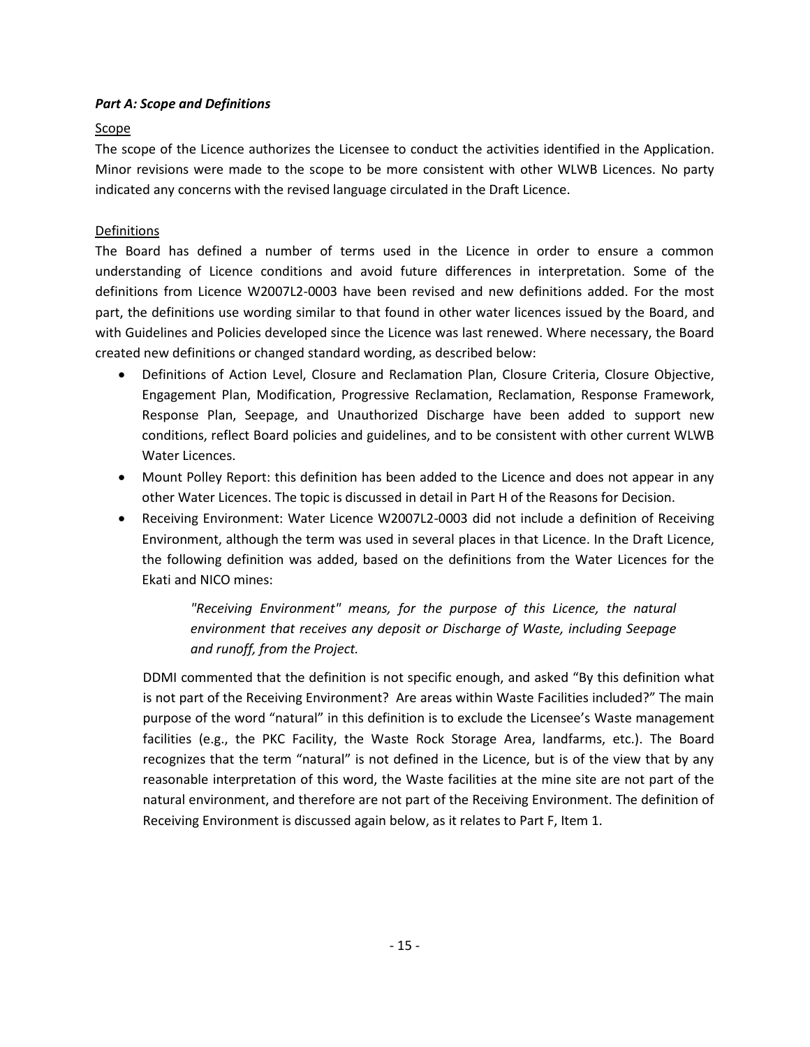### *Part A: Scope and Definitions*

Scope

The scope of the Licence authorizes the Licensee to conduct the activities identified in the Application. Minor revisions were made to the scope to be more consistent with other WLWB Licences. No party indicated any concerns with the revised language circulated in the Draft Licence.

Definitions

The Board has defined a number of terms used in the Licence in order to ensure a common understanding of Licence conditions and avoid future differences in interpretation. Some of the definitions from Licence W2007L2-0003 have been revised and new definitions added. For the most part, the definitions use wording similar to that found in other water licences issued by the Board, and with Guidelines and Policies developed since the Licence was last renewed. Where necessary, the Board created new definitions or changed standard wording, as described below:

- Definitions of Action Level, Closure and Reclamation Plan, Closure Criteria, Closure Objective, Engagement Plan, Modification, Progressive Reclamation, Reclamation, Response Framework, Response Plan, Seepage, and Unauthorized Discharge have been added to support new conditions, reflect Board policies and guidelines, and to be consistent with other current WLWB Water Licences.
- Mount Polley Report: this definition has been added to the Licence and does not appear in any other Water Licences. The topic is discussed in detail in Part H of the Reasons for Decision.
- Receiving Environment: Water Licence W2007L2-0003 did not include a definition of Receiving Environment, although the term was used in several places in that Licence. In the Draft Licence, the following definition was added, based on the definitions from the Water Licences for the Ekati and NICO mines:

  > *"Receiving Environment" means, for the purpose of this Licence, the natural environment that receives any deposit or Discharge of Waste, including Seepage and runoff, from the Project.*

  DDMI commented that the definition is not specific enough, and asked "By this definition what is not part of the Receiving Environment? Are areas within Waste Facilities included?" The main purpose of the word "natural" in this definition is to exclude the Licensee's Waste management facilities (e.g., the PKC Facility, the Waste Rock Storage Area, landfarms, etc.). The Board recognizes that the term "natural" is not defined in the Licence, but is of the view that by any reasonable interpretation of this word, the Waste facilities at the mine site are not part of the natural environment, and therefore are not part of the Receiving Environment. The definition of Receiving Environment is discussed again below, as it relates to Part F, Item 1.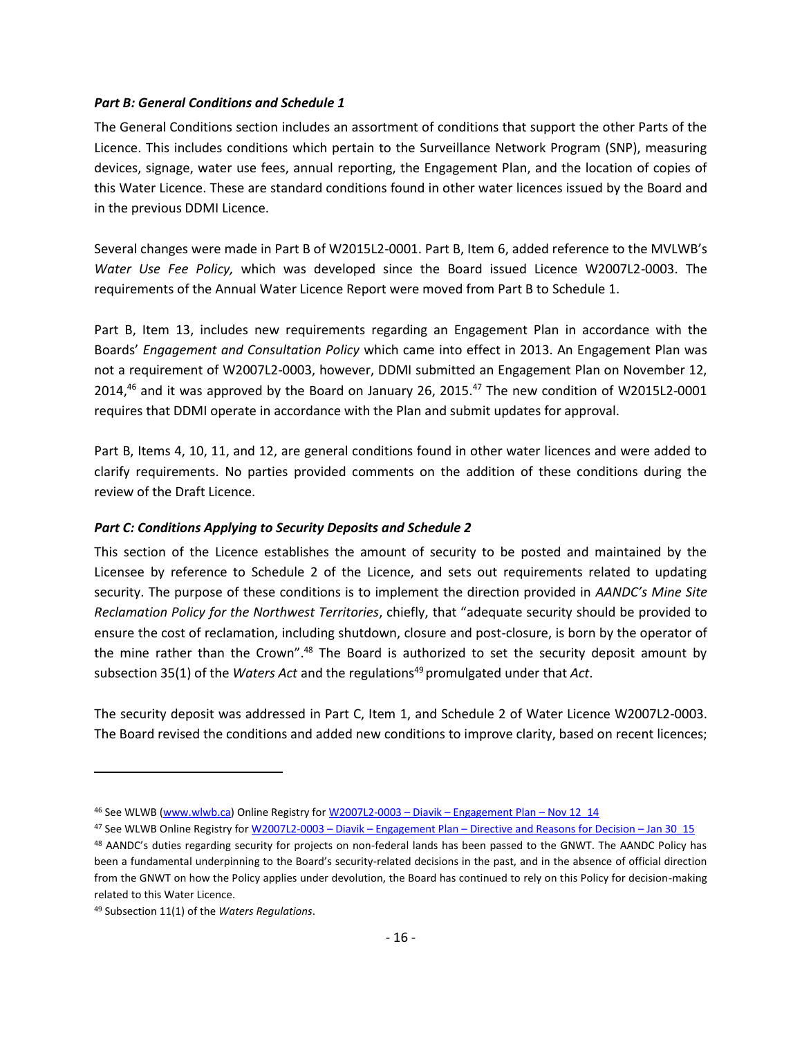### *Part B: General Conditions and Schedule 1*

The General Conditions section includes an assortment of conditions that support the other Parts of the Licence. This includes conditions which pertain to the Surveillance Network Program (SNP), measuring devices, signage, water use fees, annual reporting, the Engagement Plan, and the location of copies of this Water Licence. These are standard conditions found in other water licences issued by the Board and in the previous DDMI Licence.

Several changes were made in Part B of W2015L2-0001. Part B, Item 6, added reference to the MVLWB's *Water Use Fee Policy,* which was developed since the Board issued Licence W2007L2-0003. The requirements of the Annual Water Licence Report were moved from Part B to Schedule 1.

Part B, Item 13, includes new requirements regarding an Engagement Plan in accordance with the Boards' *Engagement and Consultation Policy* which came into effect in 2013. An Engagement Plan was not a requirement of W2007L2-0003, however, DDMI submitted an Engagement Plan on November 12, 2014,[46] and it was approved by the Board on January 26, 2015.[47] The new condition of W2015L2-0001 requires that DDMI operate in accordance with the Plan and submit updates for approval.

Part B, Items 4, 10, 11, and 12, are general conditions found in other water licences and were added to clarify requirements. No parties provided comments on the addition of these conditions during the review of the Draft Licence.

### *Part C: Conditions Applying to Security Deposits and Schedule 2*

This section of the Licence establishes the amount of security to be posted and maintained by the Licensee by reference to Schedule 2 of the Licence, and sets out requirements related to updating security. The purpose of these conditions is to implement the direction provided in *AANDC's Mine Site Reclamation Policy for the Northwest Territories*, chiefly, that "adequate security should be provided to ensure the cost of reclamation, including shutdown, closure and post-closure, is born by the operator of the mine rather than the Crown".[48] The Board is authorized to set the security deposit amount by subsection 35(1) of the *Waters Act* and the regulations[49] promulgated under that *Act*.

The security deposit was addressed in Part C, Item 1, and Schedule 2 of Water Licence W2007L2-0003. The Board revised the conditions and added new conditions to improve clarity, based on recent licences;

---

[46] See WLWB (www.wlwb.ca) Online Registry for W2007L2-0003 – Diavik – Engagement Plan – Nov 12_14

[47] See WLWB Online Registry for W2007L2-0003 – Diavik – Engagement Plan – Directive and Reasons for Decision – Jan 30_15

[48] AANDC's duties regarding security for projects on non-federal lands has been passed to the GNWT. The AANDC Policy has been a fundamental underpinning to the Board's security-related decisions in the past, and in the absence of official direction from the GNWT on how the Policy applies under devolution, the Board has continued to rely on this Policy for decision-making related to this Water Licence.

[49] Subsection 11(1) of the *Waters Regulations*.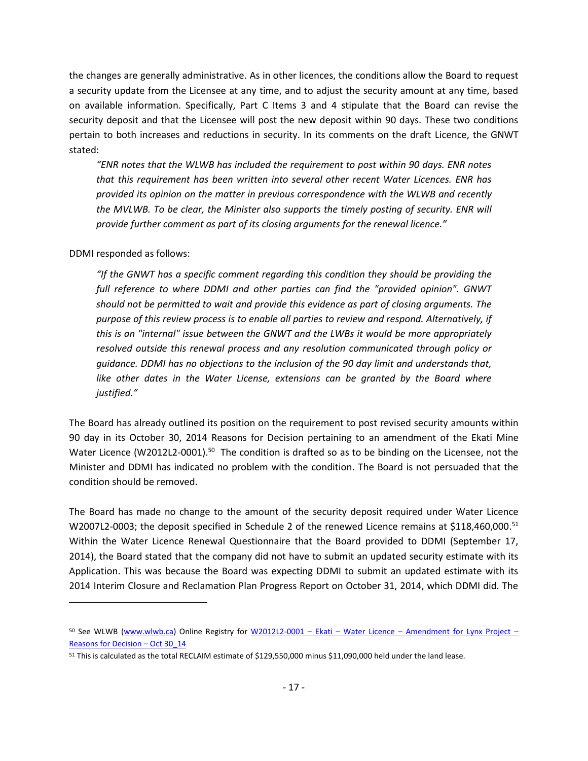the changes are generally administrative. As in other licences, the conditions allow the Board to request a security update from the Licensee at any time, and to adjust the security amount at any time, based on available information. Specifically, Part C Items 3 and 4 stipulate that the Board can revise the security deposit and that the Licensee will post the new deposit within 90 days. These two conditions pertain to both increases and reductions in security. In its comments on the draft Licence, the GNWT stated:

> *"ENR notes that the WLWB has included the requirement to post within 90 days. ENR notes that this requirement has been written into several other recent Water Licences. ENR has provided its opinion on the matter in previous correspondence with the WLWB and recently the MVLWB. To be clear, the Minister also supports the timely posting of security. ENR will provide further comment as part of its closing arguments for the renewal licence."*

DDMI responded as follows:

> *"If the GNWT has a specific comment regarding this condition they should be providing the full reference to where DDMI and other parties can find the "provided opinion". GNWT should not be permitted to wait and provide this evidence as part of closing arguments. The purpose of this review process is to enable all parties to review and respond. Alternatively, if this is an "internal" issue between the GNWT and the LWBs it would be more appropriately resolved outside this renewal process and any resolution communicated through policy or guidance. DDMI has no objections to the inclusion of the 90 day limit and understands that, like other dates in the Water License, extensions can be granted by the Board where justified."*

The Board has already outlined its position on the requirement to post revised security amounts within 90 day in its October 30, 2014 Reasons for Decision pertaining to an amendment of the Ekati Mine Water Licence (W2012L2-0001).[50] The condition is drafted so as to be binding on the Licensee, not the Minister and DDMI has indicated no problem with the condition. The Board is not persuaded that the condition should be removed.

The Board has made no change to the amount of the security deposit required under Water Licence W2007L2-0003; the deposit specified in Schedule 2 of the renewed Licence remains at $118,460,000.[51] Within the Water Licence Renewal Questionnaire that the Board provided to DDMI (September 17, 2014), the Board stated that the company did not have to submit an updated security estimate with its Application. This was because the Board was expecting DDMI to submit an updated estimate with its 2014 Interim Closure and Reclamation Plan Progress Report on October 31, 2014, which DDMI did. The

---

[50] See WLWB (www.wlwb.ca) Online Registry for W2012L2-0001 – Ekati – Water Licence – Amendment for Lynx Project – Reasons for Decision – Oct 30_14

[51] This is calculated as the total RECLAIM estimate of $129,550,000 minus $11,090,000 held under the land lease.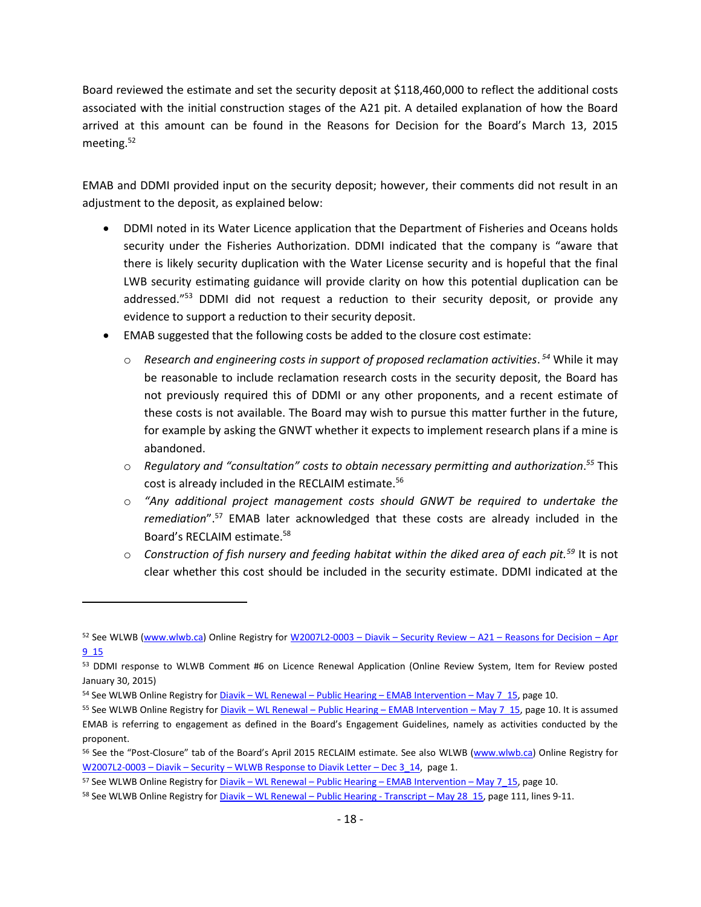Board reviewed the estimate and set the security deposit at $118,460,000 to reflect the additional costs associated with the initial construction stages of the A21 pit. A detailed explanation of how the Board arrived at this amount can be found in the Reasons for Decision for the Board's March 13, 2015 meeting.[52]

EMAB and DDMI provided input on the security deposit; however, their comments did not result in an adjustment to the deposit, as explained below:

- DDMI noted in its Water Licence application that the Department of Fisheries and Oceans holds security under the Fisheries Authorization. DDMI indicated that the company is "aware that there is likely security duplication with the Water License security and is hopeful that the final LWB security estimating guidance will provide clarity on how this potential duplication can be addressed."[53] DDMI did not request a reduction to their security deposit, or provide any evidence to support a reduction to their security deposit.
- EMAB suggested that the following costs be added to the closure cost estimate:
  - *Research and engineering costs in support of proposed reclamation activities*.[54] While it may be reasonable to include reclamation research costs in the security deposit, the Board has not previously required this of DDMI or any other proponents, and a recent estimate of these costs is not available. The Board may wish to pursue this matter further in the future, for example by asking the GNWT whether it expects to implement research plans if a mine is abandoned.
  - *Regulatory and "consultation" costs to obtain necessary permitting and authorization*.[55] This cost is already included in the RECLAIM estimate.[56]
  - *"Any additional project management costs should GNWT be required to undertake the remediation"*.[57] EMAB later acknowledged that these costs are already included in the Board's RECLAIM estimate.[58]
  - *Construction of fish nursery and feeding habitat within the diked area of each pit.*[59] It is not clear whether this cost should be included in the security estimate. DDMI indicated at the

---

[52] See WLWB (www.wlwb.ca) Online Registry for W2007L2-0003 – Diavik – Security Review – A21 – Reasons for Decision – Apr 9_15

[53] DDMI response to WLWB Comment #6 on Licence Renewal Application (Online Review System, Item for Review posted January 30, 2015)

[54] See WLWB Online Registry for Diavik – WL Renewal – Public Hearing – EMAB Intervention – May 7_15, page 10.

[55] See WLWB Online Registry for Diavik – WL Renewal – Public Hearing – EMAB Intervention – May 7_15, page 10. It is assumed EMAB is referring to engagement as defined in the Board's Engagement Guidelines, namely as activities conducted by the proponent.

[56] See the "Post-Closure" tab of the Board's April 2015 RECLAIM estimate. See also WLWB (www.wlwb.ca) Online Registry for W2007L2-0003 – Diavik – Security – WLWB Response to Diavik Letter – Dec 3_14, page 1.

[57] See WLWB Online Registry for Diavik – WL Renewal – Public Hearing – EMAB Intervention – May 7_15, page 10.

[58] See WLWB Online Registry for Diavik – WL Renewal – Public Hearing - Transcript – May 28_15, page 111, lines 9-11.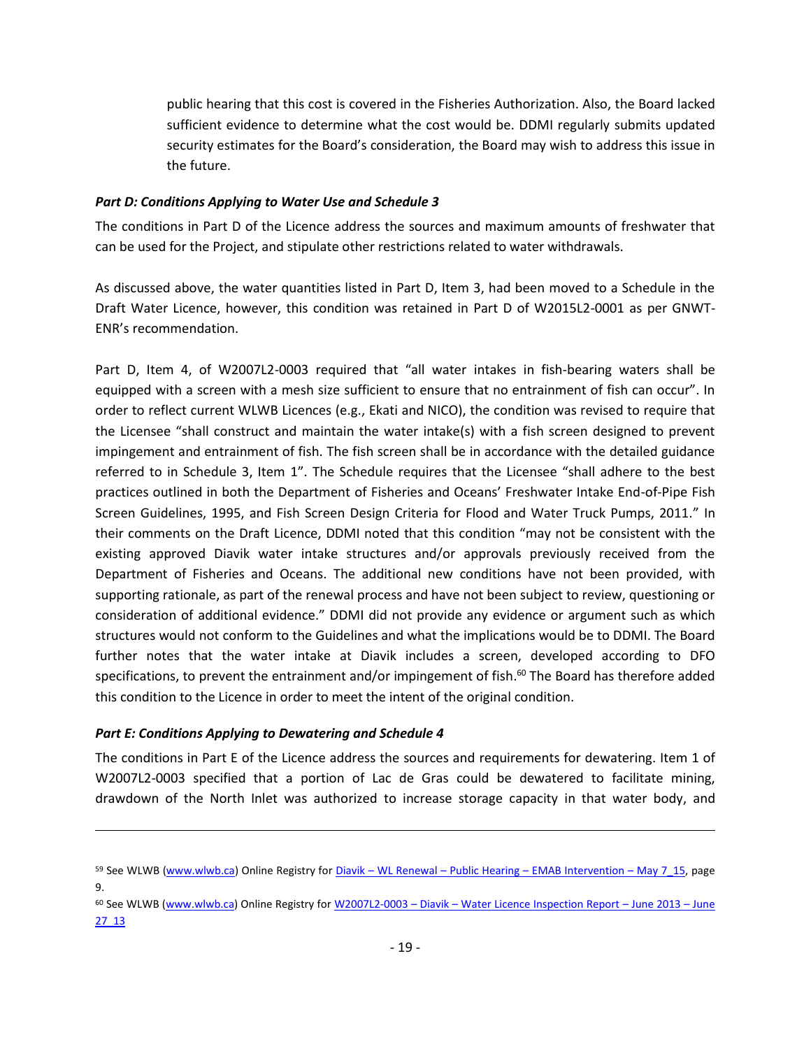public hearing that this cost is covered in the Fisheries Authorization. Also, the Board lacked sufficient evidence to determine what the cost would be. DDMI regularly submits updated security estimates for the Board's consideration, the Board may wish to address this issue in the future.

***Part D: Conditions Applying to Water Use and Schedule 3***

The conditions in Part D of the Licence address the sources and maximum amounts of freshwater that can be used for the Project, and stipulate other restrictions related to water withdrawals.

As discussed above, the water quantities listed in Part D, Item 3, had been moved to a Schedule in the Draft Water Licence, however, this condition was retained in Part D of W2015L2-0001 as per GNWT-ENR's recommendation.

Part D, Item 4, of W2007L2-0003 required that "all water intakes in fish-bearing waters shall be equipped with a screen with a mesh size sufficient to ensure that no entrainment of fish can occur". In order to reflect current WLWB Licences (e.g., Ekati and NICO), the condition was revised to require that the Licensee "shall construct and maintain the water intake(s) with a fish screen designed to prevent impingement and entrainment of fish. The fish screen shall be in accordance with the detailed guidance referred to in Schedule 3, Item 1". The Schedule requires that the Licensee "shall adhere to the best practices outlined in both the Department of Fisheries and Oceans' Freshwater Intake End-of-Pipe Fish Screen Guidelines, 1995, and Fish Screen Design Criteria for Flood and Water Truck Pumps, 2011." In their comments on the Draft Licence, DDMI noted that this condition "may not be consistent with the existing approved Diavik water intake structures and/or approvals previously received from the Department of Fisheries and Oceans. The additional new conditions have not been provided, with supporting rationale, as part of the renewal process and have not been subject to review, questioning or consideration of additional evidence." DDMI did not provide any evidence or argument such as which structures would not conform to the Guidelines and what the implications would be to DDMI. The Board further notes that the water intake at Diavik includes a screen, developed according to DFO specifications, to prevent the entrainment and/or impingement of fish.[60] The Board has therefore added this condition to the Licence in order to meet the intent of the original condition.

***Part E: Conditions Applying to Dewatering and Schedule 4***

The conditions in Part E of the Licence address the sources and requirements for dewatering. Item 1 of W2007L2-0003 specified that a portion of Lac de Gras could be dewatered to facilitate mining, drawdown of the North Inlet was authorized to increase storage capacity in that water body, and

---

[59] See WLWB (www.wlwb.ca) Online Registry for Diavik – WL Renewal – Public Hearing – EMAB Intervention – May 7_15, page 9.

[60] See WLWB (www.wlwb.ca) Online Registry for W2007L2-0003 – Diavik – Water Licence Inspection Report – June 2013 – June 27_13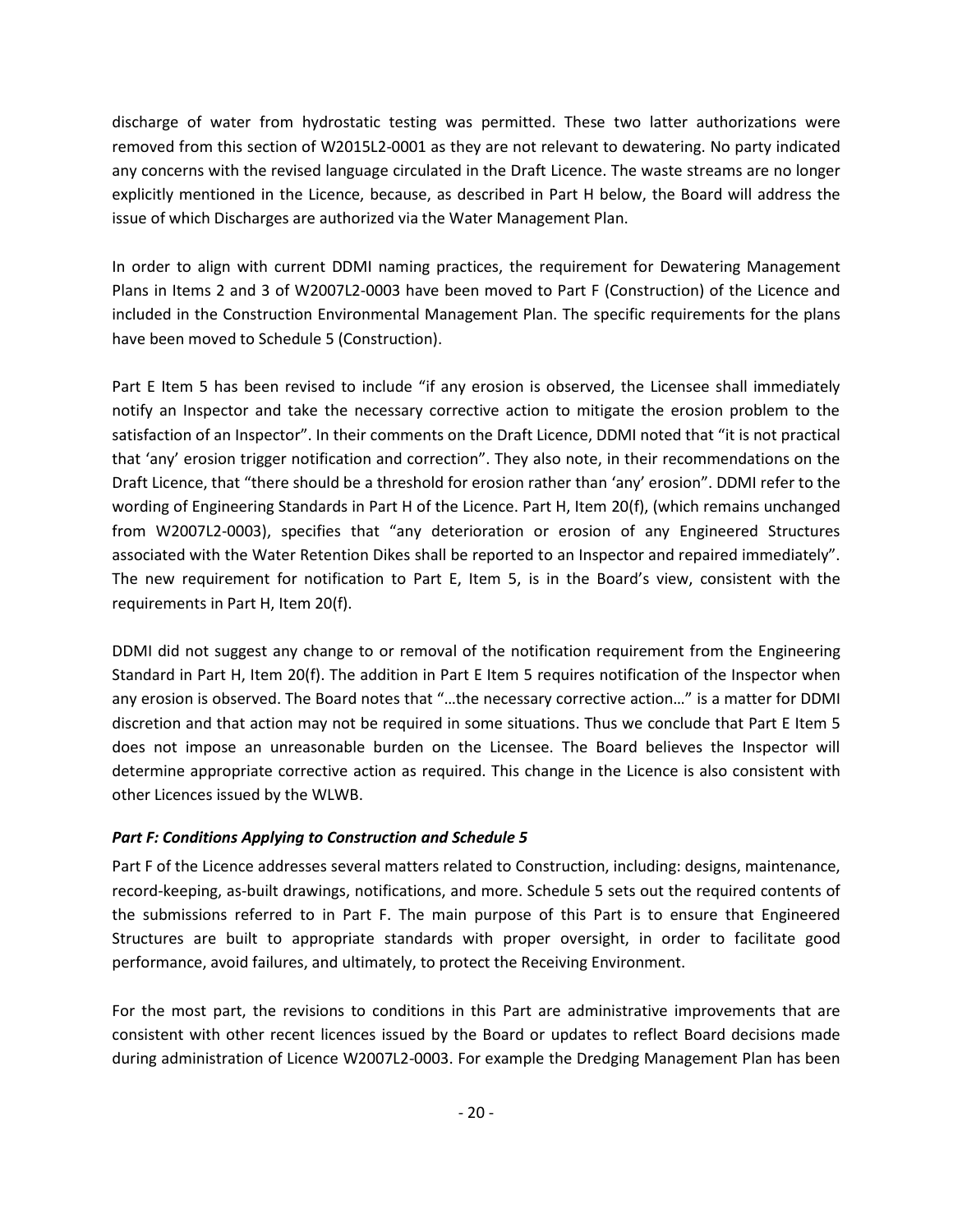discharge of water from hydrostatic testing was permitted. These two latter authorizations were removed from this section of W2015L2-0001 as they are not relevant to dewatering. No party indicated any concerns with the revised language circulated in the Draft Licence. The waste streams are no longer explicitly mentioned in the Licence, because, as described in Part H below, the Board will address the issue of which Discharges are authorized via the Water Management Plan.

In order to align with current DDMI naming practices, the requirement for Dewatering Management Plans in Items 2 and 3 of W2007L2-0003 have been moved to Part F (Construction) of the Licence and included in the Construction Environmental Management Plan. The specific requirements for the plans have been moved to Schedule 5 (Construction).

Part E Item 5 has been revised to include "if any erosion is observed, the Licensee shall immediately notify an Inspector and take the necessary corrective action to mitigate the erosion problem to the satisfaction of an Inspector". In their comments on the Draft Licence, DDMI noted that "it is not practical that 'any' erosion trigger notification and correction". They also note, in their recommendations on the Draft Licence, that "there should be a threshold for erosion rather than 'any' erosion". DDMI refer to the wording of Engineering Standards in Part H of the Licence. Part H, Item 20(f), (which remains unchanged from W2007L2-0003), specifies that "any deterioration or erosion of any Engineered Structures associated with the Water Retention Dikes shall be reported to an Inspector and repaired immediately". The new requirement for notification to Part E, Item 5, is in the Board's view, consistent with the requirements in Part H, Item 20(f).

DDMI did not suggest any change to or removal of the notification requirement from the Engineering Standard in Part H, Item 20(f). The addition in Part E Item 5 requires notification of the Inspector when any erosion is observed. The Board notes that "…the necessary corrective action…" is a matter for DDMI discretion and that action may not be required in some situations. Thus we conclude that Part E Item 5 does not impose an unreasonable burden on the Licensee. The Board believes the Inspector will determine appropriate corrective action as required. This change in the Licence is also consistent with other Licences issued by the WLWB.

### *Part F: Conditions Applying to Construction and Schedule 5*

Part F of the Licence addresses several matters related to Construction, including: designs, maintenance, record-keeping, as-built drawings, notifications, and more. Schedule 5 sets out the required contents of the submissions referred to in Part F. The main purpose of this Part is to ensure that Engineered Structures are built to appropriate standards with proper oversight, in order to facilitate good performance, avoid failures, and ultimately, to protect the Receiving Environment.

For the most part, the revisions to conditions in this Part are administrative improvements that are consistent with other recent licences issued by the Board or updates to reflect Board decisions made during administration of Licence W2007L2-0003. For example the Dredging Management Plan has been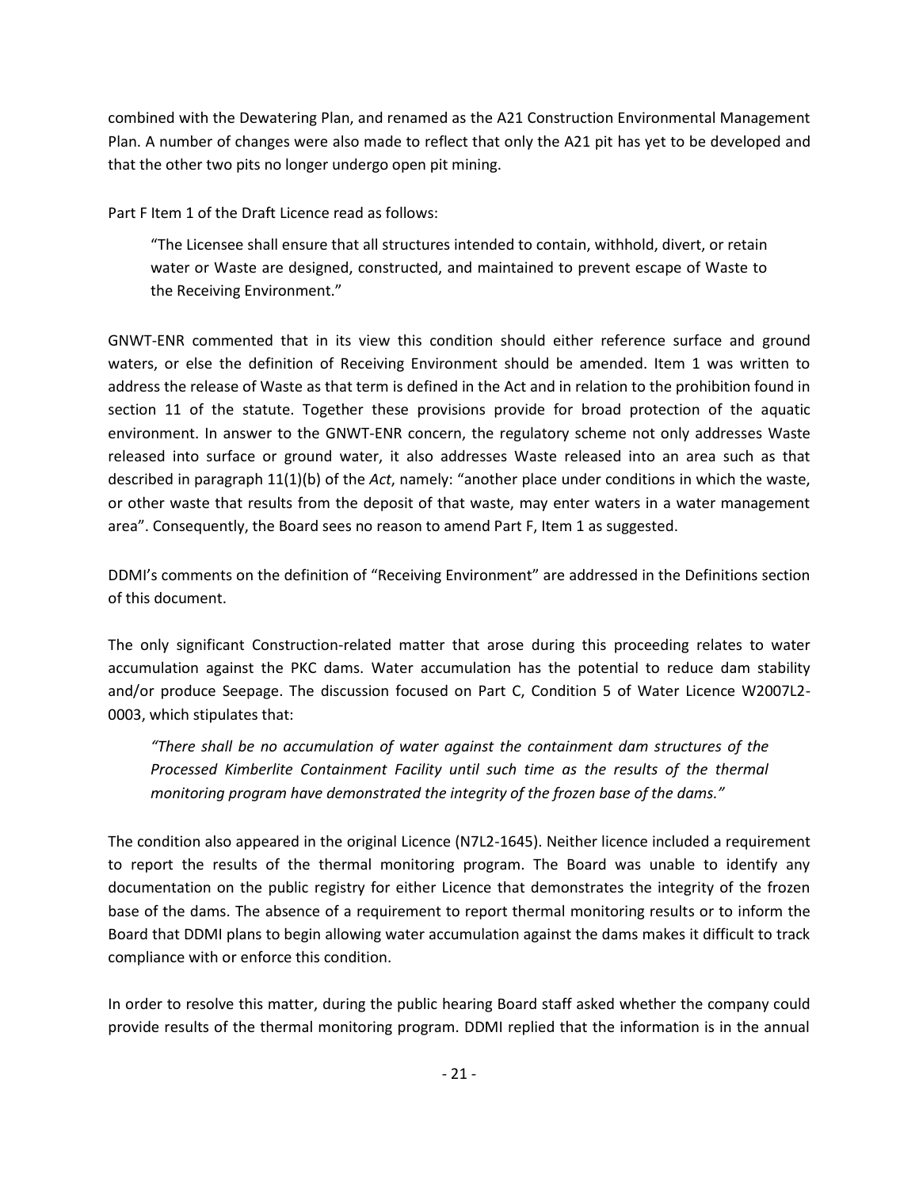combined with the Dewatering Plan, and renamed as the A21 Construction Environmental Management Plan. A number of changes were also made to reflect that only the A21 pit has yet to be developed and that the other two pits no longer undergo open pit mining.

Part F Item 1 of the Draft Licence read as follows:

> "The Licensee shall ensure that all structures intended to contain, withhold, divert, or retain water or Waste are designed, constructed, and maintained to prevent escape of Waste to the Receiving Environment."

GNWT-ENR commented that in its view this condition should either reference surface and ground waters, or else the definition of Receiving Environment should be amended. Item 1 was written to address the release of Waste as that term is defined in the Act and in relation to the prohibition found in section 11 of the statute. Together these provisions provide for broad protection of the aquatic environment. In answer to the GNWT-ENR concern, the regulatory scheme not only addresses Waste released into surface or ground water, it also addresses Waste released into an area such as that described in paragraph 11(1)(b) of the *Act*, namely: "another place under conditions in which the waste, or other waste that results from the deposit of that waste, may enter waters in a water management area". Consequently, the Board sees no reason to amend Part F, Item 1 as suggested.

DDMI's comments on the definition of "Receiving Environment" are addressed in the Definitions section of this document.

The only significant Construction-related matter that arose during this proceeding relates to water accumulation against the PKC dams. Water accumulation has the potential to reduce dam stability and/or produce Seepage. The discussion focused on Part C, Condition 5 of Water Licence W2007L2-0003, which stipulates that:

> *"There shall be no accumulation of water against the containment dam structures of the Processed Kimberlite Containment Facility until such time as the results of the thermal monitoring program have demonstrated the integrity of the frozen base of the dams."*

The condition also appeared in the original Licence (N7L2-1645). Neither licence included a requirement to report the results of the thermal monitoring program. The Board was unable to identify any documentation on the public registry for either Licence that demonstrates the integrity of the frozen base of the dams. The absence of a requirement to report thermal monitoring results or to inform the Board that DDMI plans to begin allowing water accumulation against the dams makes it difficult to track compliance with or enforce this condition.

In order to resolve this matter, during the public hearing Board staff asked whether the company could provide results of the thermal monitoring program. DDMI replied that the information is in the annual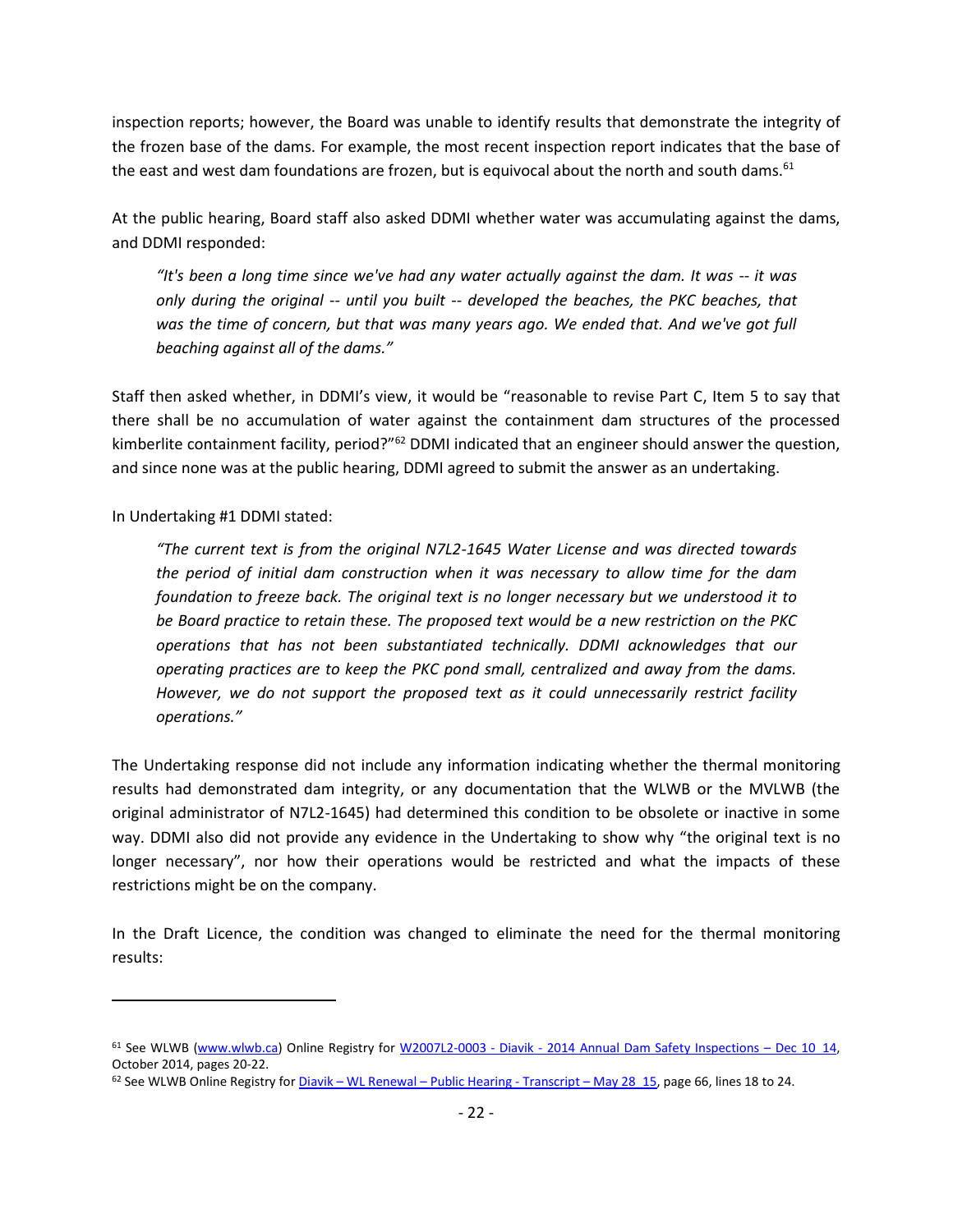inspection reports; however, the Board was unable to identify results that demonstrate the integrity of the frozen base of the dams. For example, the most recent inspection report indicates that the base of the east and west dam foundations are frozen, but is equivocal about the north and south dams.[61]

At the public hearing, Board staff also asked DDMI whether water was accumulating against the dams, and DDMI responded:

> *"It's been a long time since we've had any water actually against the dam. It was -- it was only during the original -- until you built -- developed the beaches, the PKC beaches, that was the time of concern, but that was many years ago. We ended that. And we've got full beaching against all of the dams."*

Staff then asked whether, in DDMI's view, it would be "reasonable to revise Part C, Item 5 to say that there shall be no accumulation of water against the containment dam structures of the processed kimberlite containment facility, period?"[62] DDMI indicated that an engineer should answer the question, and since none was at the public hearing, DDMI agreed to submit the answer as an undertaking.

In Undertaking #1 DDMI stated:

> *"The current text is from the original N7L2-1645 Water License and was directed towards the period of initial dam construction when it was necessary to allow time for the dam foundation to freeze back. The original text is no longer necessary but we understood it to be Board practice to retain these. The proposed text would be a new restriction on the PKC operations that has not been substantiated technically. DDMI acknowledges that our operating practices are to keep the PKC pond small, centralized and away from the dams. However, we do not support the proposed text as it could unnecessarily restrict facility operations."*

The Undertaking response did not include any information indicating whether the thermal monitoring results had demonstrated dam integrity, or any documentation that the WLWB or the MVLWB (the original administrator of N7L2-1645) had determined this condition to be obsolete or inactive in some way. DDMI also did not provide any evidence in the Undertaking to show why "the original text is no longer necessary", nor how their operations would be restricted and what the impacts of these restrictions might be on the company.

In the Draft Licence, the condition was changed to eliminate the need for the thermal monitoring results:

---

[61] See WLWB (www.wlwb.ca) Online Registry for W2007L2-0003 - Diavik - 2014 Annual Dam Safety Inspections – Dec 10_14, October 2014, pages 20-22.

[62] See WLWB Online Registry for Diavik – WL Renewal – Public Hearing - Transcript – May 28_15, page 66, lines 18 to 24.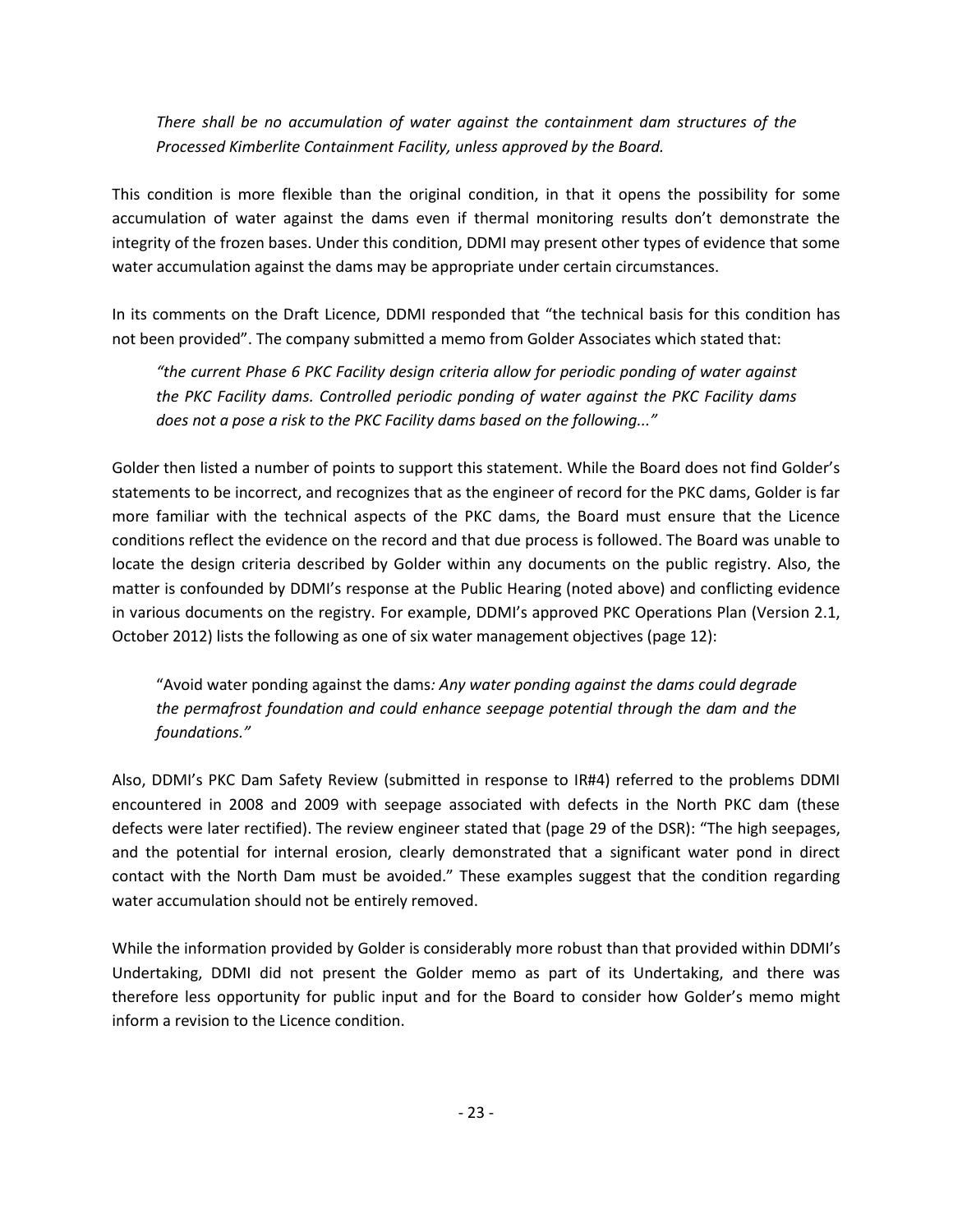*There shall be no accumulation of water against the containment dam structures of the Processed Kimberlite Containment Facility, unless approved by the Board.*

This condition is more flexible than the original condition, in that it opens the possibility for some accumulation of water against the dams even if thermal monitoring results don't demonstrate the integrity of the frozen bases. Under this condition, DDMI may present other types of evidence that some water accumulation against the dams may be appropriate under certain circumstances.

In its comments on the Draft Licence, DDMI responded that "the technical basis for this condition has not been provided". The company submitted a memo from Golder Associates which stated that:

*"the current Phase 6 PKC Facility design criteria allow for periodic ponding of water against the PKC Facility dams. Controlled periodic ponding of water against the PKC Facility dams does not a pose a risk to the PKC Facility dams based on the following..."*

Golder then listed a number of points to support this statement. While the Board does not find Golder's statements to be incorrect, and recognizes that as the engineer of record for the PKC dams, Golder is far more familiar with the technical aspects of the PKC dams, the Board must ensure that the Licence conditions reflect the evidence on the record and that due process is followed. The Board was unable to locate the design criteria described by Golder within any documents on the public registry. Also, the matter is confounded by DDMI's response at the Public Hearing (noted above) and conflicting evidence in various documents on the registry. For example, DDMI's approved PKC Operations Plan (Version 2.1, October 2012) lists the following as one of six water management objectives (page 12):

"Avoid water ponding against the dams*: Any water ponding against the dams could degrade the permafrost foundation and could enhance seepage potential through the dam and the foundations."*

Also, DDMI's PKC Dam Safety Review (submitted in response to IR#4) referred to the problems DDMI encountered in 2008 and 2009 with seepage associated with defects in the North PKC dam (these defects were later rectified). The review engineer stated that (page 29 of the DSR): "The high seepages, and the potential for internal erosion, clearly demonstrated that a significant water pond in direct contact with the North Dam must be avoided." These examples suggest that the condition regarding water accumulation should not be entirely removed.

While the information provided by Golder is considerably more robust than that provided within DDMI's Undertaking, DDMI did not present the Golder memo as part of its Undertaking, and there was therefore less opportunity for public input and for the Board to consider how Golder's memo might inform a revision to the Licence condition.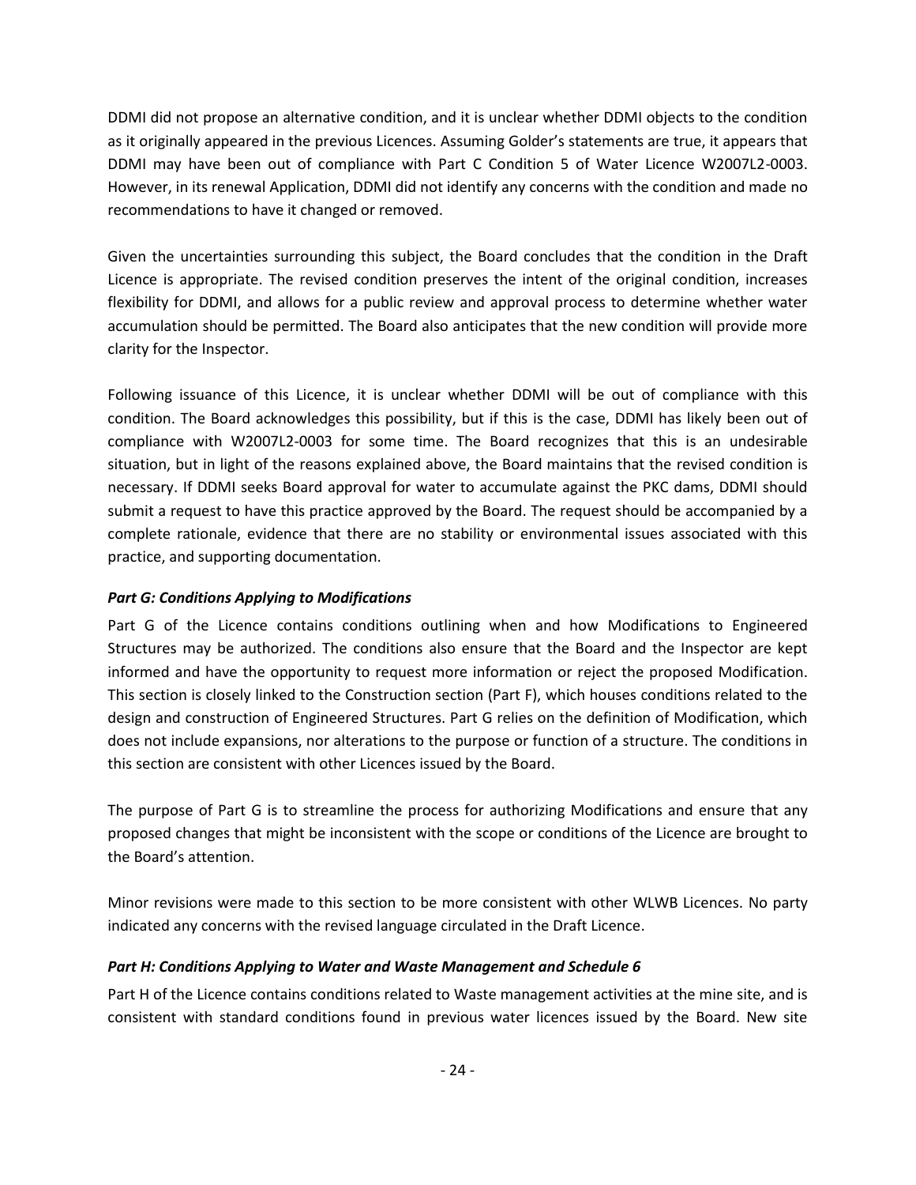DDMI did not propose an alternative condition, and it is unclear whether DDMI objects to the condition as it originally appeared in the previous Licences. Assuming Golder's statements are true, it appears that DDMI may have been out of compliance with Part C Condition 5 of Water Licence W2007L2-0003. However, in its renewal Application, DDMI did not identify any concerns with the condition and made no recommendations to have it changed or removed.

Given the uncertainties surrounding this subject, the Board concludes that the condition in the Draft Licence is appropriate. The revised condition preserves the intent of the original condition, increases flexibility for DDMI, and allows for a public review and approval process to determine whether water accumulation should be permitted. The Board also anticipates that the new condition will provide more clarity for the Inspector.

Following issuance of this Licence, it is unclear whether DDMI will be out of compliance with this condition. The Board acknowledges this possibility, but if this is the case, DDMI has likely been out of compliance with W2007L2-0003 for some time. The Board recognizes that this is an undesirable situation, but in light of the reasons explained above, the Board maintains that the revised condition is necessary. If DDMI seeks Board approval for water to accumulate against the PKC dams, DDMI should submit a request to have this practice approved by the Board. The request should be accompanied by a complete rationale, evidence that there are no stability or environmental issues associated with this practice, and supporting documentation.

***Part G: Conditions Applying to Modifications***

Part G of the Licence contains conditions outlining when and how Modifications to Engineered Structures may be authorized. The conditions also ensure that the Board and the Inspector are kept informed and have the opportunity to request more information or reject the proposed Modification. This section is closely linked to the Construction section (Part F), which houses conditions related to the design and construction of Engineered Structures. Part G relies on the definition of Modification, which does not include expansions, nor alterations to the purpose or function of a structure. The conditions in this section are consistent with other Licences issued by the Board.

The purpose of Part G is to streamline the process for authorizing Modifications and ensure that any proposed changes that might be inconsistent with the scope or conditions of the Licence are brought to the Board's attention.

Minor revisions were made to this section to be more consistent with other WLWB Licences. No party indicated any concerns with the revised language circulated in the Draft Licence.

***Part H: Conditions Applying to Water and Waste Management and Schedule 6***

Part H of the Licence contains conditions related to Waste management activities at the mine site, and is consistent with standard conditions found in previous water licences issued by the Board. New site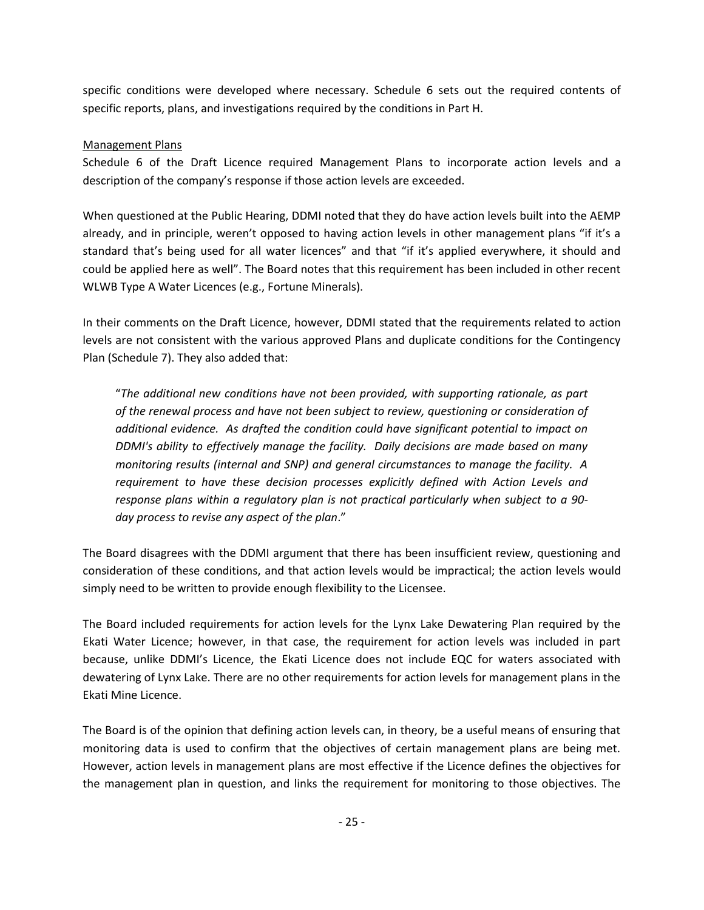specific conditions were developed where necessary. Schedule 6 sets out the required contents of specific reports, plans, and investigations required by the conditions in Part H.

Management Plans

Schedule 6 of the Draft Licence required Management Plans to incorporate action levels and a description of the company's response if those action levels are exceeded.

When questioned at the Public Hearing, DDMI noted that they do have action levels built into the AEMP already, and in principle, weren't opposed to having action levels in other management plans "if it's a standard that's being used for all water licences" and that "if it's applied everywhere, it should and could be applied here as well". The Board notes that this requirement has been included in other recent WLWB Type A Water Licences (e.g., Fortune Minerals).

In their comments on the Draft Licence, however, DDMI stated that the requirements related to action levels are not consistent with the various approved Plans and duplicate conditions for the Contingency Plan (Schedule 7). They also added that:

> "*The additional new conditions have not been provided, with supporting rationale, as part of the renewal process and have not been subject to review, questioning or consideration of additional evidence. As drafted the condition could have significant potential to impact on DDMI's ability to effectively manage the facility. Daily decisions are made based on many monitoring results (internal and SNP) and general circumstances to manage the facility. A requirement to have these decision processes explicitly defined with Action Levels and response plans within a regulatory plan is not practical particularly when subject to a 90-day process to revise any aspect of the plan*."

The Board disagrees with the DDMI argument that there has been insufficient review, questioning and consideration of these conditions, and that action levels would be impractical; the action levels would simply need to be written to provide enough flexibility to the Licensee.

The Board included requirements for action levels for the Lynx Lake Dewatering Plan required by the Ekati Water Licence; however, in that case, the requirement for action levels was included in part because, unlike DDMI's Licence, the Ekati Licence does not include EQC for waters associated with dewatering of Lynx Lake. There are no other requirements for action levels for management plans in the Ekati Mine Licence.

The Board is of the opinion that defining action levels can, in theory, be a useful means of ensuring that monitoring data is used to confirm that the objectives of certain management plans are being met. However, action levels in management plans are most effective if the Licence defines the objectives for the management plan in question, and links the requirement for monitoring to those objectives. The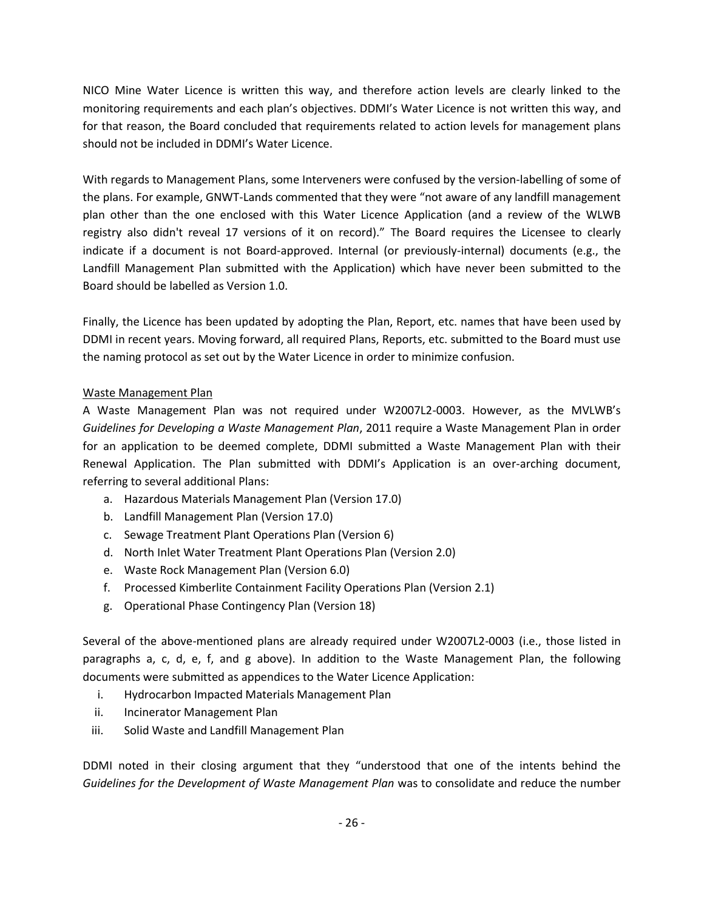NICO Mine Water Licence is written this way, and therefore action levels are clearly linked to the monitoring requirements and each plan's objectives. DDMI's Water Licence is not written this way, and for that reason, the Board concluded that requirements related to action levels for management plans should not be included in DDMI's Water Licence.

With regards to Management Plans, some Interveners were confused by the version-labelling of some of the plans. For example, GNWT-Lands commented that they were "not aware of any landfill management plan other than the one enclosed with this Water Licence Application (and a review of the WLWB registry also didn't reveal 17 versions of it on record)." The Board requires the Licensee to clearly indicate if a document is not Board-approved. Internal (or previously-internal) documents (e.g., the Landfill Management Plan submitted with the Application) which have never been submitted to the Board should be labelled as Version 1.0.

Finally, the Licence has been updated by adopting the Plan, Report, etc. names that have been used by DDMI in recent years. Moving forward, all required Plans, Reports, etc. submitted to the Board must use the naming protocol as set out by the Water Licence in order to minimize confusion.

<u>Waste Management Plan</u>

A Waste Management Plan was not required under W2007L2-0003. However, as the MVLWB's *Guidelines for Developing a Waste Management Plan*, 2011 require a Waste Management Plan in order for an application to be deemed complete, DDMI submitted a Waste Management Plan with their Renewal Application. The Plan submitted with DDMI's Application is an over-arching document, referring to several additional Plans:

a. Hazardous Materials Management Plan (Version 17.0)
b. Landfill Management Plan (Version 17.0)
c. Sewage Treatment Plant Operations Plan (Version 6)
d. North Inlet Water Treatment Plant Operations Plan (Version 2.0)
e. Waste Rock Management Plan (Version 6.0)
f. Processed Kimberlite Containment Facility Operations Plan (Version 2.1)
g. Operational Phase Contingency Plan (Version 18)

Several of the above-mentioned plans are already required under W2007L2-0003 (i.e., those listed in paragraphs a, c, d, e, f, and g above). In addition to the Waste Management Plan, the following documents were submitted as appendices to the Water Licence Application:

i. Hydrocarbon Impacted Materials Management Plan
ii. Incinerator Management Plan
iii. Solid Waste and Landfill Management Plan

DDMI noted in their closing argument that they "understood that one of the intents behind the *Guidelines for the Development of Waste Management Plan* was to consolidate and reduce the number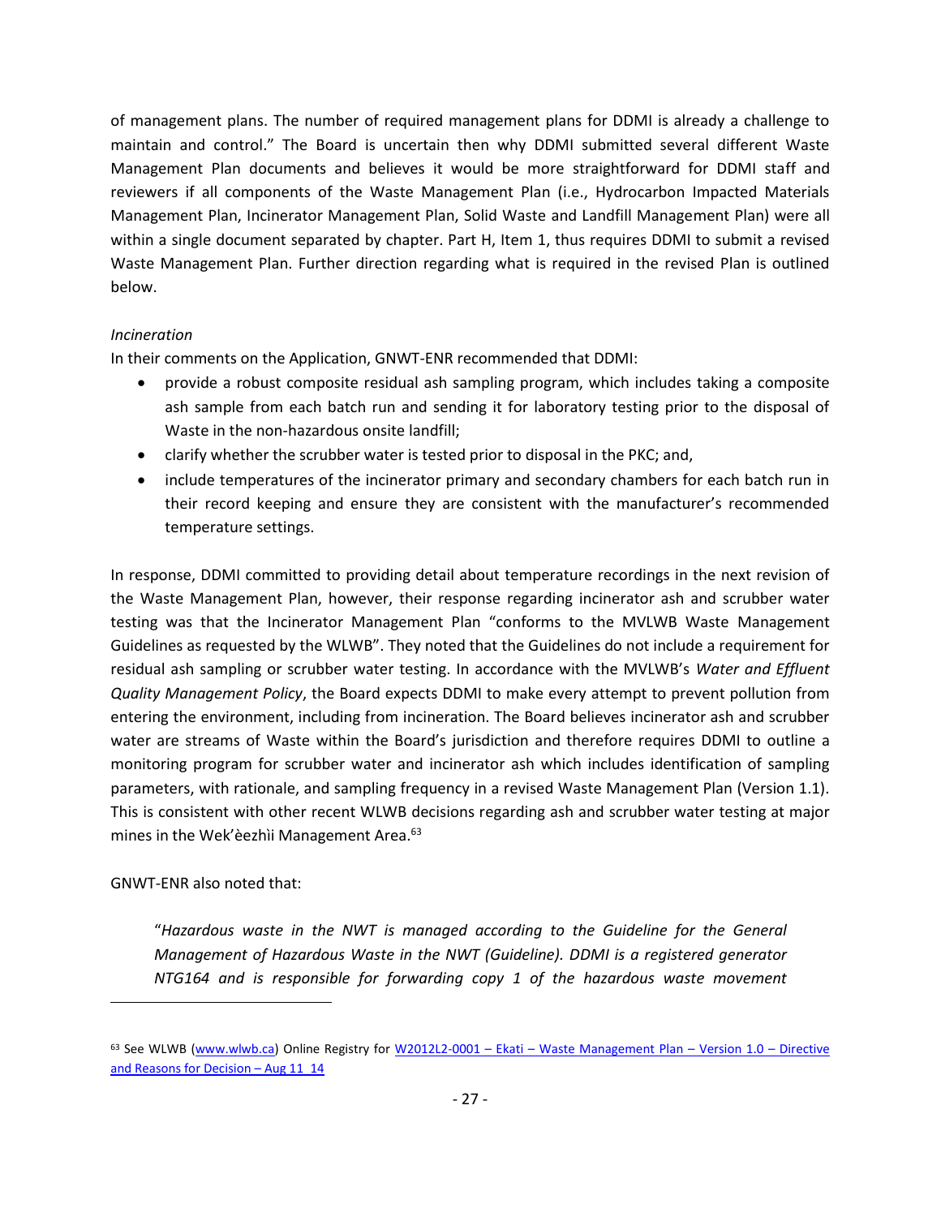of management plans. The number of required management plans for DDMI is already a challenge to maintain and control." The Board is uncertain then why DDMI submitted several different Waste Management Plan documents and believes it would be more straightforward for DDMI staff and reviewers if all components of the Waste Management Plan (i.e., Hydrocarbon Impacted Materials Management Plan, Incinerator Management Plan, Solid Waste and Landfill Management Plan) were all within a single document separated by chapter. Part H, Item 1, thus requires DDMI to submit a revised Waste Management Plan. Further direction regarding what is required in the revised Plan is outlined below.

*Incineration*

In their comments on the Application, GNWT-ENR recommended that DDMI:

- provide a robust composite residual ash sampling program, which includes taking a composite ash sample from each batch run and sending it for laboratory testing prior to the disposal of Waste in the non-hazardous onsite landfill;
- clarify whether the scrubber water is tested prior to disposal in the PKC; and,
- include temperatures of the incinerator primary and secondary chambers for each batch run in their record keeping and ensure they are consistent with the manufacturer's recommended temperature settings.

In response, DDMI committed to providing detail about temperature recordings in the next revision of the Waste Management Plan, however, their response regarding incinerator ash and scrubber water testing was that the Incinerator Management Plan "conforms to the MVLWB Waste Management Guidelines as requested by the WLWB". They noted that the Guidelines do not include a requirement for residual ash sampling or scrubber water testing. In accordance with the MVLWB's *Water and Effluent Quality Management Policy*, the Board expects DDMI to make every attempt to prevent pollution from entering the environment, including from incineration. The Board believes incinerator ash and scrubber water are streams of Waste within the Board's jurisdiction and therefore requires DDMI to outline a monitoring program for scrubber water and incinerator ash which includes identification of sampling parameters, with rationale, and sampling frequency in a revised Waste Management Plan (Version 1.1). This is consistent with other recent WLWB decisions regarding ash and scrubber water testing at major mines in the Wek'èezhìi Management Area.[63]

GNWT-ENR also noted that:

> "*Hazardous waste in the NWT is managed according to the Guideline for the General Management of Hazardous Waste in the NWT (Guideline). DDMI is a registered generator NTG164 and is responsible for forwarding copy 1 of the hazardous waste movement*

---

[63] See WLWB (www.wlwb.ca) Online Registry for W2012L2-0001 – Ekati – Waste Management Plan – Version 1.0 – Directive and Reasons for Decision – Aug 11_14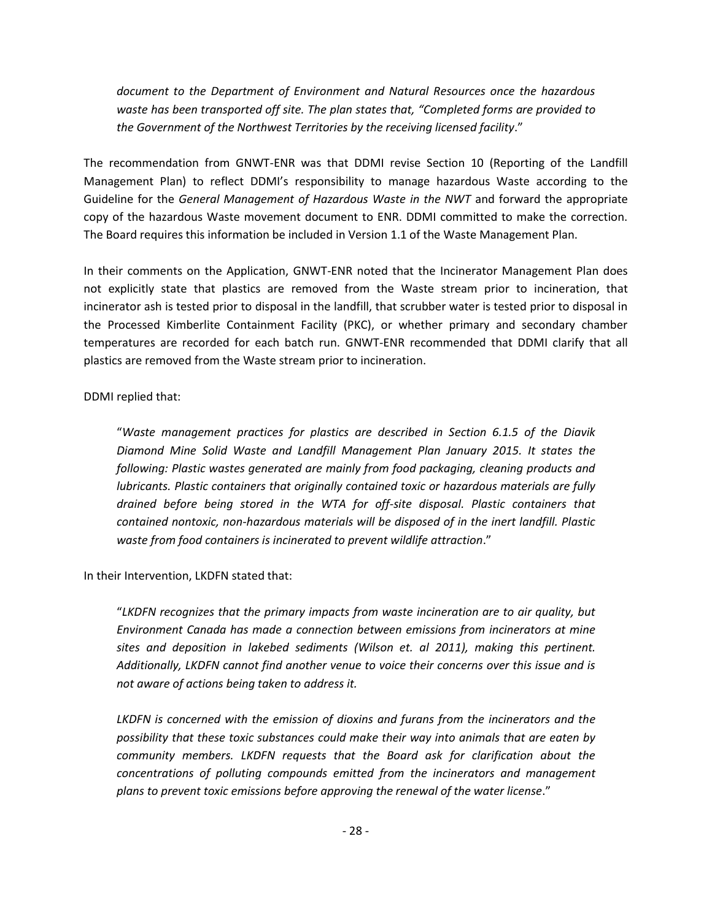*document to the Department of Environment and Natural Resources once the hazardous waste has been transported off site. The plan states that, "Completed forms are provided to the Government of the Northwest Territories by the receiving licensed facility*."

The recommendation from GNWT-ENR was that DDMI revise Section 10 (Reporting of the Landfill Management Plan) to reflect DDMI's responsibility to manage hazardous Waste according to the Guideline for the *General Management of Hazardous Waste in the NWT* and forward the appropriate copy of the hazardous Waste movement document to ENR. DDMI committed to make the correction. The Board requires this information be included in Version 1.1 of the Waste Management Plan.

In their comments on the Application, GNWT-ENR noted that the Incinerator Management Plan does not explicitly state that plastics are removed from the Waste stream prior to incineration, that incinerator ash is tested prior to disposal in the landfill, that scrubber water is tested prior to disposal in the Processed Kimberlite Containment Facility (PKC), or whether primary and secondary chamber temperatures are recorded for each batch run. GNWT-ENR recommended that DDMI clarify that all plastics are removed from the Waste stream prior to incineration.

DDMI replied that:

> "*Waste management practices for plastics are described in Section 6.1.5 of the Diavik Diamond Mine Solid Waste and Landfill Management Plan January 2015. It states the following: Plastic wastes generated are mainly from food packaging, cleaning products and lubricants. Plastic containers that originally contained toxic or hazardous materials are fully drained before being stored in the WTA for off-site disposal. Plastic containers that contained nontoxic, non-hazardous materials will be disposed of in the inert landfill. Plastic waste from food containers is incinerated to prevent wildlife attraction*."

In their Intervention, LKDFN stated that:

> "*LKDFN recognizes that the primary impacts from waste incineration are to air quality, but Environment Canada has made a connection between emissions from incinerators at mine sites and deposition in lakebed sediments (Wilson et. al 2011), making this pertinent. Additionally, LKDFN cannot find another venue to voice their concerns over this issue and is not aware of actions being taken to address it.*
>
> *LKDFN is concerned with the emission of dioxins and furans from the incinerators and the possibility that these toxic substances could make their way into animals that are eaten by community members. LKDFN requests that the Board ask for clarification about the concentrations of polluting compounds emitted from the incinerators and management plans to prevent toxic emissions before approving the renewal of the water license*."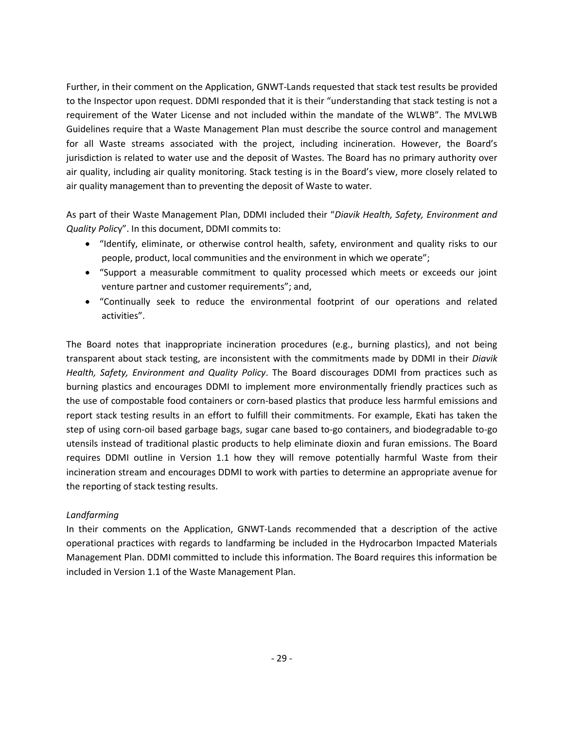Further, in their comment on the Application, GNWT-Lands requested that stack test results be provided to the Inspector upon request. DDMI responded that it is their "understanding that stack testing is not a requirement of the Water License and not included within the mandate of the WLWB". The MVLWB Guidelines require that a Waste Management Plan must describe the source control and management for all Waste streams associated with the project, including incineration. However, the Board's jurisdiction is related to water use and the deposit of Wastes. The Board has no primary authority over air quality, including air quality monitoring. Stack testing is in the Board's view, more closely related to air quality management than to preventing the deposit of Waste to water.

As part of their Waste Management Plan, DDMI included their "*Diavik Health, Safety, Environment and Quality Polic*y". In this document, DDMI commits to:

- "Identify, eliminate, or otherwise control health, safety, environment and quality risks to our people, product, local communities and the environment in which we operate";
- "Support a measurable commitment to quality processed which meets or exceeds our joint venture partner and customer requirements"; and,
- "Continually seek to reduce the environmental footprint of our operations and related activities".

The Board notes that inappropriate incineration procedures (e.g., burning plastics), and not being transparent about stack testing, are inconsistent with the commitments made by DDMI in their *Diavik Health, Safety, Environment and Quality Policy*. The Board discourages DDMI from practices such as burning plastics and encourages DDMI to implement more environmentally friendly practices such as the use of compostable food containers or corn-based plastics that produce less harmful emissions and report stack testing results in an effort to fulfill their commitments. For example, Ekati has taken the step of using corn-oil based garbage bags, sugar cane based to-go containers, and biodegradable to-go utensils instead of traditional plastic products to help eliminate dioxin and furan emissions. The Board requires DDMI outline in Version 1.1 how they will remove potentially harmful Waste from their incineration stream and encourages DDMI to work with parties to determine an appropriate avenue for the reporting of stack testing results.

*Landfarming*

In their comments on the Application, GNWT-Lands recommended that a description of the active operational practices with regards to landfarming be included in the Hydrocarbon Impacted Materials Management Plan. DDMI committed to include this information. The Board requires this information be included in Version 1.1 of the Waste Management Plan.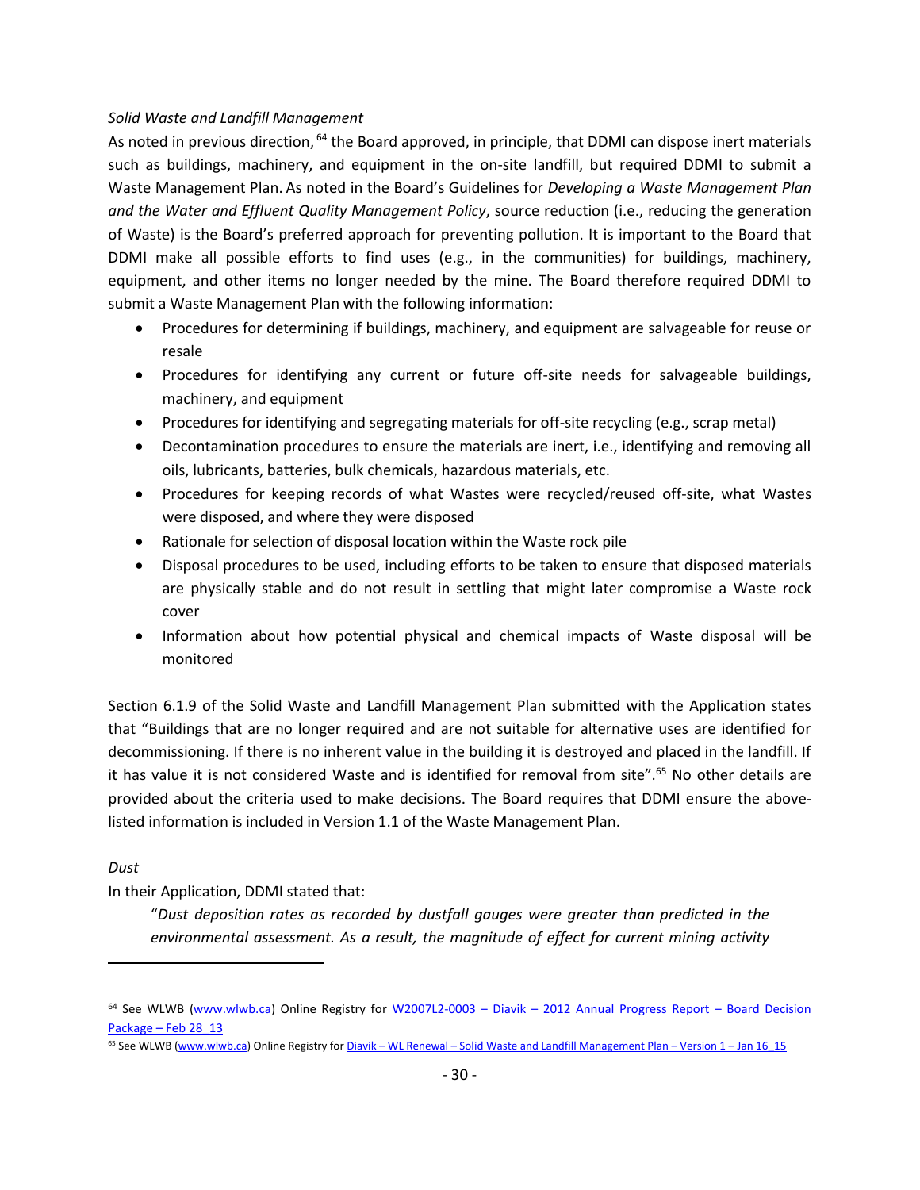*Solid Waste and Landfill Management*

As noted in previous direction,[64] the Board approved, in principle, that DDMI can dispose inert materials such as buildings, machinery, and equipment in the on-site landfill, but required DDMI to submit a Waste Management Plan. As noted in the Board's Guidelines for *Developing a Waste Management Plan and the Water and Effluent Quality Management Policy*, source reduction (i.e., reducing the generation of Waste) is the Board's preferred approach for preventing pollution. It is important to the Board that DDMI make all possible efforts to find uses (e.g., in the communities) for buildings, machinery, equipment, and other items no longer needed by the mine. The Board therefore required DDMI to submit a Waste Management Plan with the following information:

- Procedures for determining if buildings, machinery, and equipment are salvageable for reuse or resale
- Procedures for identifying any current or future off-site needs for salvageable buildings, machinery, and equipment
- Procedures for identifying and segregating materials for off-site recycling (e.g., scrap metal)
- Decontamination procedures to ensure the materials are inert, i.e., identifying and removing all oils, lubricants, batteries, bulk chemicals, hazardous materials, etc.
- Procedures for keeping records of what Wastes were recycled/reused off-site, what Wastes were disposed, and where they were disposed
- Rationale for selection of disposal location within the Waste rock pile
- Disposal procedures to be used, including efforts to be taken to ensure that disposed materials are physically stable and do not result in settling that might later compromise a Waste rock cover
- Information about how potential physical and chemical impacts of Waste disposal will be monitored

Section 6.1.9 of the Solid Waste and Landfill Management Plan submitted with the Application states that "Buildings that are no longer required and are not suitable for alternative uses are identified for decommissioning. If there is no inherent value in the building it is destroyed and placed in the landfill. If it has value it is not considered Waste and is identified for removal from site".[65] No other details are provided about the criteria used to make decisions. The Board requires that DDMI ensure the above-listed information is included in Version 1.1 of the Waste Management Plan.

*Dust*

In their Application, DDMI stated that:

> "*Dust deposition rates as recorded by dustfall gauges were greater than predicted in the environmental assessment. As a result, the magnitude of effect for current mining activity*

---

[64] See WLWB (www.wlwb.ca) Online Registry for W2007L2-0003 – Diavik – 2012 Annual Progress Report – Board Decision Package – Feb 28_13

[65] See WLWB (www.wlwb.ca) Online Registry for Diavik – WL Renewal – Solid Waste and Landfill Management Plan – Version 1 – Jan 16_15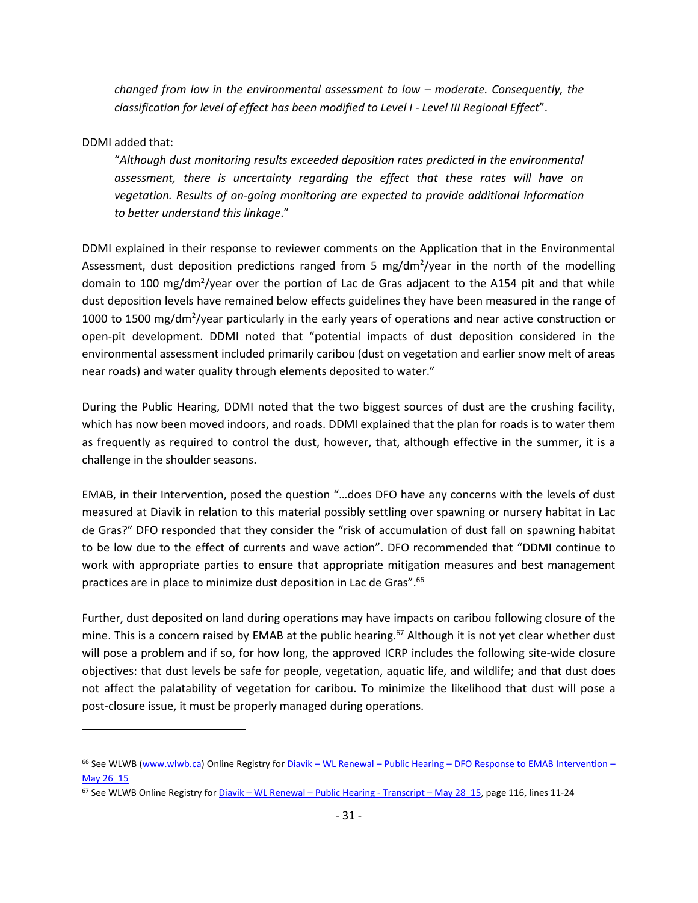*changed from low in the environmental assessment to low – moderate. Consequently, the classification for level of effect has been modified to Level I - Level III Regional Effect*".

DDMI added that:

> "*Although dust monitoring results exceeded deposition rates predicted in the environmental assessment, there is uncertainty regarding the effect that these rates will have on vegetation. Results of on-going monitoring are expected to provide additional information to better understand this linkage*."

DDMI explained in their response to reviewer comments on the Application that in the Environmental Assessment, dust deposition predictions ranged from 5 $mg/dm^2$/year in the north of the modelling domain to 100 $mg/dm^2$/year over the portion of Lac de Gras adjacent to the A154 pit and that while dust deposition levels have remained below effects guidelines they have been measured in the range of 1000 to 1500 $mg/dm^2$/year particularly in the early years of operations and near active construction or open-pit development. DDMI noted that "potential impacts of dust deposition considered in the environmental assessment included primarily caribou (dust on vegetation and earlier snow melt of areas near roads) and water quality through elements deposited to water."

During the Public Hearing, DDMI noted that the two biggest sources of dust are the crushing facility, which has now been moved indoors, and roads. DDMI explained that the plan for roads is to water them as frequently as required to control the dust, however, that, although effective in the summer, it is a challenge in the shoulder seasons.

EMAB, in their Intervention, posed the question "…does DFO have any concerns with the levels of dust measured at Diavik in relation to this material possibly settling over spawning or nursery habitat in Lac de Gras?" DFO responded that they consider the "risk of accumulation of dust fall on spawning habitat to be low due to the effect of currents and wave action". DFO recommended that "DDMI continue to work with appropriate parties to ensure that appropriate mitigation measures and best management practices are in place to minimize dust deposition in Lac de Gras".[66]

Further, dust deposited on land during operations may have impacts on caribou following closure of the mine. This is a concern raised by EMAB at the public hearing.[67] Although it is not yet clear whether dust will pose a problem and if so, for how long, the approved ICRP includes the following site-wide closure objectives: that dust levels be safe for people, vegetation, aquatic life, and wildlife; and that dust does not affect the palatability of vegetation for caribou. To minimize the likelihood that dust will pose a post-closure issue, it must be properly managed during operations.

---

[66] See WLWB (www.wlwb.ca) Online Registry for Diavik – WL Renewal – Public Hearing – DFO Response to EMAB Intervention – May 26_15

[67] See WLWB Online Registry for Diavik – WL Renewal – Public Hearing - Transcript – May 28_15, page 116, lines 11-24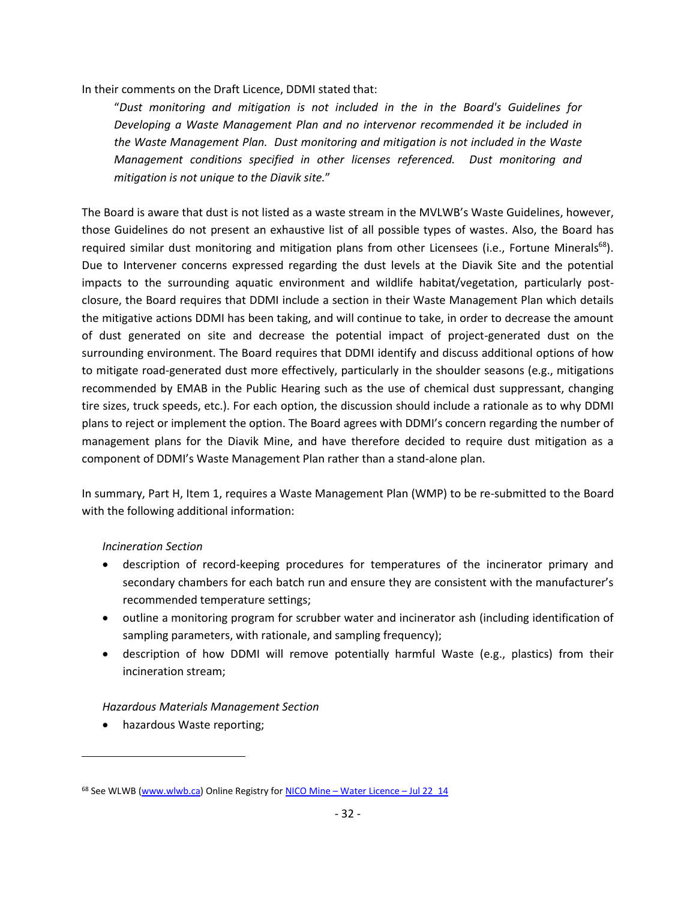In their comments on the Draft Licence, DDMI stated that:

> "*Dust monitoring and mitigation is not included in the in the Board's Guidelines for Developing a Waste Management Plan and no intervenor recommended it be included in the Waste Management Plan. Dust monitoring and mitigation is not included in the Waste Management conditions specified in other licenses referenced. Dust monitoring and mitigation is not unique to the Diavik site.*"

The Board is aware that dust is not listed as a waste stream in the MVLWB's Waste Guidelines, however, those Guidelines do not present an exhaustive list of all possible types of wastes. Also, the Board has required similar dust monitoring and mitigation plans from other Licensees (i.e., Fortune Minerals[68]). Due to Intervener concerns expressed regarding the dust levels at the Diavik Site and the potential impacts to the surrounding aquatic environment and wildlife habitat/vegetation, particularly post-closure, the Board requires that DDMI include a section in their Waste Management Plan which details the mitigative actions DDMI has been taking, and will continue to take, in order to decrease the amount of dust generated on site and decrease the potential impact of project-generated dust on the surrounding environment. The Board requires that DDMI identify and discuss additional options of how to mitigate road-generated dust more effectively, particularly in the shoulder seasons (e.g., mitigations recommended by EMAB in the Public Hearing such as the use of chemical dust suppressant, changing tire sizes, truck speeds, etc.). For each option, the discussion should include a rationale as to why DDMI plans to reject or implement the option. The Board agrees with DDMI's concern regarding the number of management plans for the Diavik Mine, and have therefore decided to require dust mitigation as a component of DDMI's Waste Management Plan rather than a stand-alone plan.

In summary, Part H, Item 1, requires a Waste Management Plan (WMP) to be re-submitted to the Board with the following additional information:

*Incineration Section*

- description of record-keeping procedures for temperatures of the incinerator primary and secondary chambers for each batch run and ensure they are consistent with the manufacturer's recommended temperature settings;
- outline a monitoring program for scrubber water and incinerator ash (including identification of sampling parameters, with rationale, and sampling frequency);
- description of how DDMI will remove potentially harmful Waste (e.g., plastics) from their incineration stream;

*Hazardous Materials Management Section*

- hazardous Waste reporting;

---

[68] See WLWB (www.wlwb.ca) Online Registry for NICO Mine – Water Licence – Jul 22_14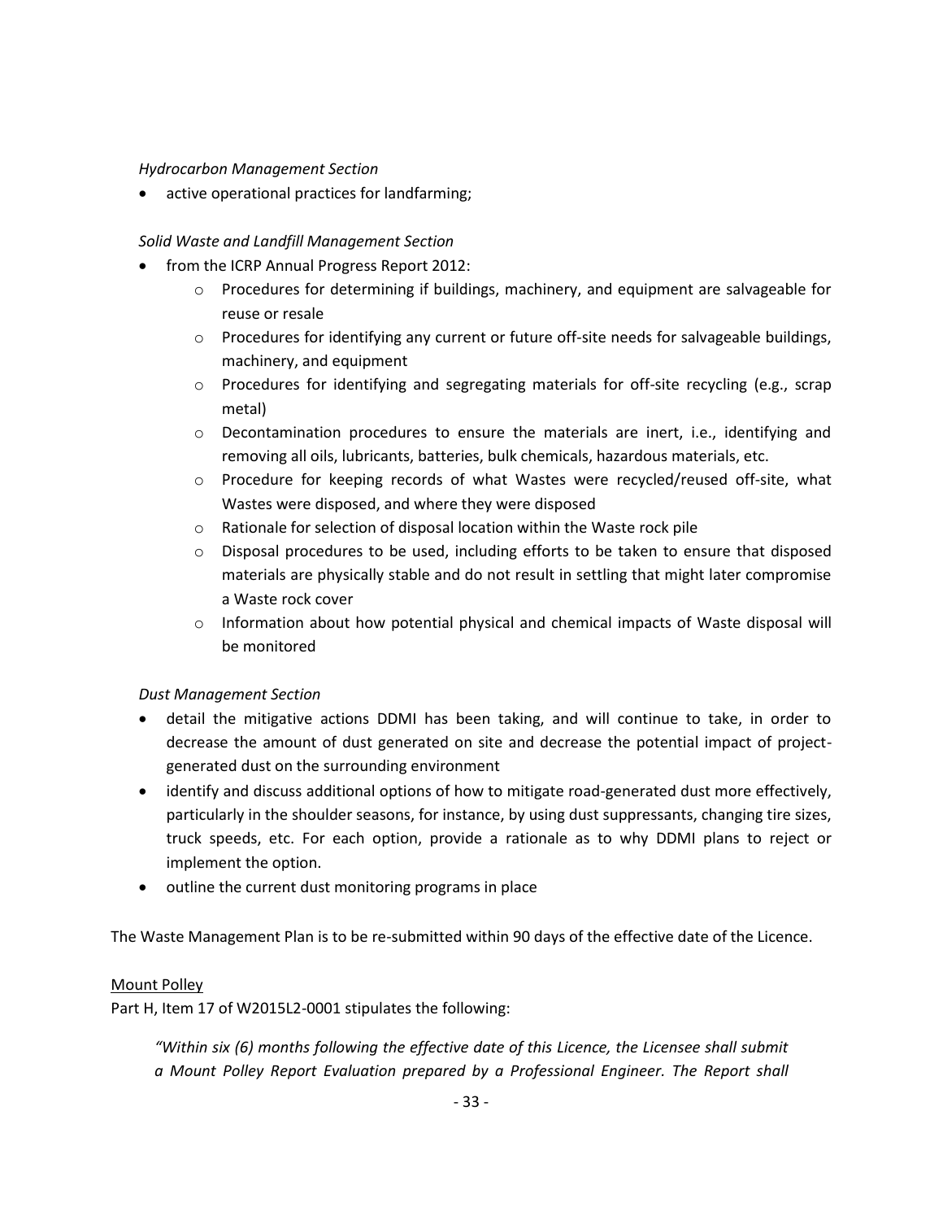*Hydrocarbon Management Section*

- active operational practices for landfarming;

*Solid Waste and Landfill Management Section*

- from the ICRP Annual Progress Report 2012:
  - Procedures for determining if buildings, machinery, and equipment are salvageable for reuse or resale
  - Procedures for identifying any current or future off-site needs for salvageable buildings, machinery, and equipment
  - Procedures for identifying and segregating materials for off-site recycling (e.g., scrap metal)
  - Decontamination procedures to ensure the materials are inert, i.e., identifying and removing all oils, lubricants, batteries, bulk chemicals, hazardous materials, etc.
  - Procedure for keeping records of what Wastes were recycled/reused off-site, what Wastes were disposed, and where they were disposed
  - Rationale for selection of disposal location within the Waste rock pile
  - Disposal procedures to be used, including efforts to be taken to ensure that disposed materials are physically stable and do not result in settling that might later compromise a Waste rock cover
  - Information about how potential physical and chemical impacts of Waste disposal will be monitored

*Dust Management Section*

- detail the mitigative actions DDMI has been taking, and will continue to take, in order to decrease the amount of dust generated on site and decrease the potential impact of project-generated dust on the surrounding environment
- identify and discuss additional options of how to mitigate road-generated dust more effectively, particularly in the shoulder seasons, for instance, by using dust suppressants, changing tire sizes, truck speeds, etc. For each option, provide a rationale as to why DDMI plans to reject or implement the option.
- outline the current dust monitoring programs in place

The Waste Management Plan is to be re-submitted within 90 days of the effective date of the Licence.

<u>Mount Polley</u>

Part H, Item 17 of W2015L2-0001 stipulates the following:

> *"Within six (6) months following the effective date of this Licence, the Licensee shall submit a Mount Polley Report Evaluation prepared by a Professional Engineer. The Report shall*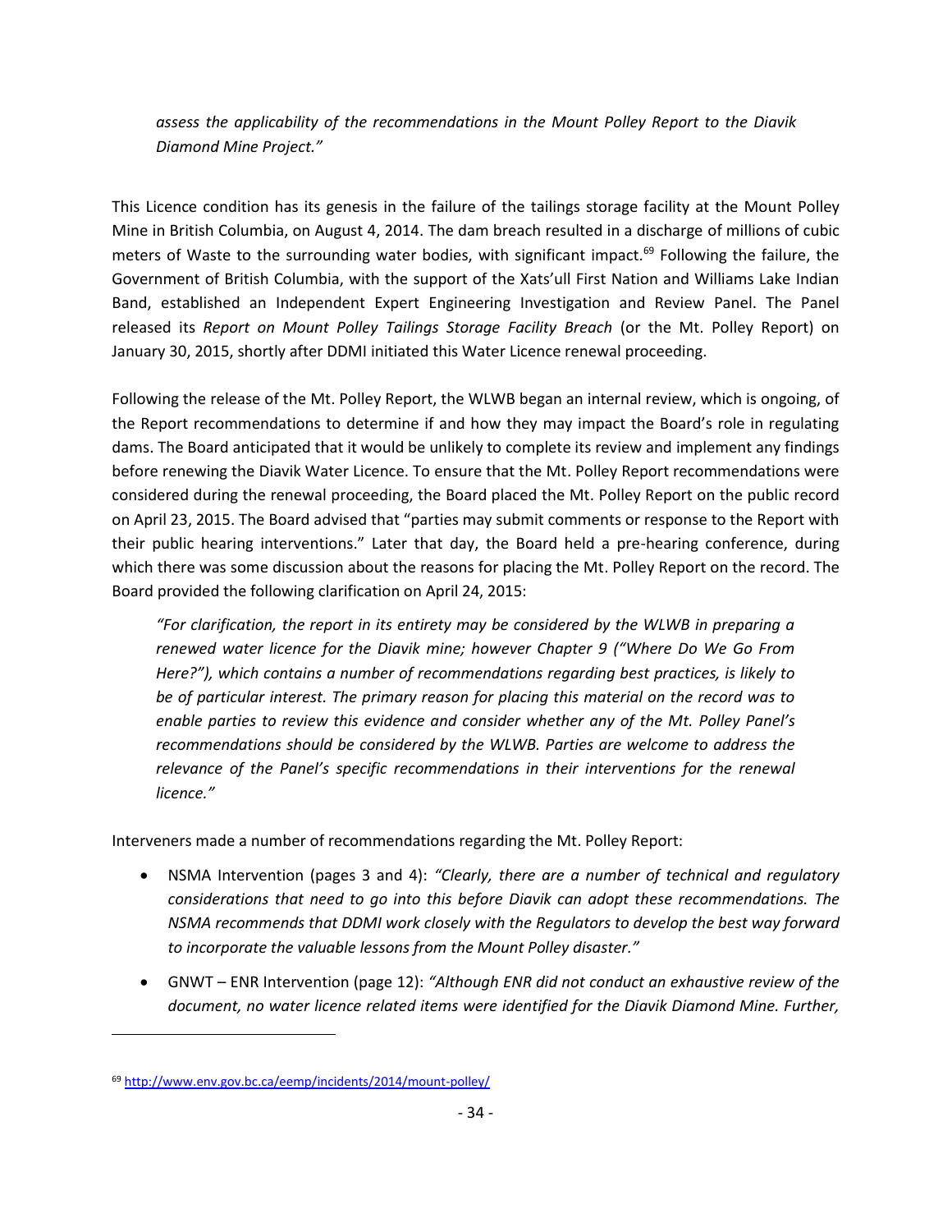*assess the applicability of the recommendations in the Mount Polley Report to the Diavik Diamond Mine Project."*

This Licence condition has its genesis in the failure of the tailings storage facility at the Mount Polley Mine in British Columbia, on August 4, 2014. The dam breach resulted in a discharge of millions of cubic meters of Waste to the surrounding water bodies, with significant impact.[69] Following the failure, the Government of British Columbia, with the support of the Xats'ull First Nation and Williams Lake Indian Band, established an Independent Expert Engineering Investigation and Review Panel. The Panel released its *Report on Mount Polley Tailings Storage Facility Breach* (or the Mt. Polley Report) on January 30, 2015, shortly after DDMI initiated this Water Licence renewal proceeding.

Following the release of the Mt. Polley Report, the WLWB began an internal review, which is ongoing, of the Report recommendations to determine if and how they may impact the Board's role in regulating dams. The Board anticipated that it would be unlikely to complete its review and implement any findings before renewing the Diavik Water Licence. To ensure that the Mt. Polley Report recommendations were considered during the renewal proceeding, the Board placed the Mt. Polley Report on the public record on April 23, 2015. The Board advised that "parties may submit comments or response to the Report with their public hearing interventions." Later that day, the Board held a pre-hearing conference, during which there was some discussion about the reasons for placing the Mt. Polley Report on the record. The Board provided the following clarification on April 24, 2015:

> *"For clarification, the report in its entirety may be considered by the WLWB in preparing a renewed water licence for the Diavik mine; however Chapter 9 ("Where Do We Go From Here?"), which contains a number of recommendations regarding best practices, is likely to be of particular interest. The primary reason for placing this material on the record was to enable parties to review this evidence and consider whether any of the Mt. Polley Panel's recommendations should be considered by the WLWB. Parties are welcome to address the relevance of the Panel's specific recommendations in their interventions for the renewal licence."*

Interveners made a number of recommendations regarding the Mt. Polley Report:

- NSMA Intervention (pages 3 and 4): *"Clearly, there are a number of technical and regulatory considerations that need to go into this before Diavik can adopt these recommendations. The NSMA recommends that DDMI work closely with the Regulators to develop the best way forward to incorporate the valuable lessons from the Mount Polley disaster."*
- GNWT – ENR Intervention (page 12): *"Although ENR did not conduct an exhaustive review of the document, no water licence related items were identified for the Diavik Diamond Mine. Further,*

[69] http://www.env.gov.bc.ca/eemp/incidents/2014/mount-polley/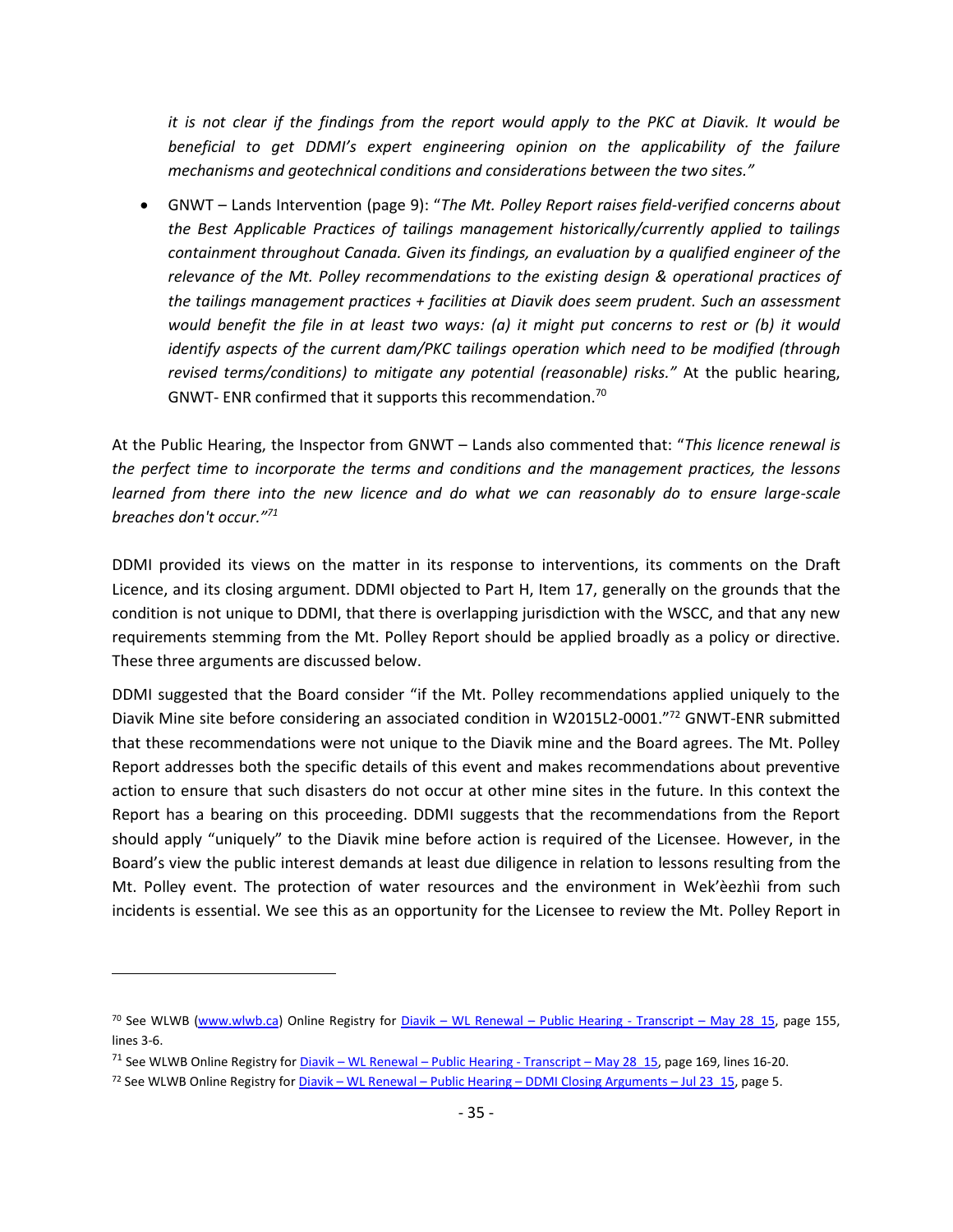*it is not clear if the findings from the report would apply to the PKC at Diavik. It would be beneficial to get DDMI's expert engineering opinion on the applicability of the failure mechanisms and geotechnical conditions and considerations between the two sites."*

- GNWT – Lands Intervention (page 9): "*The Mt. Polley Report raises field-verified concerns about the Best Applicable Practices of tailings management historically/currently applied to tailings containment throughout Canada. Given its findings, an evaluation by a qualified engineer of the relevance of the Mt. Polley recommendations to the existing design & operational practices of the tailings management practices + facilities at Diavik does seem prudent. Such an assessment would benefit the file in at least two ways: (a) it might put concerns to rest or (b) it would identify aspects of the current dam/PKC tailings operation which need to be modified (through revised terms/conditions) to mitigate any potential (reasonable) risks."* At the public hearing, GNWT- ENR confirmed that it supports this recommendation.[70]

At the Public Hearing, the Inspector from GNWT – Lands also commented that: "*This licence renewal is the perfect time to incorporate the terms and conditions and the management practices, the lessons learned from there into the new licence and do what we can reasonably do to ensure large-scale breaches don't occur."*[71]

DDMI provided its views on the matter in its response to interventions, its comments on the Draft Licence, and its closing argument. DDMI objected to Part H, Item 17, generally on the grounds that the condition is not unique to DDMI, that there is overlapping jurisdiction with the WSCC, and that any new requirements stemming from the Mt. Polley Report should be applied broadly as a policy or directive. These three arguments are discussed below.

DDMI suggested that the Board consider "if the Mt. Polley recommendations applied uniquely to the Diavik Mine site before considering an associated condition in W2015L2-0001."[72] GNWT-ENR submitted that these recommendations were not unique to the Diavik mine and the Board agrees. The Mt. Polley Report addresses both the specific details of this event and makes recommendations about preventive action to ensure that such disasters do not occur at other mine sites in the future. In this context the Report has a bearing on this proceeding. DDMI suggests that the recommendations from the Report should apply "uniquely" to the Diavik mine before action is required of the Licensee. However, in the Board's view the public interest demands at least due diligence in relation to lessons resulting from the Mt. Polley event. The protection of water resources and the environment in Wek'èezhìi from such incidents is essential. We see this as an opportunity for the Licensee to review the Mt. Polley Report in

---

[70] See WLWB (www.wlwb.ca) Online Registry for Diavik – WL Renewal – Public Hearing - Transcript – May 28_15, page 155, lines 3-6.

[71] See WLWB Online Registry for Diavik – WL Renewal – Public Hearing - Transcript – May 28_15, page 169, lines 16-20.

[72] See WLWB Online Registry for Diavik – WL Renewal – Public Hearing – DDMI Closing Arguments – Jul 23_15, page 5.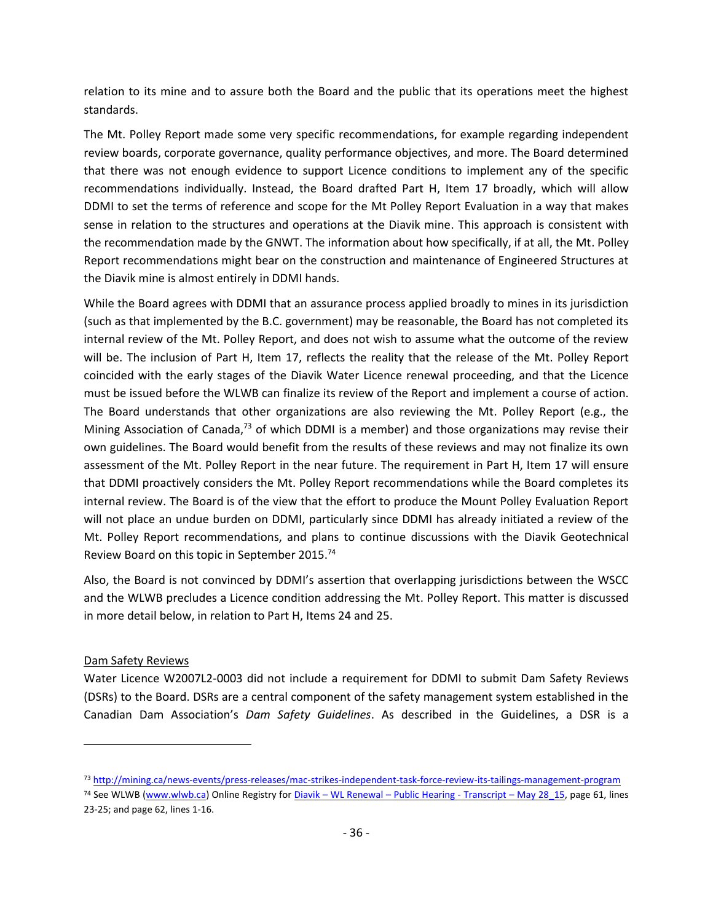relation to its mine and to assure both the Board and the public that its operations meet the highest standards.

The Mt. Polley Report made some very specific recommendations, for example regarding independent review boards, corporate governance, quality performance objectives, and more. The Board determined that there was not enough evidence to support Licence conditions to implement any of the specific recommendations individually. Instead, the Board drafted Part H, Item 17 broadly, which will allow DDMI to set the terms of reference and scope for the Mt Polley Report Evaluation in a way that makes sense in relation to the structures and operations at the Diavik mine. This approach is consistent with the recommendation made by the GNWT. The information about how specifically, if at all, the Mt. Polley Report recommendations might bear on the construction and maintenance of Engineered Structures at the Diavik mine is almost entirely in DDMI hands.

While the Board agrees with DDMI that an assurance process applied broadly to mines in its jurisdiction (such as that implemented by the B.C. government) may be reasonable, the Board has not completed its internal review of the Mt. Polley Report, and does not wish to assume what the outcome of the review will be. The inclusion of Part H, Item 17, reflects the reality that the release of the Mt. Polley Report coincided with the early stages of the Diavik Water Licence renewal proceeding, and that the Licence must be issued before the WLWB can finalize its review of the Report and implement a course of action. The Board understands that other organizations are also reviewing the Mt. Polley Report (e.g., the Mining Association of Canada,[73] of which DDMI is a member) and those organizations may revise their own guidelines. The Board would benefit from the results of these reviews and may not finalize its own assessment of the Mt. Polley Report in the near future. The requirement in Part H, Item 17 will ensure that DDMI proactively considers the Mt. Polley Report recommendations while the Board completes its internal review. The Board is of the view that the effort to produce the Mount Polley Evaluation Report will not place an undue burden on DDMI, particularly since DDMI has already initiated a review of the Mt. Polley Report recommendations, and plans to continue discussions with the Diavik Geotechnical Review Board on this topic in September 2015.[74]

Also, the Board is not convinced by DDMI's assertion that overlapping jurisdictions between the WSCC and the WLWB precludes a Licence condition addressing the Mt. Polley Report. This matter is discussed in more detail below, in relation to Part H, Items 24 and 25.

<u>Dam Safety Reviews</u>

Water Licence W2007L2-0003 did not include a requirement for DDMI to submit Dam Safety Reviews (DSRs) to the Board. DSRs are a central component of the safety management system established in the Canadian Dam Association's *Dam Safety Guidelines*. As described in the Guidelines, a DSR is a

---

[73] http://mining.ca/news-events/press-releases/mac-strikes-independent-task-force-review-its-tailings-management-program

[74] See WLWB (www.wlwb.ca) Online Registry for Diavik – WL Renewal – Public Hearing - Transcript – May 28_15, page 61, lines 23-25; and page 62, lines 1-16.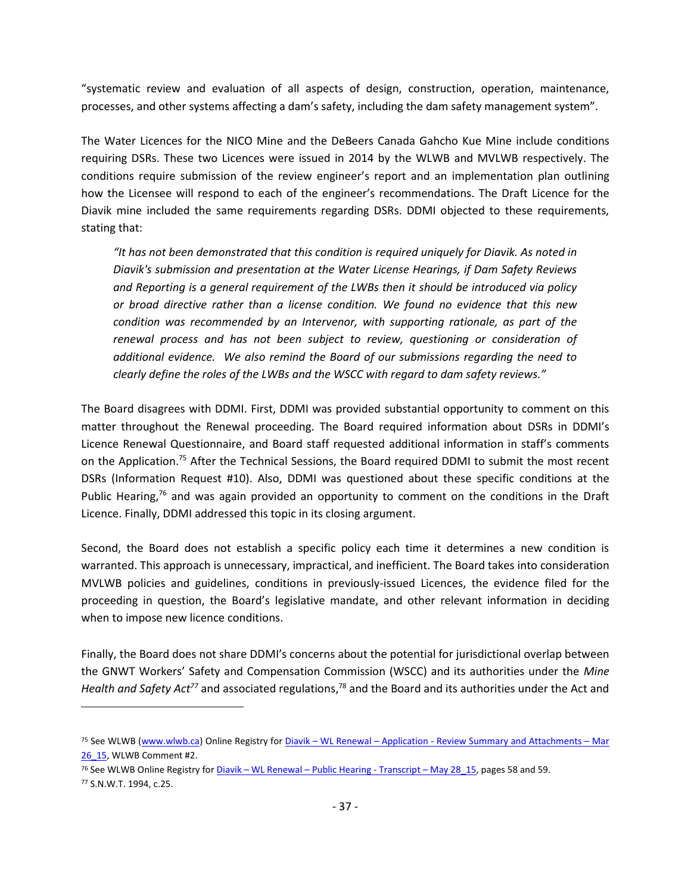"systematic review and evaluation of all aspects of design, construction, operation, maintenance, processes, and other systems affecting a dam's safety, including the dam safety management system".

The Water Licences for the NICO Mine and the DeBeers Canada Gahcho Kue Mine include conditions requiring DSRs. These two Licences were issued in 2014 by the WLWB and MVLWB respectively. The conditions require submission of the review engineer's report and an implementation plan outlining how the Licensee will respond to each of the engineer's recommendations. The Draft Licence for the Diavik mine included the same requirements regarding DSRs. DDMI objected to these requirements, stating that:

> *"It has not been demonstrated that this condition is required uniquely for Diavik. As noted in Diavik's submission and presentation at the Water License Hearings, if Dam Safety Reviews and Reporting is a general requirement of the LWBs then it should be introduced via policy or broad directive rather than a license condition. We found no evidence that this new condition was recommended by an Intervenor, with supporting rationale, as part of the renewal process and has not been subject to review, questioning or consideration of additional evidence. We also remind the Board of our submissions regarding the need to clearly define the roles of the LWBs and the WSCC with regard to dam safety reviews."*

The Board disagrees with DDMI. First, DDMI was provided substantial opportunity to comment on this matter throughout the Renewal proceeding. The Board required information about DSRs in DDMI's Licence Renewal Questionnaire, and Board staff requested additional information in staff's comments on the Application.[75] After the Technical Sessions, the Board required DDMI to submit the most recent DSRs (Information Request #10). Also, DDMI was questioned about these specific conditions at the Public Hearing,[76] and was again provided an opportunity to comment on the conditions in the Draft Licence. Finally, DDMI addressed this topic in its closing argument.

Second, the Board does not establish a specific policy each time it determines a new condition is warranted. This approach is unnecessary, impractical, and inefficient. The Board takes into consideration MVLWB policies and guidelines, conditions in previously-issued Licences, the evidence filed for the proceeding in question, the Board's legislative mandate, and other relevant information in deciding when to impose new licence conditions.

Finally, the Board does not share DDMI's concerns about the potential for jurisdictional overlap between the GNWT Workers' Safety and Compensation Commission (WSCC) and its authorities under the *Mine Health and Safety Act*[77] and associated regulations,[78] and the Board and its authorities under the Act and

---

[75] See WLWB (www.wlwb.ca) Online Registry for Diavik – WL Renewal – Application - Review Summary and Attachments – Mar 26_15, WLWB Comment #2.

[76] See WLWB Online Registry for Diavik – WL Renewal – Public Hearing - Transcript – May 28_15, pages 58 and 59.

[77] S.N.W.T. 1994, c.25.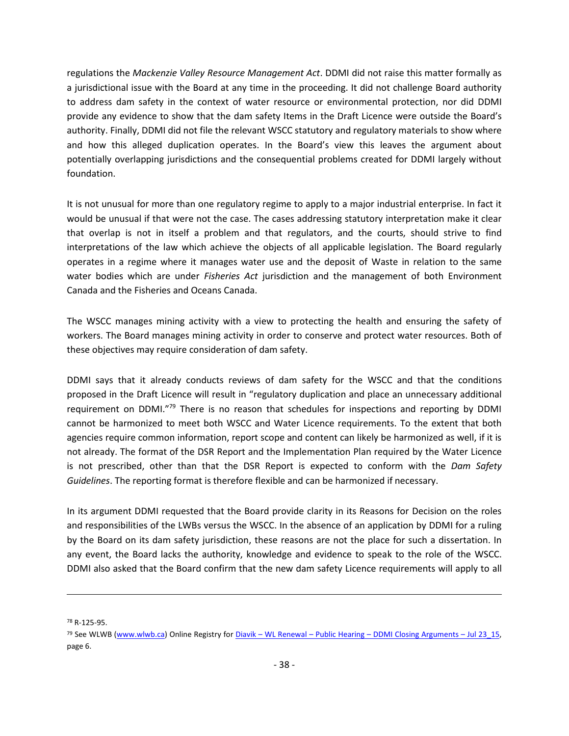regulations the *Mackenzie Valley Resource Management Act*. DDMI did not raise this matter formally as a jurisdictional issue with the Board at any time in the proceeding. It did not challenge Board authority to address dam safety in the context of water resource or environmental protection, nor did DDMI provide any evidence to show that the dam safety Items in the Draft Licence were outside the Board's authority. Finally, DDMI did not file the relevant WSCC statutory and regulatory materials to show where and how this alleged duplication operates. In the Board's view this leaves the argument about potentially overlapping jurisdictions and the consequential problems created for DDMI largely without foundation.

It is not unusual for more than one regulatory regime to apply to a major industrial enterprise. In fact it would be unusual if that were not the case. The cases addressing statutory interpretation make it clear that overlap is not in itself a problem and that regulators, and the courts, should strive to find interpretations of the law which achieve the objects of all applicable legislation. The Board regularly operates in a regime where it manages water use and the deposit of Waste in relation to the same water bodies which are under *Fisheries Act* jurisdiction and the management of both Environment Canada and the Fisheries and Oceans Canada.

The WSCC manages mining activity with a view to protecting the health and ensuring the safety of workers. The Board manages mining activity in order to conserve and protect water resources. Both of these objectives may require consideration of dam safety.

DDMI says that it already conducts reviews of dam safety for the WSCC and that the conditions proposed in the Draft Licence will result in "regulatory duplication and place an unnecessary additional requirement on DDMI."[79] There is no reason that schedules for inspections and reporting by DDMI cannot be harmonized to meet both WSCC and Water Licence requirements. To the extent that both agencies require common information, report scope and content can likely be harmonized as well, if it is not already. The format of the DSR Report and the Implementation Plan required by the Water Licence is not prescribed, other than that the DSR Report is expected to conform with the *Dam Safety Guidelines*. The reporting format is therefore flexible and can be harmonized if necessary.

In its argument DDMI requested that the Board provide clarity in its Reasons for Decision on the roles and responsibilities of the LWBs versus the WSCC. In the absence of an application by DDMI for a ruling by the Board on its dam safety jurisdiction, these reasons are not the place for such a dissertation. In any event, the Board lacks the authority, knowledge and evidence to speak to the role of the WSCC. DDMI also asked that the Board confirm that the new dam safety Licence requirements will apply to all

---

[78] R-125-95.

[79] See WLWB (www.wlwb.ca) Online Registry for Diavik – WL Renewal – Public Hearing – DDMI Closing Arguments – Jul 23_15, page 6.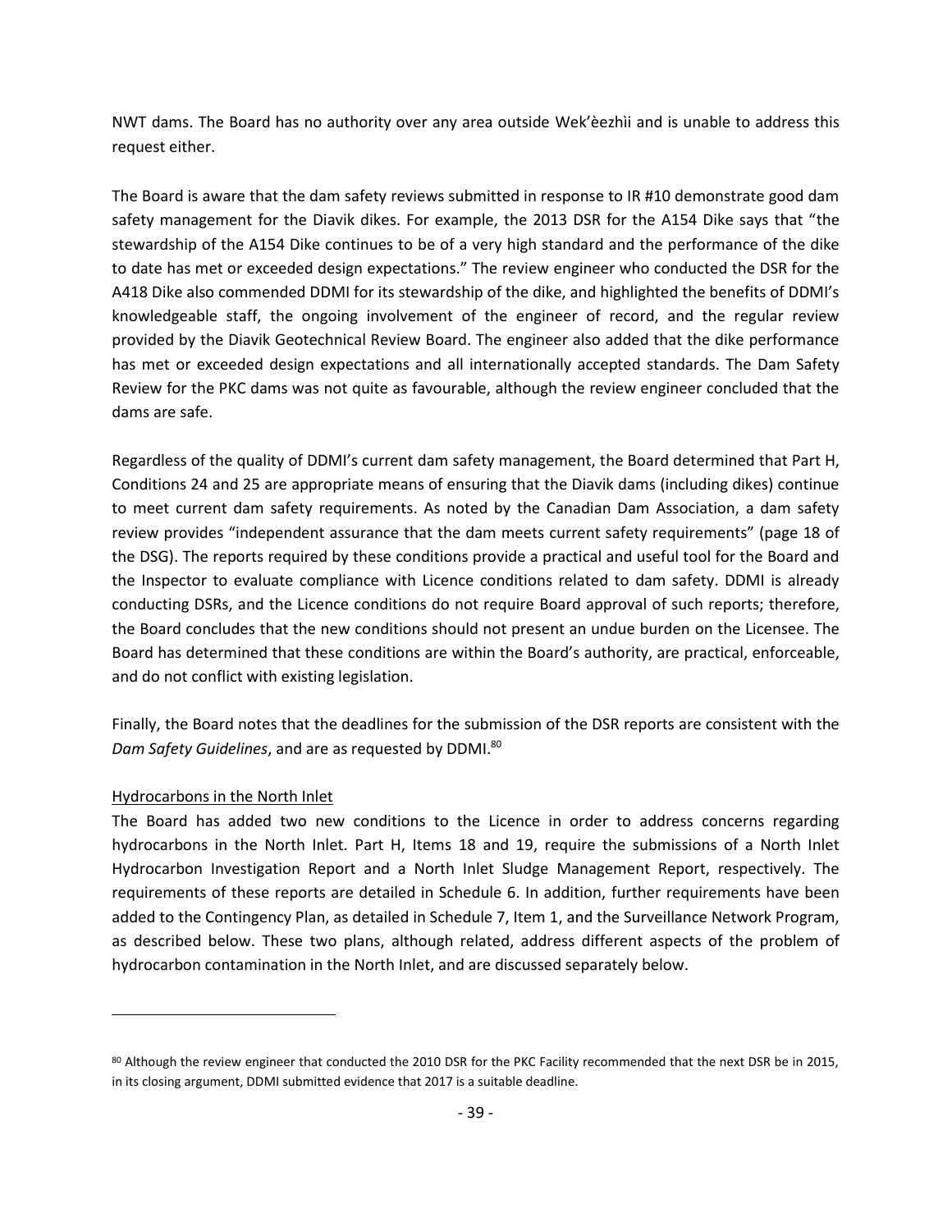NWT dams. The Board has no authority over any area outside Wek'èezhìi and is unable to address this request either.

The Board is aware that the dam safety reviews submitted in response to IR #10 demonstrate good dam safety management for the Diavik dikes. For example, the 2013 DSR for the A154 Dike says that "the stewardship of the A154 Dike continues to be of a very high standard and the performance of the dike to date has met or exceeded design expectations." The review engineer who conducted the DSR for the A418 Dike also commended DDMI for its stewardship of the dike, and highlighted the benefits of DDMI's knowledgeable staff, the ongoing involvement of the engineer of record, and the regular review provided by the Diavik Geotechnical Review Board. The engineer also added that the dike performance has met or exceeded design expectations and all internationally accepted standards. The Dam Safety Review for the PKC dams was not quite as favourable, although the review engineer concluded that the dams are safe.

Regardless of the quality of DDMI's current dam safety management, the Board determined that Part H, Conditions 24 and 25 are appropriate means of ensuring that the Diavik dams (including dikes) continue to meet current dam safety requirements. As noted by the Canadian Dam Association, a dam safety review provides "independent assurance that the dam meets current safety requirements" (page 18 of the DSG). The reports required by these conditions provide a practical and useful tool for the Board and the Inspector to evaluate compliance with Licence conditions related to dam safety. DDMI is already conducting DSRs, and the Licence conditions do not require Board approval of such reports; therefore, the Board concludes that the new conditions should not present an undue burden on the Licensee. The Board has determined that these conditions are within the Board's authority, are practical, enforceable, and do not conflict with existing legislation.

Finally, the Board notes that the deadlines for the submission of the DSR reports are consistent with the *Dam Safety Guidelines*, and are as requested by DDMI.[80]

Hydrocarbons in the North Inlet

The Board has added two new conditions to the Licence in order to address concerns regarding hydrocarbons in the North Inlet. Part H, Items 18 and 19, require the submissions of a North Inlet Hydrocarbon Investigation Report and a North Inlet Sludge Management Report, respectively. The requirements of these reports are detailed in Schedule 6. In addition, further requirements have been added to the Contingency Plan, as detailed in Schedule 7, Item 1, and the Surveillance Network Program, as described below. These two plans, although related, address different aspects of the problem of hydrocarbon contamination in the North Inlet, and are discussed separately below.

---

[80] Although the review engineer that conducted the 2010 DSR for the PKC Facility recommended that the next DSR be in 2015, in its closing argument, DDMI submitted evidence that 2017 is a suitable deadline.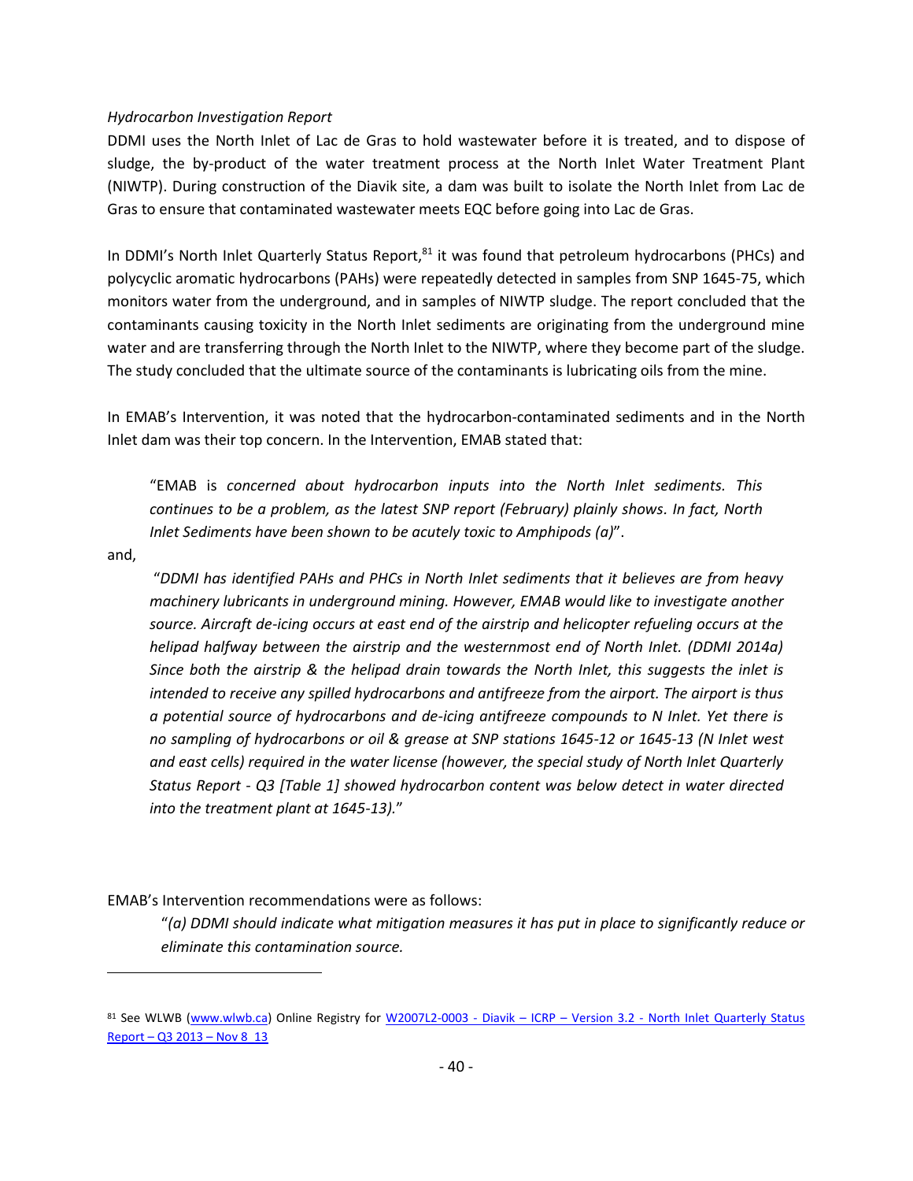*Hydrocarbon Investigation Report*

DDMI uses the North Inlet of Lac de Gras to hold wastewater before it is treated, and to dispose of sludge, the by-product of the water treatment process at the North Inlet Water Treatment Plant (NIWTP). During construction of the Diavik site, a dam was built to isolate the North Inlet from Lac de Gras to ensure that contaminated wastewater meets EQC before going into Lac de Gras.

In DDMI's North Inlet Quarterly Status Report,[81] it was found that petroleum hydrocarbons (PHCs) and polycyclic aromatic hydrocarbons (PAHs) were repeatedly detected in samples from SNP 1645-75, which monitors water from the underground, and in samples of NIWTP sludge. The report concluded that the contaminants causing toxicity in the North Inlet sediments are originating from the underground mine water and are transferring through the North Inlet to the NIWTP, where they become part of the sludge. The study concluded that the ultimate source of the contaminants is lubricating oils from the mine.

In EMAB's Intervention, it was noted that the hydrocarbon-contaminated sediments and in the North Inlet dam was their top concern. In the Intervention, EMAB stated that:

> "EMAB is *concerned about hydrocarbon inputs into the North Inlet sediments. This continues to be a problem, as the latest SNP report (February) plainly shows. In fact, North Inlet Sediments have been shown to be acutely toxic to Amphipods (a)*".

and,

> "*DDMI has identified PAHs and PHCs in North Inlet sediments that it believes are from heavy machinery lubricants in underground mining. However, EMAB would like to investigate another source. Aircraft de-icing occurs at east end of the airstrip and helicopter refueling occurs at the helipad halfway between the airstrip and the westernmost end of North Inlet. (DDMI 2014a) Since both the airstrip & the helipad drain towards the North Inlet, this suggests the inlet is intended to receive any spilled hydrocarbons and antifreeze from the airport. The airport is thus a potential source of hydrocarbons and de-icing antifreeze compounds to N Inlet. Yet there is no sampling of hydrocarbons or oil & grease at SNP stations 1645-12 or 1645-13 (N Inlet west and east cells) required in the water license (however, the special study of North Inlet Quarterly Status Report - Q3 [Table 1] showed hydrocarbon content was below detect in water directed into the treatment plant at 1645-13).*"

EMAB's Intervention recommendations were as follows:

> "*(a) DDMI should indicate what mitigation measures it has put in place to significantly reduce or eliminate this contamination source.*

---

[81] See WLWB (www.wlwb.ca) Online Registry for W2007L2-0003 - Diavik – ICRP – Version 3.2 - North Inlet Quarterly Status Report – Q3 2013 – Nov 8_13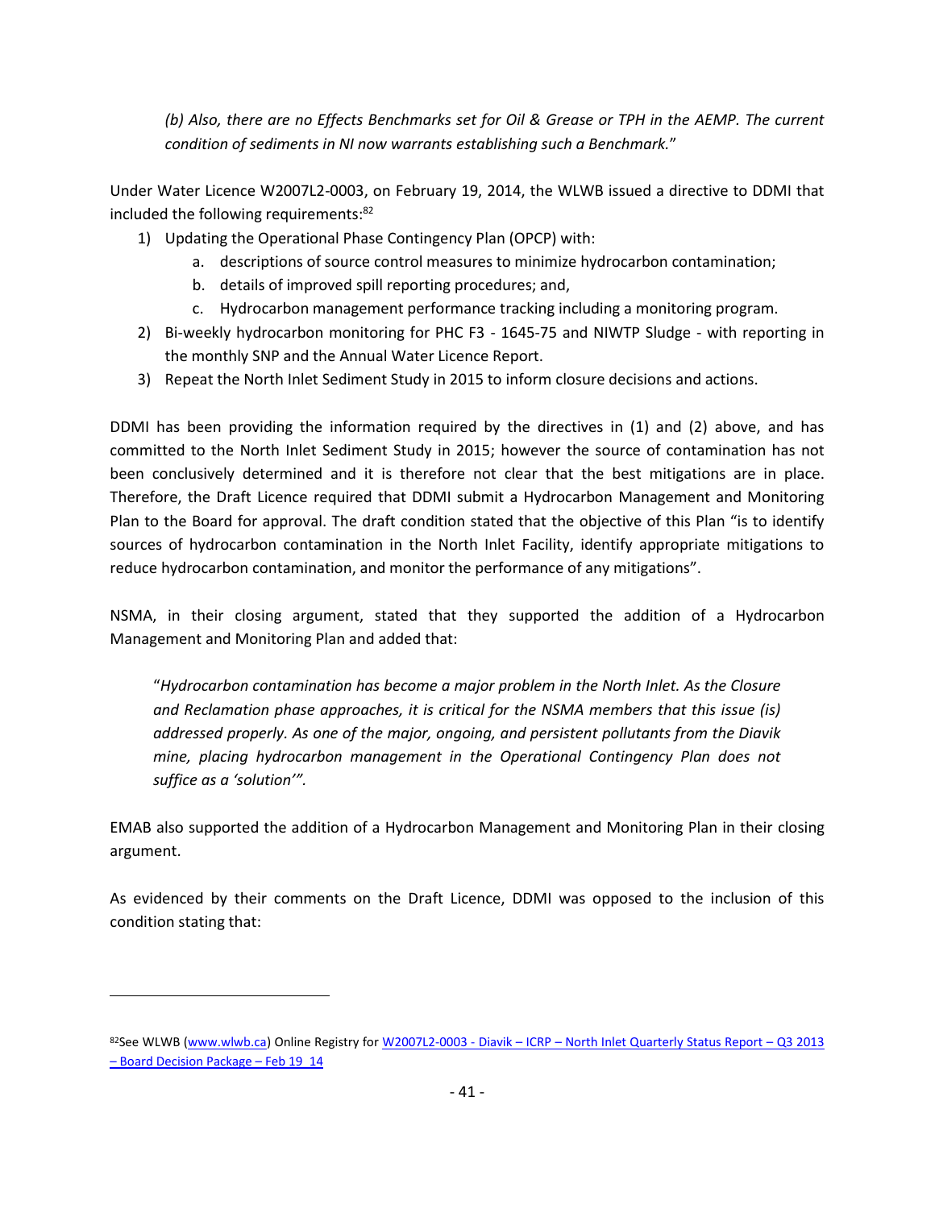*(b) Also, there are no Effects Benchmarks set for Oil & Grease or TPH in the AEMP. The current condition of sediments in NI now warrants establishing such a Benchmark.*"

Under Water Licence W2007L2-0003, on February 19, 2014, the WLWB issued a directive to DDMI that included the following requirements:[82]

1) Updating the Operational Phase Contingency Plan (OPCP) with:
    a. descriptions of source control measures to minimize hydrocarbon contamination;
    b. details of improved spill reporting procedures; and,
    c. Hydrocarbon management performance tracking including a monitoring program.
2) Bi-weekly hydrocarbon monitoring for PHC F3 - 1645-75 and NIWTP Sludge - with reporting in the monthly SNP and the Annual Water Licence Report.
3) Repeat the North Inlet Sediment Study in 2015 to inform closure decisions and actions.

DDMI has been providing the information required by the directives in (1) and (2) above, and has committed to the North Inlet Sediment Study in 2015; however the source of contamination has not been conclusively determined and it is therefore not clear that the best mitigations are in place. Therefore, the Draft Licence required that DDMI submit a Hydrocarbon Management and Monitoring Plan to the Board for approval. The draft condition stated that the objective of this Plan "is to identify sources of hydrocarbon contamination in the North Inlet Facility, identify appropriate mitigations to reduce hydrocarbon contamination, and monitor the performance of any mitigations".

NSMA, in their closing argument, stated that they supported the addition of a Hydrocarbon Management and Monitoring Plan and added that:

> "*Hydrocarbon contamination has become a major problem in the North Inlet. As the Closure and Reclamation phase approaches, it is critical for the NSMA members that this issue (is) addressed properly. As one of the major, ongoing, and persistent pollutants from the Diavik mine, placing hydrocarbon management in the Operational Contingency Plan does not suffice as a 'solution'".*

EMAB also supported the addition of a Hydrocarbon Management and Monitoring Plan in their closing argument.

As evidenced by their comments on the Draft Licence, DDMI was opposed to the inclusion of this condition stating that:

---

[82] See WLWB (www.wlwb.ca) Online Registry for W2007L2-0003 - Diavik – ICRP – North Inlet Quarterly Status Report – Q3 2013 – Board Decision Package – Feb 19_14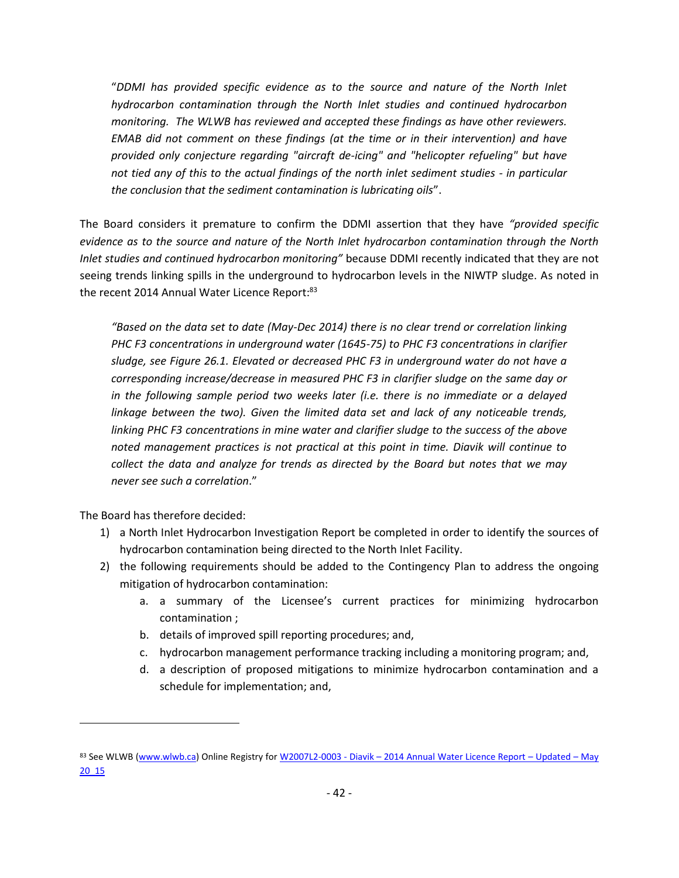"*DDMI has provided specific evidence as to the source and nature of the North Inlet hydrocarbon contamination through the North Inlet studies and continued hydrocarbon monitoring. The WLWB has reviewed and accepted these findings as have other reviewers. EMAB did not comment on these findings (at the time or in their intervention) and have provided only conjecture regarding "aircraft de-icing" and "helicopter refueling" but have not tied any of this to the actual findings of the north inlet sediment studies - in particular the conclusion that the sediment contamination is lubricating oils*".

The Board considers it premature to confirm the DDMI assertion that they have *"provided specific evidence as to the source and nature of the North Inlet hydrocarbon contamination through the North Inlet studies and continued hydrocarbon monitoring"* because DDMI recently indicated that they are not seeing trends linking spills in the underground to hydrocarbon levels in the NIWTP sludge. As noted in the recent 2014 Annual Water Licence Report:[83]

*"Based on the data set to date (May-Dec 2014) there is no clear trend or correlation linking PHC F3 concentrations in underground water (1645-75) to PHC F3 concentrations in clarifier sludge, see Figure 26.1. Elevated or decreased PHC F3 in underground water do not have a corresponding increase/decrease in measured PHC F3 in clarifier sludge on the same day or in the following sample period two weeks later (i.e. there is no immediate or a delayed linkage between the two). Given the limited data set and lack of any noticeable trends, linking PHC F3 concentrations in mine water and clarifier sludge to the success of the above noted management practices is not practical at this point in time. Diavik will continue to collect the data and analyze for trends as directed by the Board but notes that we may never see such a correlation*."

The Board has therefore decided:

1) a North Inlet Hydrocarbon Investigation Report be completed in order to identify the sources of hydrocarbon contamination being directed to the North Inlet Facility.
2) the following requirements should be added to the Contingency Plan to address the ongoing mitigation of hydrocarbon contamination:
    a. a summary of the Licensee's current practices for minimizing hydrocarbon contamination ;
    b. details of improved spill reporting procedures; and,
    c. hydrocarbon management performance tracking including a monitoring program; and,
    d. a description of proposed mitigations to minimize hydrocarbon contamination and a schedule for implementation; and,

---

[83] See WLWB (www.wlwb.ca) Online Registry for W2007L2-0003 - Diavik – 2014 Annual Water Licence Report – Updated – May 20_15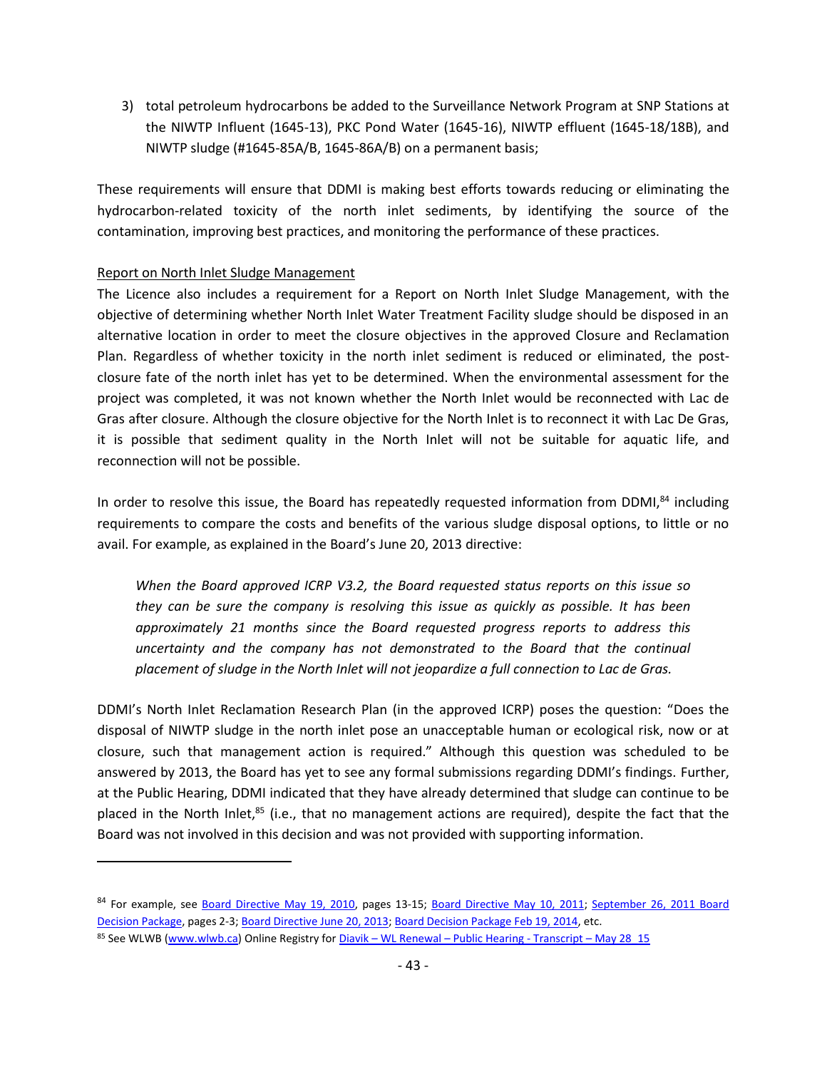3) total petroleum hydrocarbons be added to the Surveillance Network Program at SNP Stations at the NIWTP Influent (1645-13), PKC Pond Water (1645-16), NIWTP effluent (1645-18/18B), and NIWTP sludge (#1645-85A/B, 1645-86A/B) on a permanent basis;

These requirements will ensure that DDMI is making best efforts towards reducing or eliminating the hydrocarbon-related toxicity of the north inlet sediments, by identifying the source of the contamination, improving best practices, and monitoring the performance of these practices.

Report on North Inlet Sludge Management

The Licence also includes a requirement for a Report on North Inlet Sludge Management, with the objective of determining whether North Inlet Water Treatment Facility sludge should be disposed in an alternative location in order to meet the closure objectives in the approved Closure and Reclamation Plan. Regardless of whether toxicity in the north inlet sediment is reduced or eliminated, the post-closure fate of the north inlet has yet to be determined. When the environmental assessment for the project was completed, it was not known whether the North Inlet would be reconnected with Lac de Gras after closure. Although the closure objective for the North Inlet is to reconnect it with Lac De Gras, it is possible that sediment quality in the North Inlet will not be suitable for aquatic life, and reconnection will not be possible.

In order to resolve this issue, the Board has repeatedly requested information from DDMI,[84] including requirements to compare the costs and benefits of the various sludge disposal options, to little or no avail. For example, as explained in the Board's June 20, 2013 directive:

> *When the Board approved ICRP V3.2, the Board requested status reports on this issue so they can be sure the company is resolving this issue as quickly as possible. It has been approximately 21 months since the Board requested progress reports to address this uncertainty and the company has not demonstrated to the Board that the continual placement of sludge in the North Inlet will not jeopardize a full connection to Lac de Gras.*

DDMI's North Inlet Reclamation Research Plan (in the approved ICRP) poses the question: "Does the disposal of NIWTP sludge in the north inlet pose an unacceptable human or ecological risk, now or at closure, such that management action is required." Although this question was scheduled to be answered by 2013, the Board has yet to see any formal submissions regarding DDMI's findings. Further, at the Public Hearing, DDMI indicated that they have already determined that sludge can continue to be placed in the North Inlet,[85] (i.e., that no management actions are required), despite the fact that the Board was not involved in this decision and was not provided with supporting information.

---

[84] For example, see Board Directive May 19, 2010, pages 13-15; Board Directive May 10, 2011; September 26, 2011 Board Decision Package, pages 2-3; Board Directive June 20, 2013; Board Decision Package Feb 19, 2014, etc.

[85] See WLWB (www.wlwb.ca) Online Registry for Diavik – WL Renewal – Public Hearing - Transcript – May 28_15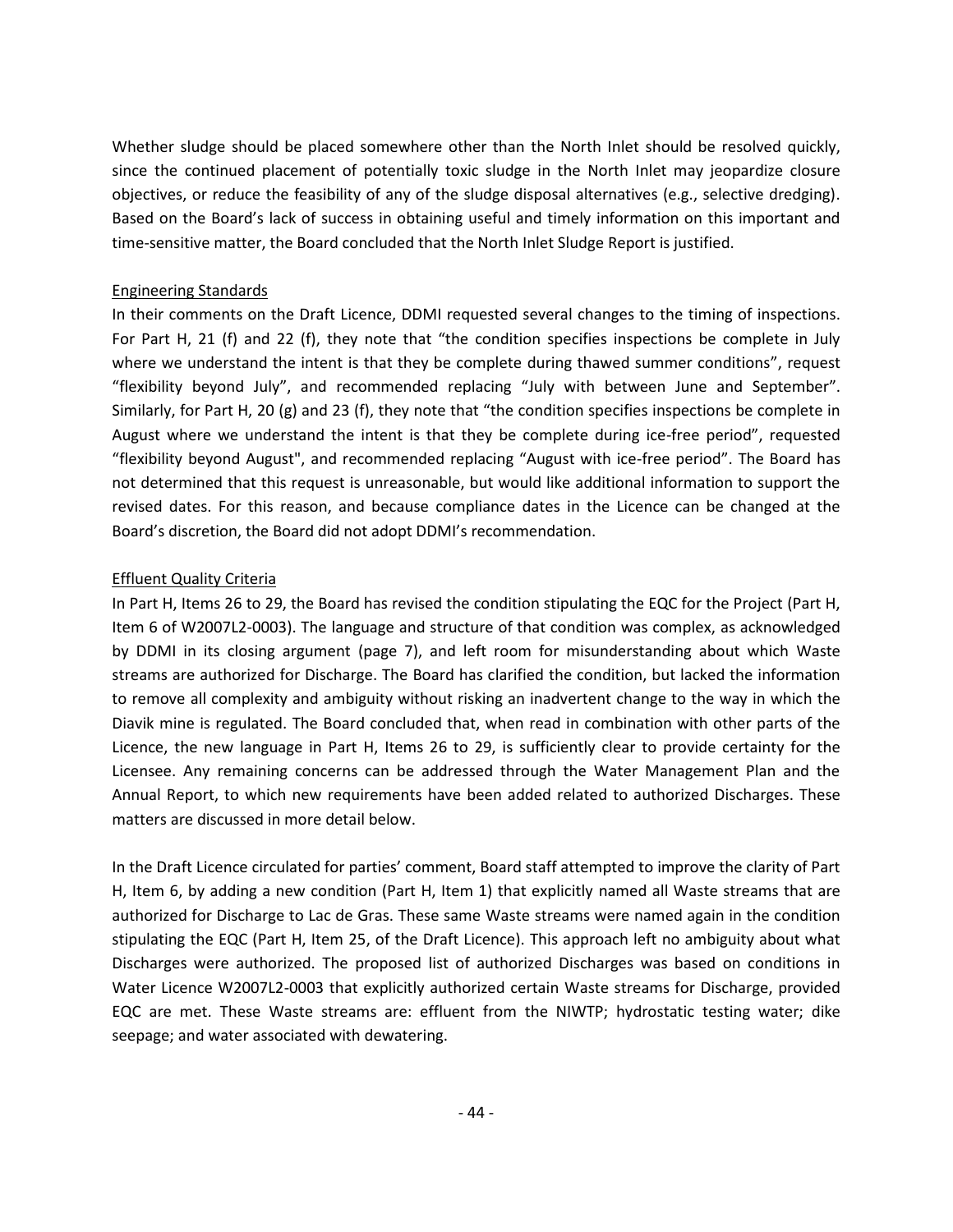Whether sludge should be placed somewhere other than the North Inlet should be resolved quickly, since the continued placement of potentially toxic sludge in the North Inlet may jeopardize closure objectives, or reduce the feasibility of any of the sludge disposal alternatives (e.g., selective dredging). Based on the Board's lack of success in obtaining useful and timely information on this important and time-sensitive matter, the Board concluded that the North Inlet Sludge Report is justified.

Engineering Standards

In their comments on the Draft Licence, DDMI requested several changes to the timing of inspections. For Part H, 21 (f) and 22 (f), they note that "the condition specifies inspections be complete in July where we understand the intent is that they be complete during thawed summer conditions", request "flexibility beyond July", and recommended replacing "July with between June and September". Similarly, for Part H, 20 (g) and 23 (f), they note that "the condition specifies inspections be complete in August where we understand the intent is that they be complete during ice-free period", requested "flexibility beyond August", and recommended replacing "August with ice-free period". The Board has not determined that this request is unreasonable, but would like additional information to support the revised dates. For this reason, and because compliance dates in the Licence can be changed at the Board's discretion, the Board did not adopt DDMI's recommendation.

Effluent Quality Criteria

In Part H, Items 26 to 29, the Board has revised the condition stipulating the EQC for the Project (Part H, Item 6 of W2007L2-0003). The language and structure of that condition was complex, as acknowledged by DDMI in its closing argument (page 7), and left room for misunderstanding about which Waste streams are authorized for Discharge. The Board has clarified the condition, but lacked the information to remove all complexity and ambiguity without risking an inadvertent change to the way in which the Diavik mine is regulated. The Board concluded that, when read in combination with other parts of the Licence, the new language in Part H, Items 26 to 29, is sufficiently clear to provide certainty for the Licensee. Any remaining concerns can be addressed through the Water Management Plan and the Annual Report, to which new requirements have been added related to authorized Discharges. These matters are discussed in more detail below.

In the Draft Licence circulated for parties' comment, Board staff attempted to improve the clarity of Part H, Item 6, by adding a new condition (Part H, Item 1) that explicitly named all Waste streams that are authorized for Discharge to Lac de Gras. These same Waste streams were named again in the condition stipulating the EQC (Part H, Item 25, of the Draft Licence). This approach left no ambiguity about what Discharges were authorized. The proposed list of authorized Discharges was based on conditions in Water Licence W2007L2-0003 that explicitly authorized certain Waste streams for Discharge, provided EQC are met. These Waste streams are: effluent from the NIWTP; hydrostatic testing water; dike seepage; and water associated with dewatering.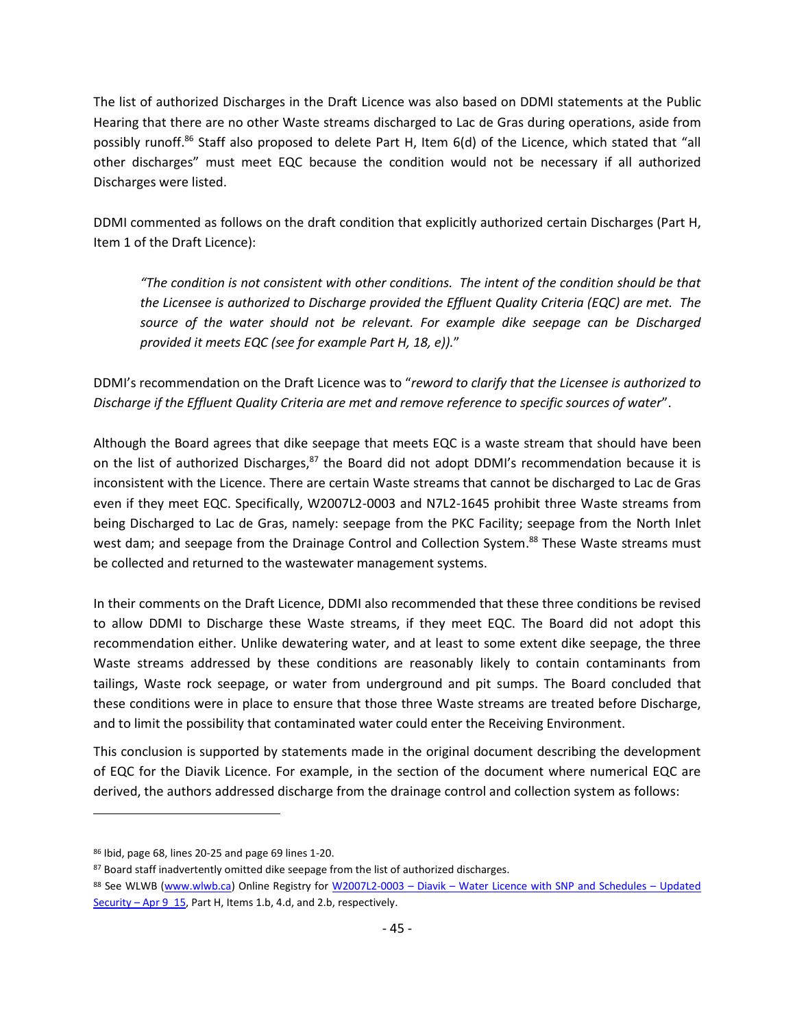The list of authorized Discharges in the Draft Licence was also based on DDMI statements at the Public Hearing that there are no other Waste streams discharged to Lac de Gras during operations, aside from possibly runoff.[86] Staff also proposed to delete Part H, Item 6(d) of the Licence, which stated that "all other discharges" must meet EQC because the condition would not be necessary if all authorized Discharges were listed.

DDMI commented as follows on the draft condition that explicitly authorized certain Discharges (Part H, Item 1 of the Draft Licence):

> *"The condition is not consistent with other conditions. The intent of the condition should be that the Licensee is authorized to Discharge provided the Effluent Quality Criteria (EQC) are met. The source of the water should not be relevant. For example dike seepage can be Discharged provided it meets EQC (see for example Part H, 18, e))."*

DDMI's recommendation on the Draft Licence was to "*reword to clarify that the Licensee is authorized to Discharge if the Effluent Quality Criteria are met and remove reference to specific sources of water*".

Although the Board agrees that dike seepage that meets EQC is a waste stream that should have been on the list of authorized Discharges,[87] the Board did not adopt DDMI's recommendation because it is inconsistent with the Licence. There are certain Waste streams that cannot be discharged to Lac de Gras even if they meet EQC. Specifically, W2007L2-0003 and N7L2-1645 prohibit three Waste streams from being Discharged to Lac de Gras, namely: seepage from the PKC Facility; seepage from the North Inlet west dam; and seepage from the Drainage Control and Collection System.[88] These Waste streams must be collected and returned to the wastewater management systems.

In their comments on the Draft Licence, DDMI also recommended that these three conditions be revised to allow DDMI to Discharge these Waste streams, if they meet EQC. The Board did not adopt this recommendation either. Unlike dewatering water, and at least to some extent dike seepage, the three Waste streams addressed by these conditions are reasonably likely to contain contaminants from tailings, Waste rock seepage, or water from underground and pit sumps. The Board concluded that these conditions were in place to ensure that those three Waste streams are treated before Discharge, and to limit the possibility that contaminated water could enter the Receiving Environment.

This conclusion is supported by statements made in the original document describing the development of EQC for the Diavik Licence. For example, in the section of the document where numerical EQC are derived, the authors addressed discharge from the drainage control and collection system as follows:

---

[86] Ibid, page 68, lines 20-25 and page 69 lines 1-20.

[87] Board staff inadvertently omitted dike seepage from the list of authorized discharges.

[88] See WLWB (www.wlwb.ca) Online Registry for W2007L2-0003 – Diavik – Water Licence with SNP and Schedules – Updated Security – Apr 9_15, Part H, Items 1.b, 4.d, and 2.b, respectively.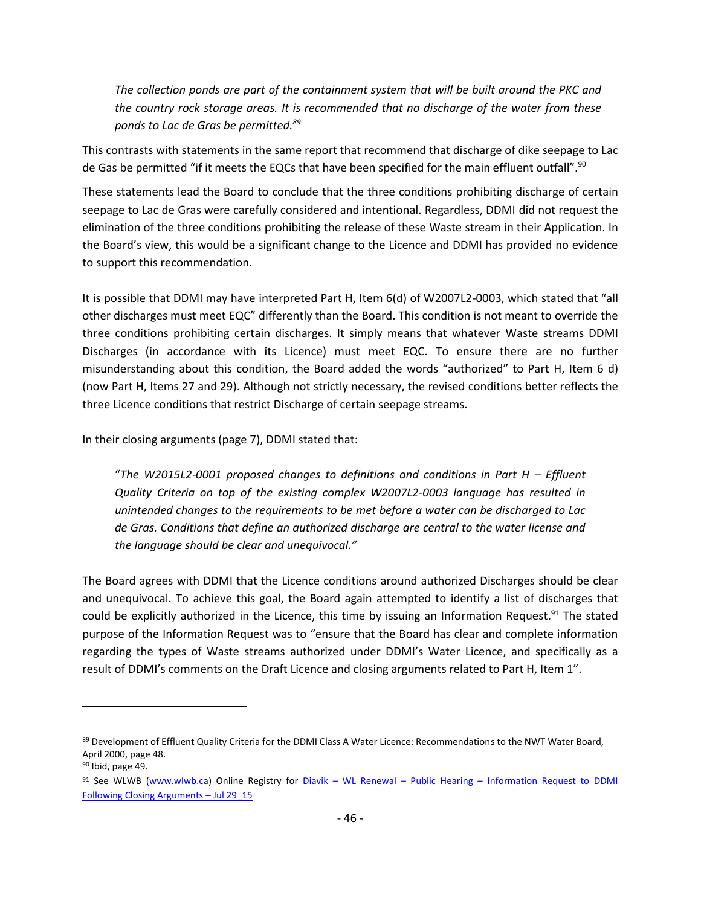> *The collection ponds are part of the containment system that will be built around the PKC and the country rock storage areas. It is recommended that no discharge of the water from these ponds to Lac de Gras be permitted.*[89]

This contrasts with statements in the same report that recommend that discharge of dike seepage to Lac de Gas be permitted "if it meets the EQCs that have been specified for the main effluent outfall".[90]

These statements lead the Board to conclude that the three conditions prohibiting discharge of certain seepage to Lac de Gras were carefully considered and intentional. Regardless, DDMI did not request the elimination of the three conditions prohibiting the release of these Waste stream in their Application. In the Board's view, this would be a significant change to the Licence and DDMI has provided no evidence to support this recommendation.

It is possible that DDMI may have interpreted Part H, Item 6(d) of W2007L2-0003, which stated that "all other discharges must meet EQC" differently than the Board. This condition is not meant to override the three conditions prohibiting certain discharges. It simply means that whatever Waste streams DDMI Discharges (in accordance with its Licence) must meet EQC. To ensure there are no further misunderstanding about this condition, the Board added the words "authorized" to Part H, Item 6 d) (now Part H, Items 27 and 29). Although not strictly necessary, the revised conditions better reflects the three Licence conditions that restrict Discharge of certain seepage streams.

In their closing arguments (page 7), DDMI stated that:

> "*The W2015L2-0001 proposed changes to definitions and conditions in Part H – Effluent Quality Criteria on top of the existing complex W2007L2-0003 language has resulted in unintended changes to the requirements to be met before a water can be discharged to Lac de Gras. Conditions that define an authorized discharge are central to the water license and the language should be clear and unequivocal."*

The Board agrees with DDMI that the Licence conditions around authorized Discharges should be clear and unequivocal. To achieve this goal, the Board again attempted to identify a list of discharges that could be explicitly authorized in the Licence, this time by issuing an Information Request.[91] The stated purpose of the Information Request was to "ensure that the Board has clear and complete information regarding the types of Waste streams authorized under DDMI's Water Licence, and specifically as a result of DDMI's comments on the Draft Licence and closing arguments related to Part H, Item 1".

---

[89] Development of Effluent Quality Criteria for the DDMI Class A Water Licence: Recommendations to the NWT Water Board, April 2000, page 48.

[90] Ibid, page 49.

[91] See WLWB (www.wlwb.ca) Online Registry for Diavik – WL Renewal – Public Hearing – Information Request to DDMI Following Closing Arguments – Jul 29_15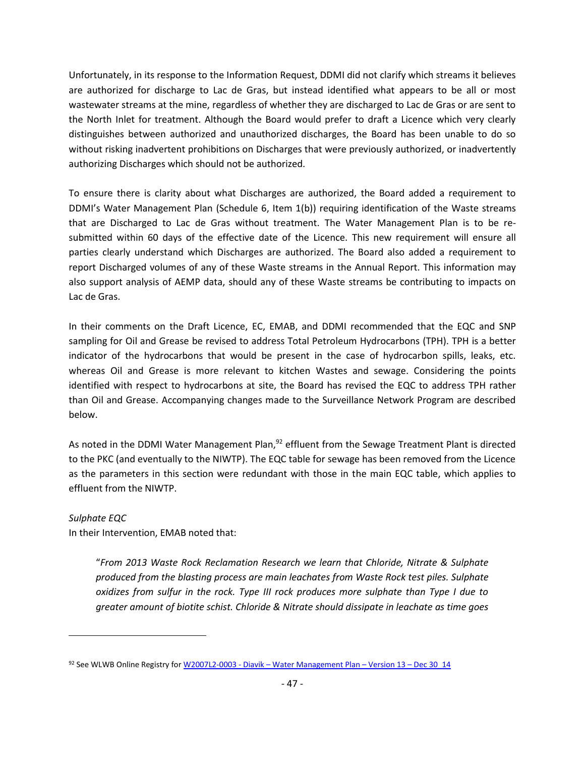Unfortunately, in its response to the Information Request, DDMI did not clarify which streams it believes are authorized for discharge to Lac de Gras, but instead identified what appears to be all or most wastewater streams at the mine, regardless of whether they are discharged to Lac de Gras or are sent to the North Inlet for treatment. Although the Board would prefer to draft a Licence which very clearly distinguishes between authorized and unauthorized discharges, the Board has been unable to do so without risking inadvertent prohibitions on Discharges that were previously authorized, or inadvertently authorizing Discharges which should not be authorized.

To ensure there is clarity about what Discharges are authorized, the Board added a requirement to DDMI's Water Management Plan (Schedule 6, Item 1(b)) requiring identification of the Waste streams that are Discharged to Lac de Gras without treatment. The Water Management Plan is to be re-submitted within 60 days of the effective date of the Licence. This new requirement will ensure all parties clearly understand which Discharges are authorized. The Board also added a requirement to report Discharged volumes of any of these Waste streams in the Annual Report. This information may also support analysis of AEMP data, should any of these Waste streams be contributing to impacts on Lac de Gras.

In their comments on the Draft Licence, EC, EMAB, and DDMI recommended that the EQC and SNP sampling for Oil and Grease be revised to address Total Petroleum Hydrocarbons (TPH). TPH is a better indicator of the hydrocarbons that would be present in the case of hydrocarbon spills, leaks, etc. whereas Oil and Grease is more relevant to kitchen Wastes and sewage. Considering the points identified with respect to hydrocarbons at site, the Board has revised the EQC to address TPH rather than Oil and Grease. Accompanying changes made to the Surveillance Network Program are described below.

As noted in the DDMI Water Management Plan,[92] effluent from the Sewage Treatment Plant is directed to the PKC (and eventually to the NIWTP). The EQC table for sewage has been removed from the Licence as the parameters in this section were redundant with those in the main EQC table, which applies to effluent from the NIWTP.

*Sulphate EQC*

In their Intervention, EMAB noted that:

> "*From 2013 Waste Rock Reclamation Research we learn that Chloride, Nitrate & Sulphate produced from the blasting process are main leachates from Waste Rock test piles. Sulphate oxidizes from sulfur in the rock. Type III rock produces more sulphate than Type I due to greater amount of biotite schist. Chloride & Nitrate should dissipate in leachate as time goes*

---

[92] See WLWB Online Registry for W2007L2-0003 - Diavik – Water Management Plan – Version 13 – Dec 30_14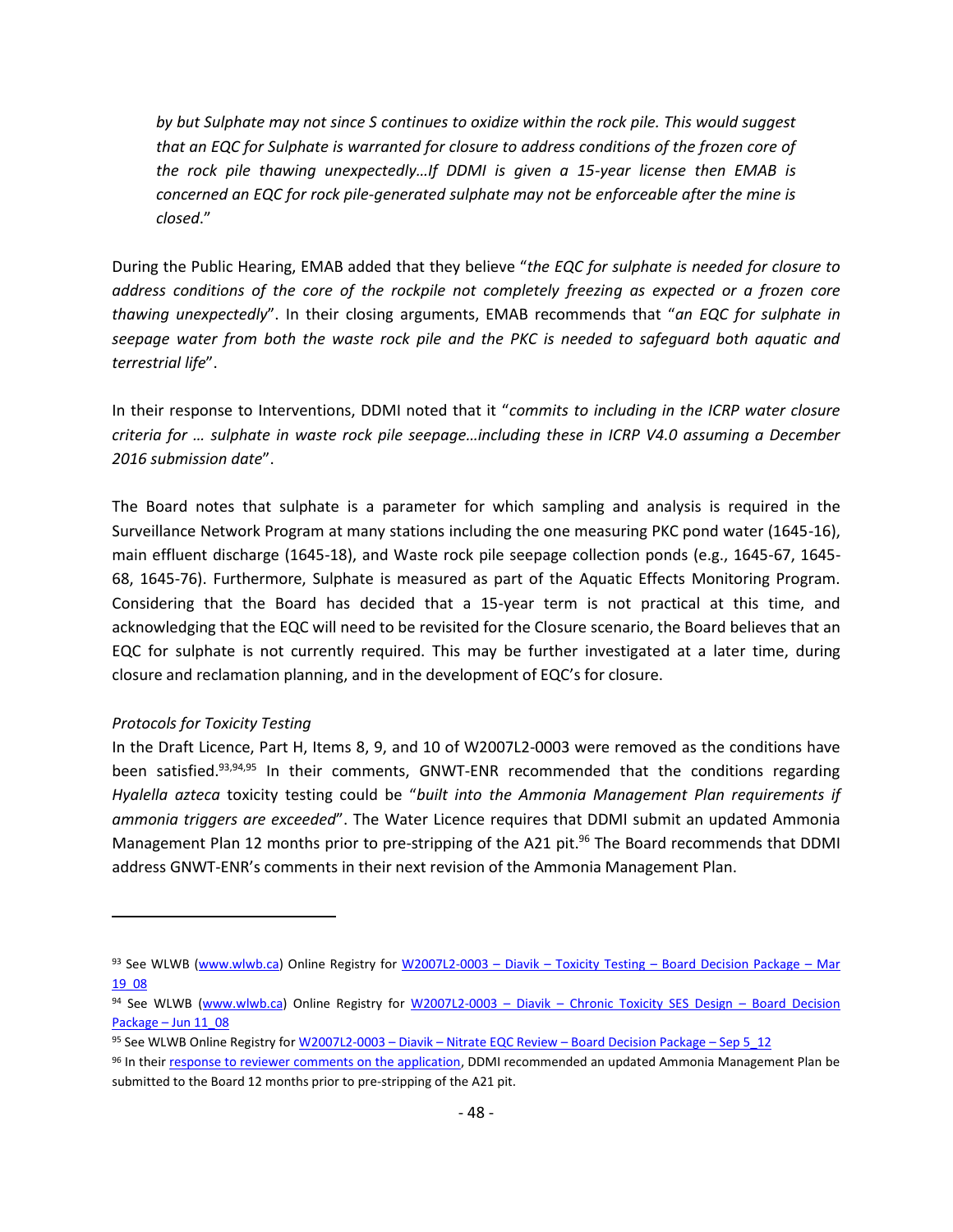> *by but Sulphate may not since S continues to oxidize within the rock pile. This would suggest that an EQC for Sulphate is warranted for closure to address conditions of the frozen core of the rock pile thawing unexpectedly…If DDMI is given a 15-year license then EMAB is concerned an EQC for rock pile-generated sulphate may not be enforceable after the mine is closed*."

During the Public Hearing, EMAB added that they believe "*the EQC for sulphate is needed for closure to address conditions of the core of the rockpile not completely freezing as expected or a frozen core thawing unexpectedly*". In their closing arguments, EMAB recommends that "*an EQC for sulphate in seepage water from both the waste rock pile and the PKC is needed to safeguard both aquatic and terrestrial life*".

In their response to Interventions, DDMI noted that it "*commits to including in the ICRP water closure criteria for … sulphate in waste rock pile seepage…including these in ICRP V4.0 assuming a December 2016 submission date*".

The Board notes that sulphate is a parameter for which sampling and analysis is required in the Surveillance Network Program at many stations including the one measuring PKC pond water (1645-16), main effluent discharge (1645-18), and Waste rock pile seepage collection ponds (e.g., 1645-67, 1645-68, 1645-76). Furthermore, Sulphate is measured as part of the Aquatic Effects Monitoring Program. Considering that the Board has decided that a 15-year term is not practical at this time, and acknowledging that the EQC will need to be revisited for the Closure scenario, the Board believes that an EQC for sulphate is not currently required. This may be further investigated at a later time, during closure and reclamation planning, and in the development of EQC's for closure.

*Protocols for Toxicity Testing*

In the Draft Licence, Part H, Items 8, 9, and 10 of W2007L2-0003 were removed as the conditions have been satisfied.[93,94,95] In their comments, GNWT-ENR recommended that the conditions regarding *Hyalella azteca* toxicity testing could be "*built into the Ammonia Management Plan requirements if ammonia triggers are exceeded*". The Water Licence requires that DDMI submit an updated Ammonia Management Plan 12 months prior to pre-stripping of the A21 pit.[96] The Board recommends that DDMI address GNWT-ENR's comments in their next revision of the Ammonia Management Plan.

---

[93] See WLWB (www.wlwb.ca) Online Registry for W2007L2-0003 – Diavik – Toxicity Testing – Board Decision Package – Mar 19_08

[94] See WLWB (www.wlwb.ca) Online Registry for W2007L2-0003 – Diavik – Chronic Toxicity SES Design – Board Decision Package – Jun 11_08

[95] See WLWB Online Registry for W2007L2-0003 – Diavik – Nitrate EQC Review – Board Decision Package – Sep 5_12

[96] In their response to reviewer comments on the application, DDMI recommended an updated Ammonia Management Plan be submitted to the Board 12 months prior to pre-stripping of the A21 pit.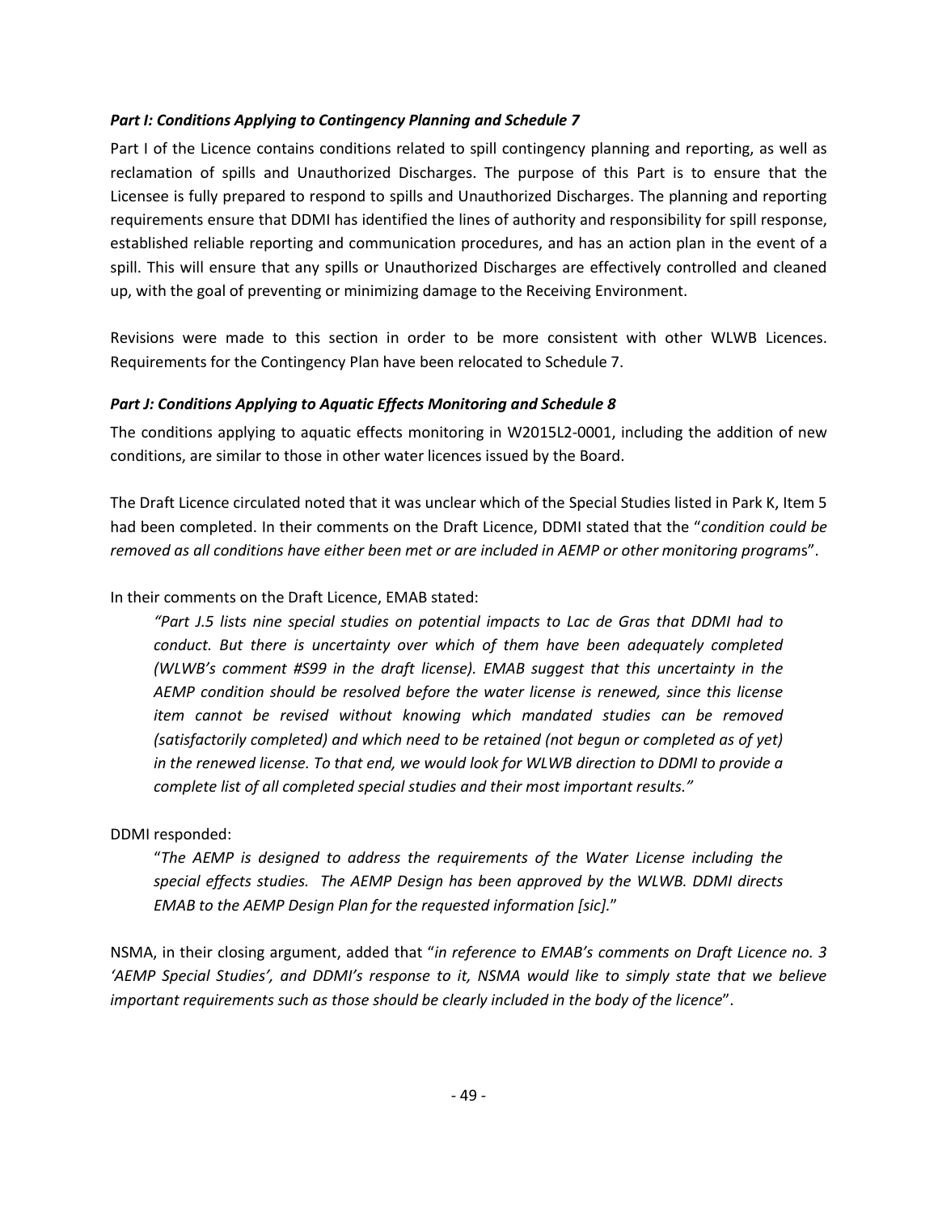***Part I: Conditions Applying to Contingency Planning and Schedule 7***

Part I of the Licence contains conditions related to spill contingency planning and reporting, as well as reclamation of spills and Unauthorized Discharges. The purpose of this Part is to ensure that the Licensee is fully prepared to respond to spills and Unauthorized Discharges. The planning and reporting requirements ensure that DDMI has identified the lines of authority and responsibility for spill response, established reliable reporting and communication procedures, and has an action plan in the event of a spill. This will ensure that any spills or Unauthorized Discharges are effectively controlled and cleaned up, with the goal of preventing or minimizing damage to the Receiving Environment.

Revisions were made to this section in order to be more consistent with other WLWB Licences. Requirements for the Contingency Plan have been relocated to Schedule 7.

***Part J: Conditions Applying to Aquatic Effects Monitoring and Schedule 8***

The conditions applying to aquatic effects monitoring in W2015L2-0001, including the addition of new conditions, are similar to those in other water licences issued by the Board.

The Draft Licence circulated noted that it was unclear which of the Special Studies listed in Park K, Item 5 had been completed. In their comments on the Draft Licence, DDMI stated that the "*condition could be removed as all conditions have either been met or are included in AEMP or other monitoring program*s".

In their comments on the Draft Licence, EMAB stated:

> *"Part J.5 lists nine special studies on potential impacts to Lac de Gras that DDMI had to conduct. But there is uncertainty over which of them have been adequately completed (WLWB's comment #S99 in the draft license). EMAB suggest that this uncertainty in the AEMP condition should be resolved before the water license is renewed, since this license item cannot be revised without knowing which mandated studies can be removed (satisfactorily completed) and which need to be retained (not begun or completed as of yet) in the renewed license. To that end, we would look for WLWB direction to DDMI to provide a complete list of all completed special studies and their most important results."*

DDMI responded:

> "*The AEMP is designed to address the requirements of the Water License including the special effects studies. The AEMP Design has been approved by the WLWB. DDMI directs EMAB to the AEMP Design Plan for the requested information [sic].*"

NSMA, in their closing argument, added that "*in reference to EMAB's comments on Draft Licence no. 3 'AEMP Special Studies', and DDMI's response to it, NSMA would like to simply state that we believe important requirements such as those should be clearly included in the body of the licence*".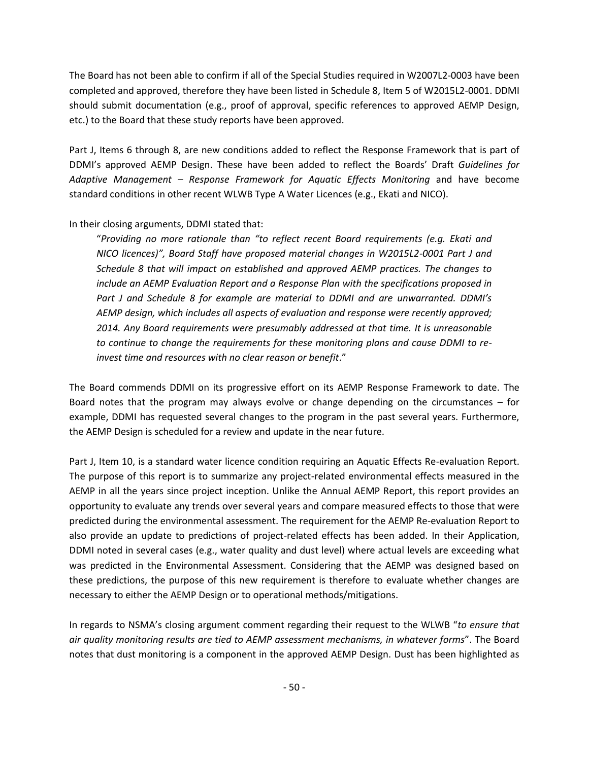The Board has not been able to confirm if all of the Special Studies required in W2007L2-0003 have been completed and approved, therefore they have been listed in Schedule 8, Item 5 of W2015L2-0001. DDMI should submit documentation (e.g., proof of approval, specific references to approved AEMP Design, etc.) to the Board that these study reports have been approved.

Part J, Items 6 through 8, are new conditions added to reflect the Response Framework that is part of DDMI's approved AEMP Design. These have been added to reflect the Boards' Draft *Guidelines for Adaptive Management – Response Framework for Aquatic Effects Monitoring* and have become standard conditions in other recent WLWB Type A Water Licences (e.g., Ekati and NICO).

In their closing arguments, DDMI stated that:

> "*Providing no more rationale than "to reflect recent Board requirements (e.g. Ekati and NICO licences)", Board Staff have proposed material changes in W2015L2-0001 Part J and Schedule 8 that will impact on established and approved AEMP practices. The changes to include an AEMP Evaluation Report and a Response Plan with the specifications proposed in Part J and Schedule 8 for example are material to DDMI and are unwarranted. DDMI's AEMP design, which includes all aspects of evaluation and response were recently approved; 2014. Any Board requirements were presumably addressed at that time. It is unreasonable to continue to change the requirements for these monitoring plans and cause DDMI to re-invest time and resources with no clear reason or benefit*."

The Board commends DDMI on its progressive effort on its AEMP Response Framework to date. The Board notes that the program may always evolve or change depending on the circumstances – for example, DDMI has requested several changes to the program in the past several years. Furthermore, the AEMP Design is scheduled for a review and update in the near future.

Part J, Item 10, is a standard water licence condition requiring an Aquatic Effects Re-evaluation Report. The purpose of this report is to summarize any project-related environmental effects measured in the AEMP in all the years since project inception. Unlike the Annual AEMP Report, this report provides an opportunity to evaluate any trends over several years and compare measured effects to those that were predicted during the environmental assessment. The requirement for the AEMP Re-evaluation Report to also provide an update to predictions of project-related effects has been added. In their Application, DDMI noted in several cases (e.g., water quality and dust level) where actual levels are exceeding what was predicted in the Environmental Assessment. Considering that the AEMP was designed based on these predictions, the purpose of this new requirement is therefore to evaluate whether changes are necessary to either the AEMP Design or to operational methods/mitigations.

In regards to NSMA's closing argument comment regarding their request to the WLWB "*to ensure that air quality monitoring results are tied to AEMP assessment mechanisms, in whatever forms*". The Board notes that dust monitoring is a component in the approved AEMP Design. Dust has been highlighted as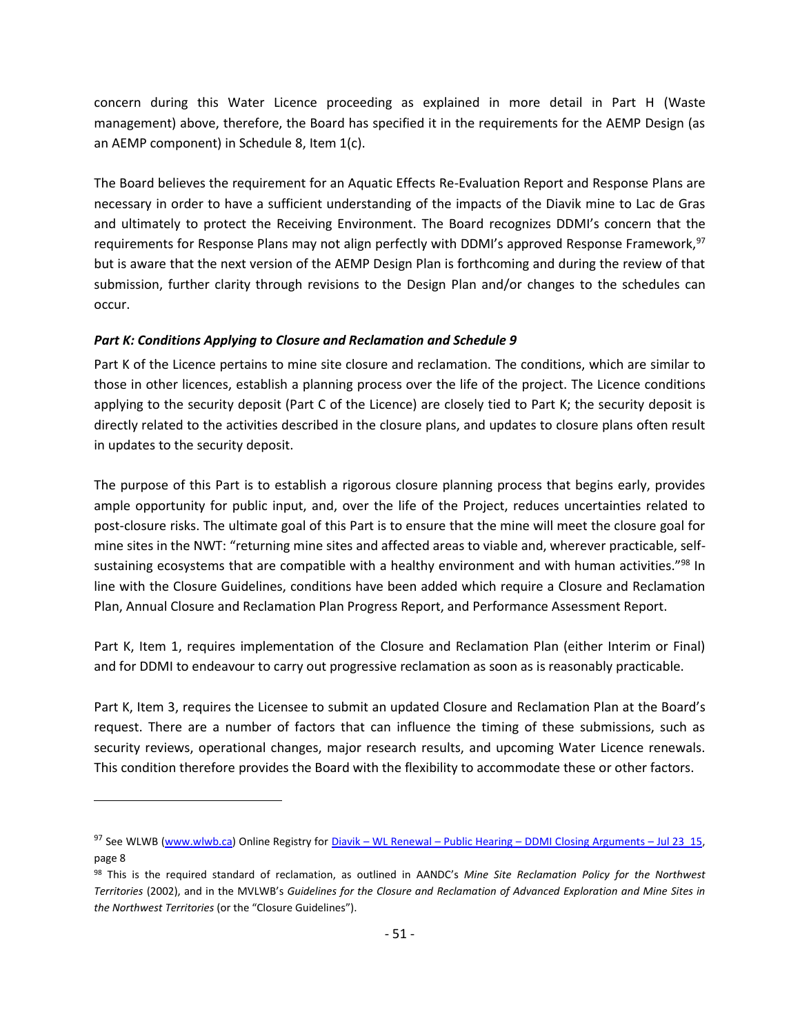concern during this Water Licence proceeding as explained in more detail in Part H (Waste management) above, therefore, the Board has specified it in the requirements for the AEMP Design (as an AEMP component) in Schedule 8, Item 1(c).

The Board believes the requirement for an Aquatic Effects Re-Evaluation Report and Response Plans are necessary in order to have a sufficient understanding of the impacts of the Diavik mine to Lac de Gras and ultimately to protect the Receiving Environment. The Board recognizes DDMI's concern that the requirements for Response Plans may not align perfectly with DDMI's approved Response Framework,[97] but is aware that the next version of the AEMP Design Plan is forthcoming and during the review of that submission, further clarity through revisions to the Design Plan and/or changes to the schedules can occur.

### *Part K: Conditions Applying to Closure and Reclamation and Schedule 9*

Part K of the Licence pertains to mine site closure and reclamation. The conditions, which are similar to those in other licences, establish a planning process over the life of the project. The Licence conditions applying to the security deposit (Part C of the Licence) are closely tied to Part K; the security deposit is directly related to the activities described in the closure plans, and updates to closure plans often result in updates to the security deposit.

The purpose of this Part is to establish a rigorous closure planning process that begins early, provides ample opportunity for public input, and, over the life of the Project, reduces uncertainties related to post-closure risks. The ultimate goal of this Part is to ensure that the mine will meet the closure goal for mine sites in the NWT: "returning mine sites and affected areas to viable and, wherever practicable, self-sustaining ecosystems that are compatible with a healthy environment and with human activities."[98] In line with the Closure Guidelines, conditions have been added which require a Closure and Reclamation Plan, Annual Closure and Reclamation Plan Progress Report, and Performance Assessment Report.

Part K, Item 1, requires implementation of the Closure and Reclamation Plan (either Interim or Final) and for DDMI to endeavour to carry out progressive reclamation as soon as is reasonably practicable.

Part K, Item 3, requires the Licensee to submit an updated Closure and Reclamation Plan at the Board's request. There are a number of factors that can influence the timing of these submissions, such as security reviews, operational changes, major research results, and upcoming Water Licence renewals. This condition therefore provides the Board with the flexibility to accommodate these or other factors.

---

[97] See WLWB (www.wlwb.ca) Online Registry for Diavik – WL Renewal – Public Hearing – DDMI Closing Arguments – Jul 23_15, page 8

[98] This is the required standard of reclamation, as outlined in AANDC's *Mine Site Reclamation Policy for the Northwest Territories* (2002), and in the MVLWB's *Guidelines for the Closure and Reclamation of Advanced Exploration and Mine Sites in the Northwest Territories* (or the "Closure Guidelines").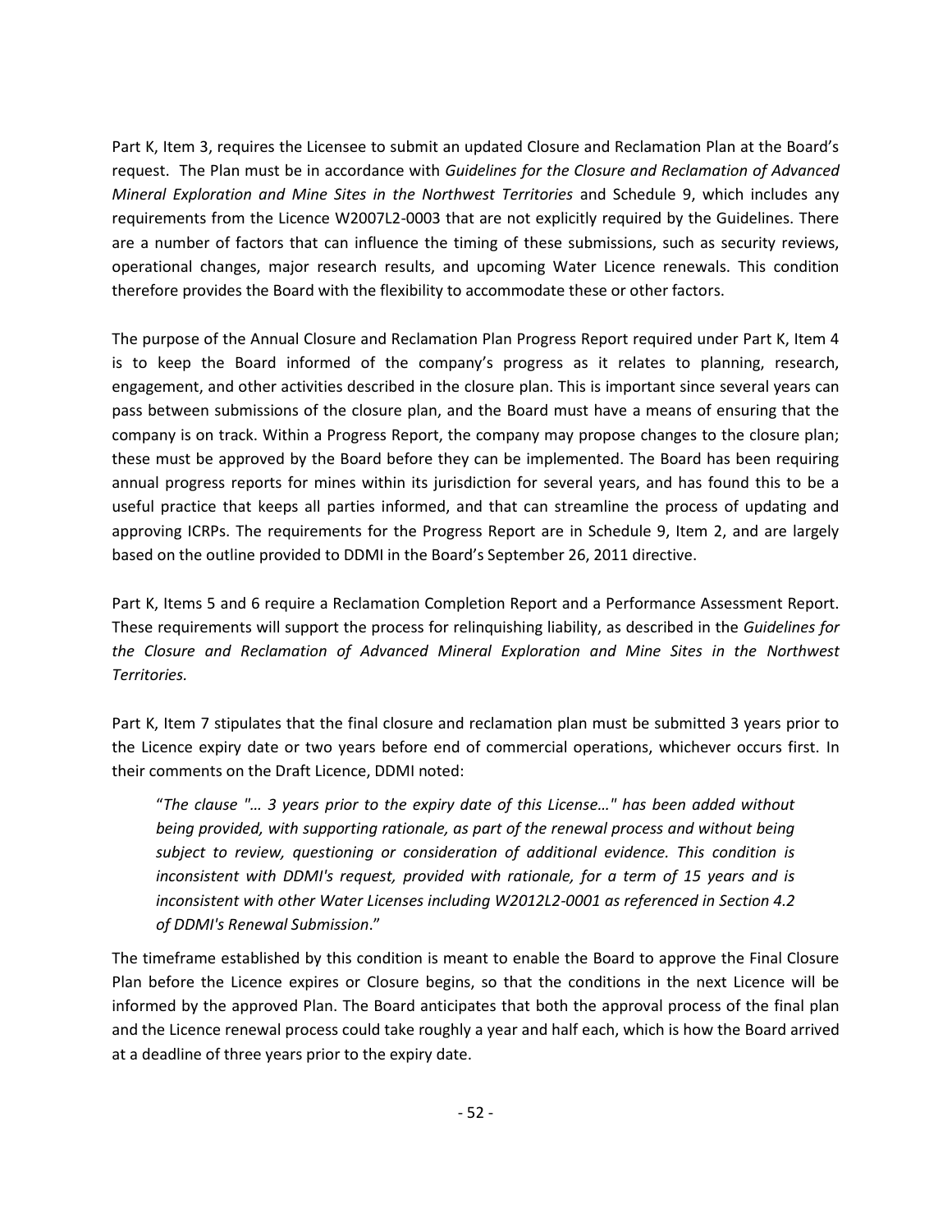Part K, Item 3, requires the Licensee to submit an updated Closure and Reclamation Plan at the Board's request. The Plan must be in accordance with *Guidelines for the Closure and Reclamation of Advanced Mineral Exploration and Mine Sites in the Northwest Territories* and Schedule 9, which includes any requirements from the Licence W2007L2-0003 that are not explicitly required by the Guidelines. There are a number of factors that can influence the timing of these submissions, such as security reviews, operational changes, major research results, and upcoming Water Licence renewals. This condition therefore provides the Board with the flexibility to accommodate these or other factors.

The purpose of the Annual Closure and Reclamation Plan Progress Report required under Part K, Item 4 is to keep the Board informed of the company's progress as it relates to planning, research, engagement, and other activities described in the closure plan. This is important since several years can pass between submissions of the closure plan, and the Board must have a means of ensuring that the company is on track. Within a Progress Report, the company may propose changes to the closure plan; these must be approved by the Board before they can be implemented. The Board has been requiring annual progress reports for mines within its jurisdiction for several years, and has found this to be a useful practice that keeps all parties informed, and that can streamline the process of updating and approving ICRPs. The requirements for the Progress Report are in Schedule 9, Item 2, and are largely based on the outline provided to DDMI in the Board's September 26, 2011 directive.

Part K, Items 5 and 6 require a Reclamation Completion Report and a Performance Assessment Report. These requirements will support the process for relinquishing liability, as described in the *Guidelines for the Closure and Reclamation of Advanced Mineral Exploration and Mine Sites in the Northwest Territories.*

Part K, Item 7 stipulates that the final closure and reclamation plan must be submitted 3 years prior to the Licence expiry date or two years before end of commercial operations, whichever occurs first. In their comments on the Draft Licence, DDMI noted:

> "*The clause "… 3 years prior to the expiry date of this License…" has been added without being provided, with supporting rationale, as part of the renewal process and without being subject to review, questioning or consideration of additional evidence. This condition is inconsistent with DDMI's request, provided with rationale, for a term of 15 years and is inconsistent with other Water Licenses including W2012L2-0001 as referenced in Section 4.2 of DDMI's Renewal Submission*."

The timeframe established by this condition is meant to enable the Board to approve the Final Closure Plan before the Licence expires or Closure begins, so that the conditions in the next Licence will be informed by the approved Plan. The Board anticipates that both the approval process of the final plan and the Licence renewal process could take roughly a year and half each, which is how the Board arrived at a deadline of three years prior to the expiry date.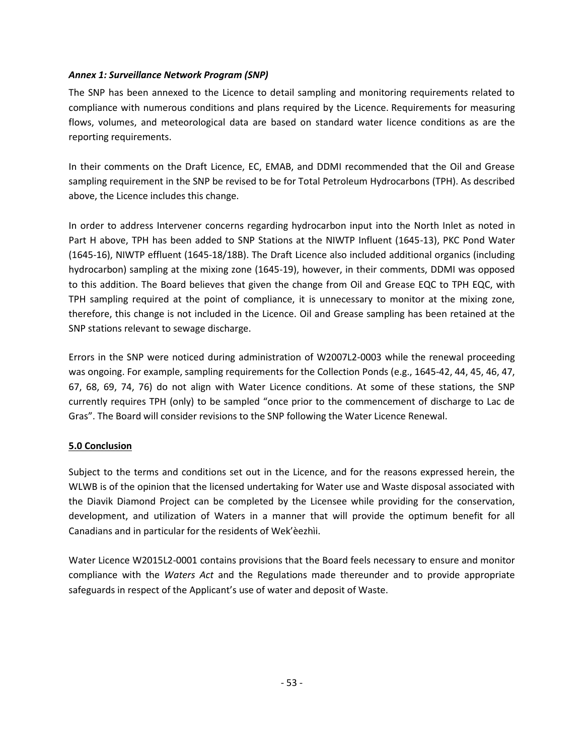### *Annex 1: Surveillance Network Program (SNP)*

The SNP has been annexed to the Licence to detail sampling and monitoring requirements related to compliance with numerous conditions and plans required by the Licence. Requirements for measuring flows, volumes, and meteorological data are based on standard water licence conditions as are the reporting requirements.

In their comments on the Draft Licence, EC, EMAB, and DDMI recommended that the Oil and Grease sampling requirement in the SNP be revised to be for Total Petroleum Hydrocarbons (TPH). As described above, the Licence includes this change.

In order to address Intervener concerns regarding hydrocarbon input into the North Inlet as noted in Part H above, TPH has been added to SNP Stations at the NIWTP Influent (1645-13), PKC Pond Water (1645-16), NIWTP effluent (1645-18/18B). The Draft Licence also included additional organics (including hydrocarbon) sampling at the mixing zone (1645-19), however, in their comments, DDMI was opposed to this addition. The Board believes that given the change from Oil and Grease EQC to TPH EQC, with TPH sampling required at the point of compliance, it is unnecessary to monitor at the mixing zone, therefore, this change is not included in the Licence. Oil and Grease sampling has been retained at the SNP stations relevant to sewage discharge.

Errors in the SNP were noticed during administration of W2007L2-0003 while the renewal proceeding was ongoing. For example, sampling requirements for the Collection Ponds (e.g., 1645-42, 44, 45, 46, 47, 67, 68, 69, 74, 76) do not align with Water Licence conditions. At some of these stations, the SNP currently requires TPH (only) to be sampled "once prior to the commencement of discharge to Lac de Gras". The Board will consider revisions to the SNP following the Water Licence Renewal.

## 5.0 Conclusion

Subject to the terms and conditions set out in the Licence, and for the reasons expressed herein, the WLWB is of the opinion that the licensed undertaking for Water use and Waste disposal associated with the Diavik Diamond Project can be completed by the Licensee while providing for the conservation, development, and utilization of Waters in a manner that will provide the optimum benefit for all Canadians and in particular for the residents of Wek'èezhìi.

Water Licence W2015L2-0001 contains provisions that the Board feels necessary to ensure and monitor compliance with the *Waters Act* and the Regulations made thereunder and to provide appropriate safeguards in respect of the Applicant's use of water and deposit of Waste.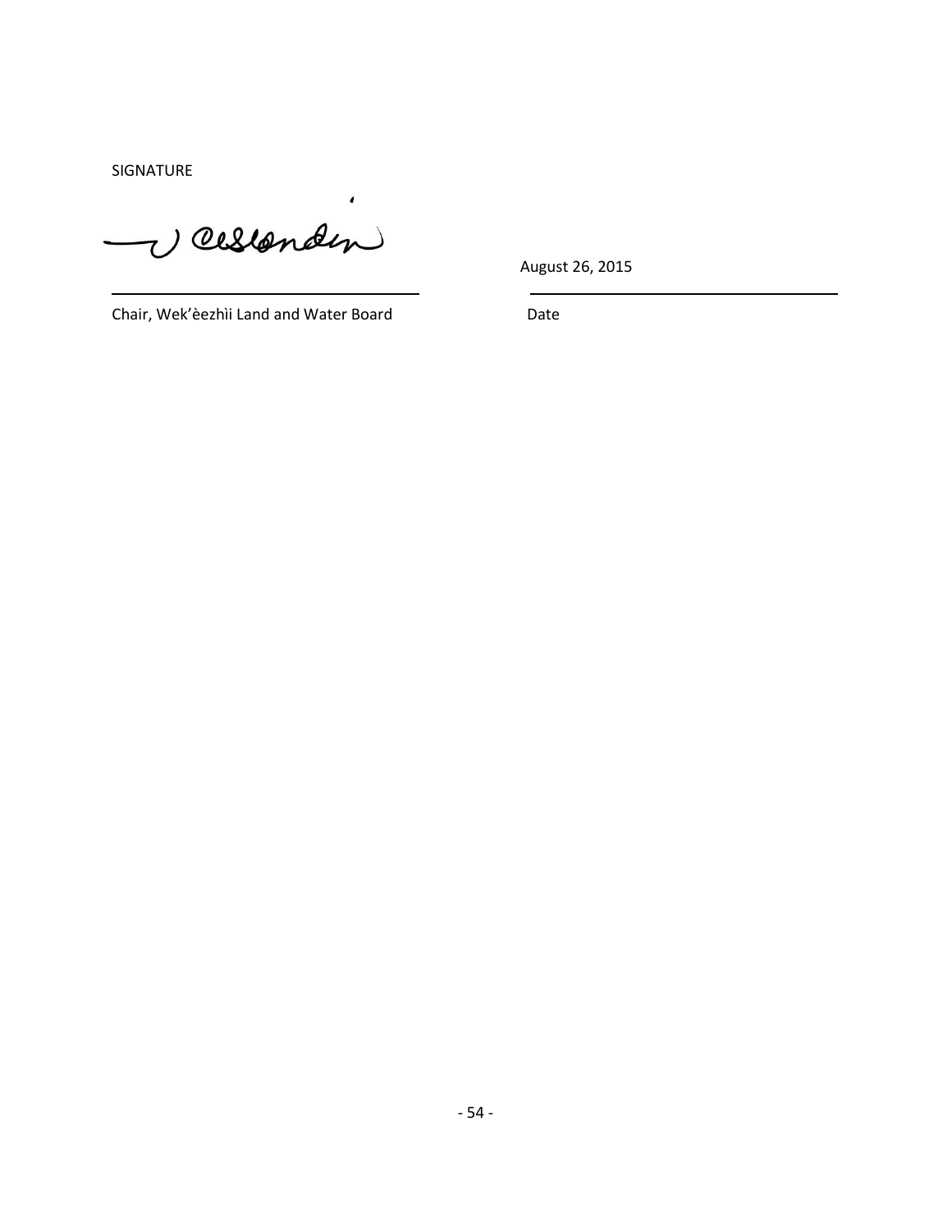SIGNATURE

August 26, 2015

Chair, Wek'èezhìi Land and Water Board

Date